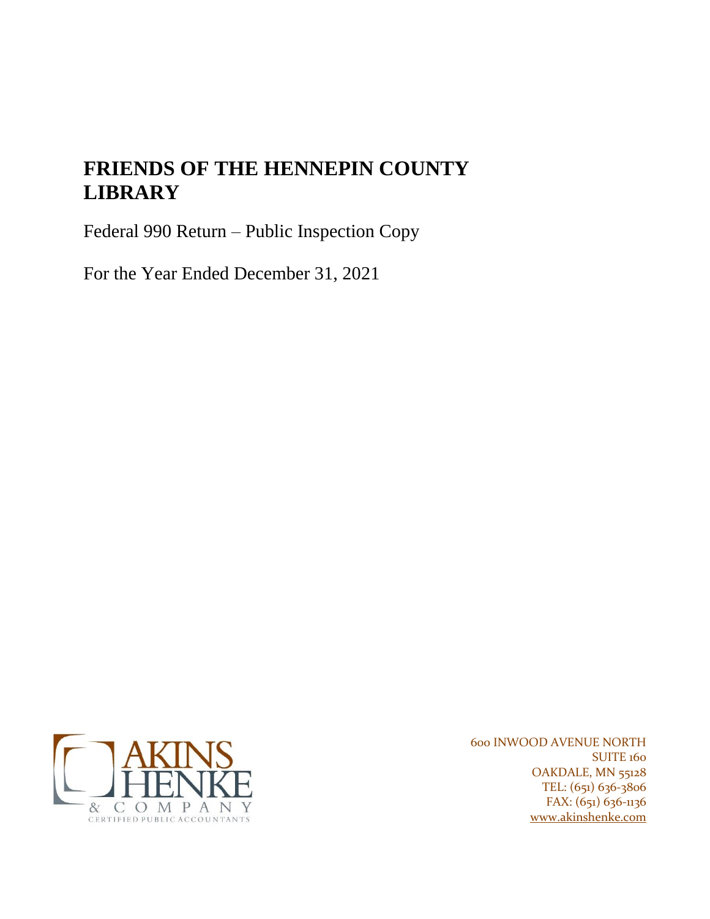# FRIENDS OF THE HENNEPIN COUNTY LIBRARY

Federal 990 Return – Public Inspection Copy

For the Year Ended December 31, 2021

AKINS HENKE & COMPANY
CERTIFIED PUBLIC ACCOUNTANTS

600 INWOOD AVENUE NORTH
SUITE 160
OAKDALE, MN 55128
TEL: (651) 636-3806
FAX: (651) 636-1136
www.akinshenke.com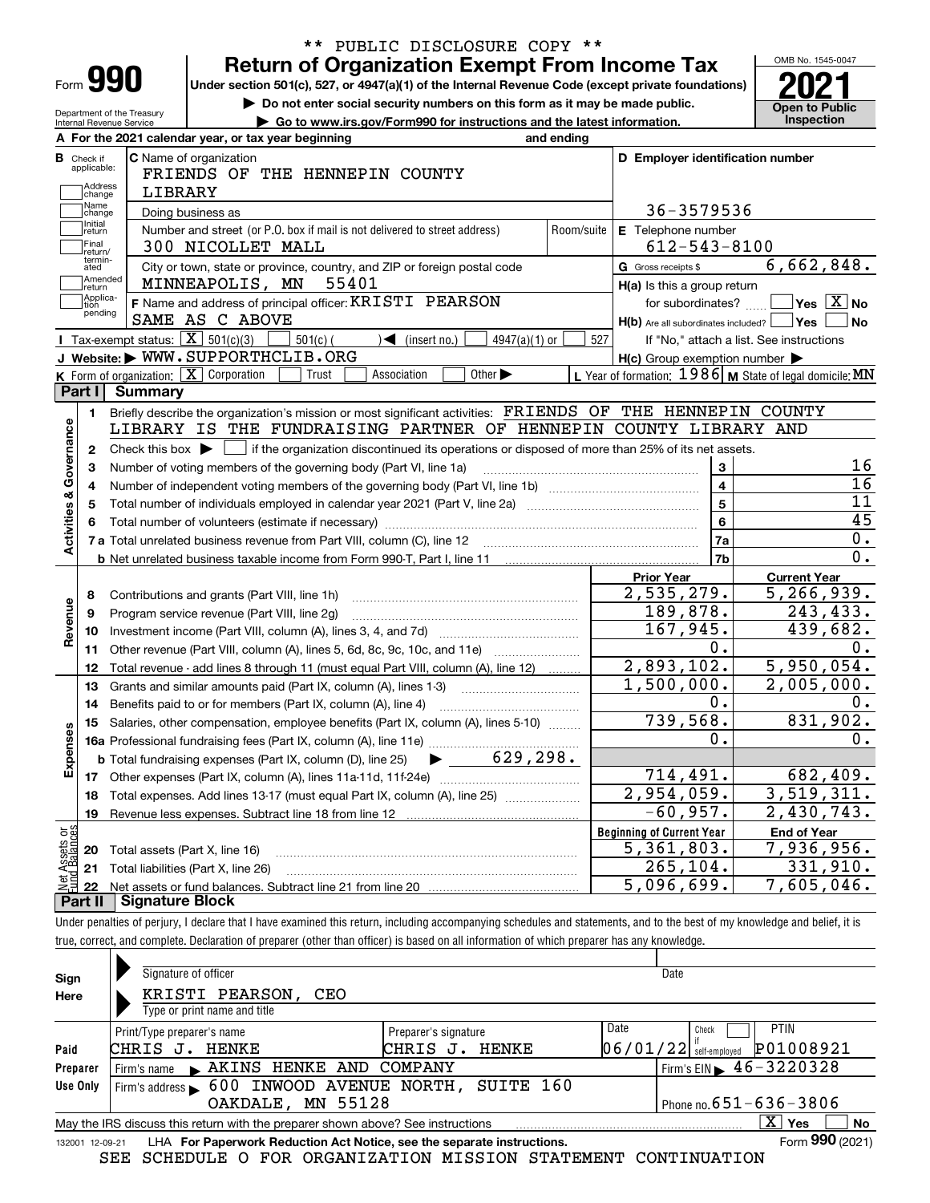\*\* PUBLIC DISCLOSURE COPY \*\*

# Form 990 — Return of Organization Exempt From Income Tax

Under section 501(c), 527, or 4947(a)(1) of the Internal Revenue Code (except private foundations)

▶ Do not enter social security numbers on this form as it may be made public.

▶ Go to www.irs.gov/Form990 for instructions and the latest information.

Department of the Treasury, Internal Revenue Service

OMB No. 1545-0047 | **2021** | Open to Public Inspection

**A** For the 2021 calendar year, or tax year beginning and ending

**B** Check if applicable: Address change, Name change, Initial return, Final return/terminated, Amended return, Application pending

**C** Name of organization: FRIENDS OF THE HENNEPIN COUNTY LIBRARY

Doing business as

Number and street (or P.O. box if mail is not delivered to street address): 300 NICOLLET MALL | Room/suite

City or town, state or province, country, and ZIP or foreign postal code: MINNEAPOLIS, MN 55401

**D** Employer identification number: 36-3579536

**E** Telephone number: 612-543-8100

**G** Gross receipts $ 6,662,848.

**F** Name and address of principal officer: KRISTI PEARSON, SAME AS C ABOVE

**H(a)** Is this a group return for subordinates? ☐ Yes ☒ No

**H(b)** Are all subordinates included? ☐ Yes ☐ No — If "No," attach a list. See instructions

**H(c)** Group exemption number ▶

**I** Tax-exempt status: ☒ 501(c)(3) ☐ 501(c) ( ) ◀ (insert no.) ☐ 4947(a)(1) or ☐ 527

**J** Website: ▶ WWW.SUPPORTHCLIB.ORG

**K** Form of organization: ☒ Corporation ☐ Trust ☐ Association ☐ Other ▶

**L** Year of formation: 1986 **M** State of legal domicile: MN

## Part I Summary

**Activities & Governance**

1 Briefly describe the organization's mission or most significant activities: FRIENDS OF THE HENNEPIN COUNTY LIBRARY IS THE FUNDRAISING PARTNER OF HENNEPIN COUNTY LIBRARY AND

2 Check this box ▶ ☐ if the organization discontinued its operations or disposed of more than 25% of its net assets.

| | | | |
|---|---|---|---|
| 3 | Number of voting members of the governing body (Part VI, line 1a) | 3 | 16 |
| 4 | Number of independent voting members of the governing body (Part VI, line 1b) | 4 | 16 |
| 5 | Total number of individuals employed in calendar year 2021 (Part V, line 2a) | 5 | 11 |
| 6 | Total number of volunteers (estimate if necessary) | 6 | 45 |
| 7a | Total unrelated business revenue from Part VIII, column (C), line 12 | 7a | 0. |
| b | Net unrelated business taxable income from Form 990-T, Part I, line 11 | 7b | 0. |

| | | Prior Year | Current Year |
|---|---|---|---|
| **Revenue** | | | |
| 8 | Contributions and grants (Part VIII, line 1h) | 2,535,279. | 5,266,939. |
| 9 | Program service revenue (Part VIII, line 2g) | 189,878. | 243,433. |
| 10 | Investment income (Part VIII, column (A), lines 3, 4, and 7d) | 167,945. | 439,682. |
| 11 | Other revenue (Part VIII, column (A), lines 5, 6d, 8c, 9c, 10c, and 11e) | 0. | 0. |
| 12 | Total revenue - add lines 8 through 11 (must equal Part VIII, column (A), line 12) | 2,893,102. | 5,950,054. |
| **Expenses** | | | |
| 13 | Grants and similar amounts paid (Part IX, column (A), lines 1-3) | 1,500,000. | 2,005,000. |
| 14 | Benefits paid to or for members (Part IX, column (A), line 4) | 0. | 0. |
| 15 | Salaries, other compensation, employee benefits (Part IX, column (A), lines 5-10) | 739,568. | 831,902. |
| 16a | Professional fundraising fees (Part IX, column (A), line 11e) | 0. | 0. |
| b | Total fundraising expenses (Part IX, column (D), line 25) ▶ 629,298. | | |
| 17 | Other expenses (Part IX, column (A), lines 11a-11d, 11f-24e) | 714,491. | 682,409. |
| 18 | Total expenses. Add lines 13-17 (must equal Part IX, column (A), line 25) | 2,954,059. | 3,519,311. |
| 19 | Revenue less expenses. Subtract line 18 from line 12 | -60,957. | 2,430,743. |

| | **Net Assets or Fund Balances** | Beginning of Current Year | End of Year |
|---|---|---|---|
| 20 | Total assets (Part X, line 16) | 5,361,803. | 7,936,956. |
| 21 | Total liabilities (Part X, line 26) | 265,104. | 331,910. |
| 22 | Net assets or fund balances. Subtract line 21 from line 20 | 5,096,699. | 7,605,046. |

## Part II Signature Block

Under penalties of perjury, I declare that I have examined this return, including accompanying schedules and statements, and to the best of my knowledge and belief, it is true, correct, and complete. Declaration of preparer (other than officer) is based on all information of which preparer has any knowledge.

**Sign Here**

Signature of officer | Date

KRISTI PEARSON, CEO

Type or print name and title

**Paid Preparer Use Only**

| Print/Type preparer's name | Preparer's signature | Date | Check ☐ if self-employed | PTIN |
|---|---|---|---|---|
| CHRIS J. HENKE | CHRIS J. HENKE | 06/01/22 | | P01008921 |

Firm's name ▶ AKINS HENKE AND COMPANY | Firm's EIN ▶ 46-3220328

Firm's address ▶ 600 INWOOD AVENUE NORTH, SUITE 160, OAKDALE, MN 55128 | Phone no. 651-636-3806

May the IRS discuss this return with the preparer shown above? See instructions ☒ Yes ☐ No

132001 12-09-21 LHA For Paperwork Reduction Act Notice, see the separate instructions. Form **990** (2021)

SEE SCHEDULE O FOR ORGANIZATION MISSION STATEMENT CONTINUATION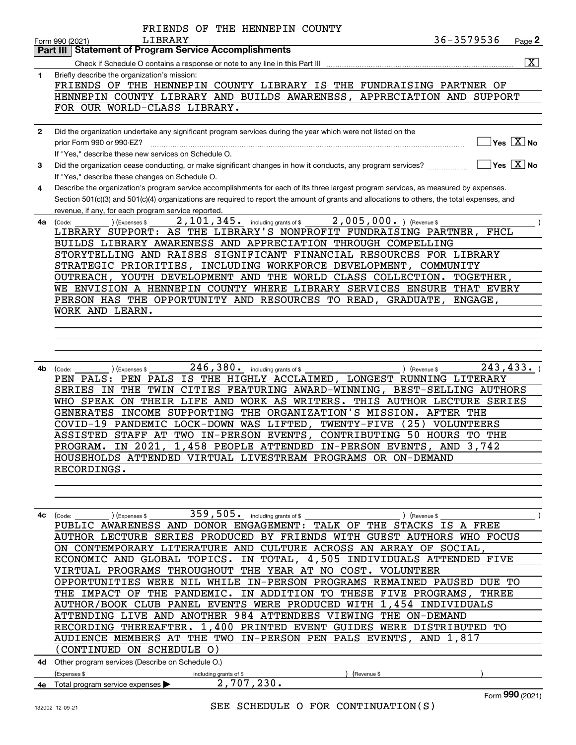FRIENDS OF THE HENNEPIN COUNTY LIBRARY

Form 990 (2021) 36-3579536 Page 2

## Part III Statement of Program Service Accomplishments

Check if Schedule O contains a response or note to any line in this Part III [X]

**1** Briefly describe the organization's mission:

FRIENDS OF THE HENNEPIN COUNTY LIBRARY IS THE FUNDRAISING PARTNER OF HENNEPIN COUNTY LIBRARY AND BUILDS AWARENESS, APPRECIATION AND SUPPORT FOR OUR WORLD-CLASS LIBRARY.

**2** Did the organization undertake any significant program services during the year which were not listed on the prior Form 990 or 990-EZ? [ ] Yes [X] No

If "Yes," describe these new services on Schedule O.

**3** Did the organization cease conducting, or make significant changes in how it conducts, any program services? [ ] Yes [X] No

If "Yes," describe these changes on Schedule O.

**4** Describe the organization's program service accomplishments for each of its three largest program services, as measured by expenses. Section 501(c)(3) and 501(c)(4) organizations are required to report the amount of grants and allocations to others, the total expenses, and revenue, if any, for each program service reported.

**4a** (Code: ) (Expenses $ 2,101,345. including grants of $ 2,005,000. ) (Revenue $ )

LIBRARY SUPPORT: AS THE LIBRARY'S NONPROFIT FUNDRAISING PARTNER, FHCL BUILDS LIBRARY AWARENESS AND APPRECIATION THROUGH COMPELLING STORYTELLING AND RAISES SIGNIFICANT FINANCIAL RESOURCES FOR LIBRARY STRATEGIC PRIORITIES, INCLUDING WORKFORCE DEVELOPMENT, COMMUNITY OUTREACH, YOUTH DEVELOPMENT AND THE WORLD CLASS COLLECTION. TOGETHER, WE ENVISION A HENNEPIN COUNTY WHERE LIBRARY SERVICES ENSURE THAT EVERY PERSON HAS THE OPPORTUNITY AND RESOURCES TO READ, GRADUATE, ENGAGE, WORK AND LEARN.

**4b** (Code: ) (Expenses $ 246,380. including grants of $ ) (Revenue $ 243,433. )

PEN PALS: PEN PALS IS THE HIGHLY ACCLAIMED, LONGEST RUNNING LITERARY SERIES IN THE TWIN CITIES FEATURING AWARD-WINNING, BEST-SELLING AUTHORS WHO SPEAK ON THEIR LIFE AND WORK AS WRITERS. THIS AUTHOR LECTURE SERIES GENERATES INCOME SUPPORTING THE ORGANIZATION'S MISSION. AFTER THE COVID-19 PANDEMIC LOCK-DOWN WAS LIFTED, TWENTY-FIVE (25) VOLUNTEERS ASSISTED STAFF AT TWO IN-PERSON EVENTS, CONTRIBUTING 50 HOURS TO THE PROGRAM. IN 2021, 1,458 PEOPLE ATTENDED IN-PERSON EVENTS, AND 3,742 HOUSEHOLDS ATTENDED VIRTUAL LIVESTREAM PROGRAMS OR ON-DEMAND RECORDINGS.

**4c** (Code: ) (Expenses $ 359,505. including grants of $ ) (Revenue $ )

PUBLIC AWARENESS AND DONOR ENGAGEMENT: TALK OF THE STACKS IS A FREE AUTHOR LECTURE SERIES PRODUCED BY FRIENDS WITH GUEST AUTHORS WHO FOCUS ON CONTEMPORARY LITERATURE AND CULTURE ACROSS AN ARRAY OF SOCIAL, ECONOMIC AND GLOBAL TOPICS. IN TOTAL, 4,505 INDIVIDUALS ATTENDED FIVE VIRTUAL PROGRAMS THROUGHOUT THE YEAR AT NO COST. VOLUNTEER OPPORTUNITIES WERE NIL WHILE IN-PERSON PROGRAMS REMAINED PAUSED DUE TO THE IMPACT OF THE PANDEMIC. IN ADDITION TO THESE FIVE PROGRAMS, THREE AUTHOR/BOOK CLUB PANEL EVENTS WERE PRODUCED WITH 1,454 INDIVIDUALS ATTENDING LIVE AND ANOTHER 984 ATTENDEES VIEWING THE ON-DEMAND RECORDING THEREAFTER. 1,400 PRINTED EVENT GUIDES WERE DISTRIBUTED TO AUDIENCE MEMBERS AT THE TWO IN-PERSON PEN PALS EVENTS, AND 1,817 (CONTINUED ON SCHEDULE O)

**4d** Other program services (Describe on Schedule O.)

(Expenses $ including grants of $ ) (Revenue $ )

**4e** Total program service expenses ▶ 2,707,230.

Form **990** (2021)

SEE SCHEDULE O FOR CONTINUATION(S)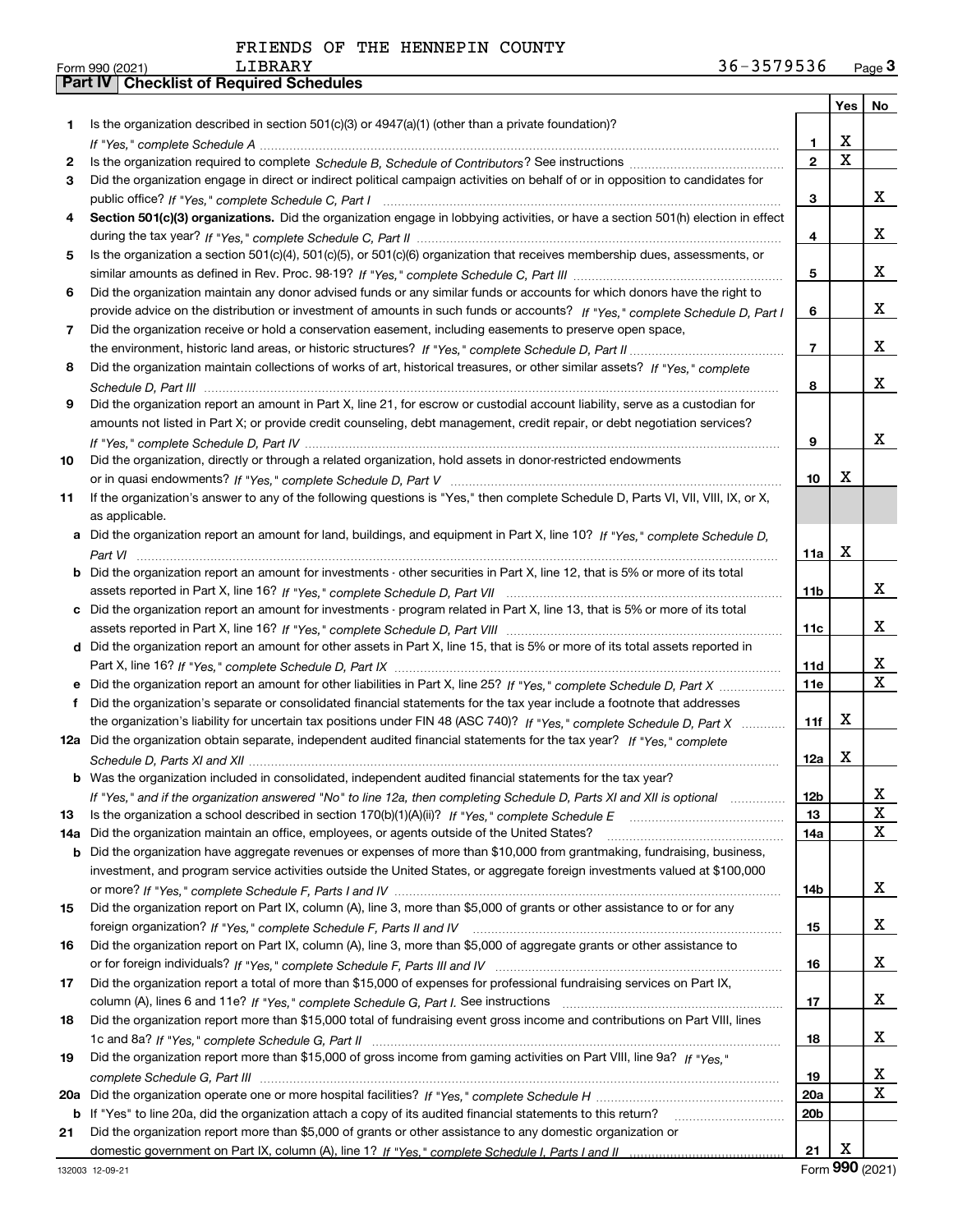FRIENDS OF THE HENNEPIN COUNTY LIBRARY

Form 990 (2021) 36-3579536 Page 3

## Part IV Checklist of Required Schedules

| | | | Yes | No |
|---|---|---|---|---|
| 1 | Is the organization described in section 501(c)(3) or 4947(a)(1) (other than a private foundation)? *If "Yes," complete Schedule A* | 1 | X | |
| 2 | Is the organization required to complete *Schedule B, Schedule of Contributors*? See instructions | 2 | X | |
| 3 | Did the organization engage in direct or indirect political campaign activities on behalf of or in opposition to candidates for public office? *If "Yes," complete Schedule C, Part I* | 3 | | X |
| 4 | **Section 501(c)(3) organizations.** Did the organization engage in lobbying activities, or have a section 501(h) election in effect during the tax year? *If "Yes," complete Schedule C, Part II* | 4 | | X |
| 5 | Is the organization a section 501(c)(4), 501(c)(5), or 501(c)(6) organization that receives membership dues, assessments, or similar amounts as defined in Rev. Proc. 98-19? *If "Yes," complete Schedule C, Part III* | 5 | | X |
| 6 | Did the organization maintain any donor advised funds or any similar funds or accounts for which donors have the right to provide advice on the distribution or investment of amounts in such funds or accounts? *If "Yes," complete Schedule D, Part I* | 6 | | X |
| 7 | Did the organization receive or hold a conservation easement, including easements to preserve open space, the environment, historic land areas, or historic structures? *If "Yes," complete Schedule D, Part II* | 7 | | X |
| 8 | Did the organization maintain collections of works of art, historical treasures, or other similar assets? *If "Yes," complete Schedule D, Part III* | 8 | | X |
| 9 | Did the organization report an amount in Part X, line 21, for escrow or custodial account liability, serve as a custodian for amounts not listed in Part X; or provide credit counseling, debt management, credit repair, or debt negotiation services? *If "Yes," complete Schedule D, Part IV* | 9 | | X |
| 10 | Did the organization, directly or through a related organization, hold assets in donor-restricted endowments or in quasi endowments? *If "Yes," complete Schedule D, Part V* | 10 | X | |
| 11 | If the organization's answer to any of the following questions is "Yes," then complete Schedule D, Parts VI, VII, VIII, IX, or X, as applicable. | | | |
| a | Did the organization report an amount for land, buildings, and equipment in Part X, line 10? *If "Yes," complete Schedule D, Part VI* | 11a | X | |
| b | Did the organization report an amount for investments - other securities in Part X, line 12, that is 5% or more of its total assets reported in Part X, line 16? *If "Yes," complete Schedule D, Part VII* | 11b | | X |
| c | Did the organization report an amount for investments - program related in Part X, line 13, that is 5% or more of its total assets reported in Part X, line 16? *If "Yes," complete Schedule D, Part VIII* | 11c | | X |
| d | Did the organization report an amount for other assets in Part X, line 15, that is 5% or more of its total assets reported in Part X, line 16? *If "Yes," complete Schedule D, Part IX* | 11d | | X |
| e | Did the organization report an amount for other liabilities in Part X, line 25? *If "Yes," complete Schedule D, Part X* | 11e | | X |
| f | Did the organization's separate or consolidated financial statements for the tax year include a footnote that addresses the organization's liability for uncertain tax positions under FIN 48 (ASC 740)? *If "Yes," complete Schedule D, Part X* | 11f | X | |
| 12a | Did the organization obtain separate, independent audited financial statements for the tax year? *If "Yes," complete Schedule D, Parts XI and XII* | 12a | X | |
| b | Was the organization included in consolidated, independent audited financial statements for the tax year? *If "Yes," and if the organization answered "No" to line 12a, then completing Schedule D, Parts XI and XII is optional* | 12b | | X |
| 13 | Is the organization a school described in section 170(b)(1)(A)(ii)? *If "Yes," complete Schedule E* | 13 | | X |
| 14a | Did the organization maintain an office, employees, or agents outside of the United States? | 14a | | X |
| b | Did the organization have aggregate revenues or expenses of more than $10,000 from grantmaking, fundraising, business, investment, and program service activities outside the United States, or aggregate foreign investments valued at $100,000 or more? *If "Yes," complete Schedule F, Parts I and IV* | 14b | | X |
| 15 | Did the organization report on Part IX, column (A), line 3, more than $5,000 of grants or other assistance to or for any foreign organization? *If "Yes," complete Schedule F, Parts II and IV* | 15 | | X |
| 16 | Did the organization report on Part IX, column (A), line 3, more than $5,000 of aggregate grants or other assistance to or for foreign individuals? *If "Yes," complete Schedule F, Parts III and IV* | 16 | | X |
| 17 | Did the organization report a total of more than $15,000 of expenses for professional fundraising services on Part IX, column (A), lines 6 and 11e? *If "Yes," complete Schedule G, Part I.* See instructions | 17 | | X |
| 18 | Did the organization report more than $15,000 total of fundraising event gross income and contributions on Part VIII, lines 1c and 8a? *If "Yes," complete Schedule G, Part II* | 18 | | X |
| 19 | Did the organization report more than $15,000 of gross income from gaming activities on Part VIII, line 9a? *If "Yes," complete Schedule G, Part III* | 19 | | X |
| 20a | Did the organization operate one or more hospital facilities? *If "Yes," complete Schedule H* | 20a | | X |
| b | If "Yes" to line 20a, did the organization attach a copy of its audited financial statements to this return? | 20b | | |
| 21 | Did the organization report more than $5,000 of grants or other assistance to any domestic organization or domestic government on Part IX, column (A), line 1? *If "Yes," complete Schedule I, Parts I and II* | 21 | X | |

132003 12-09-21 Form **990** (2021)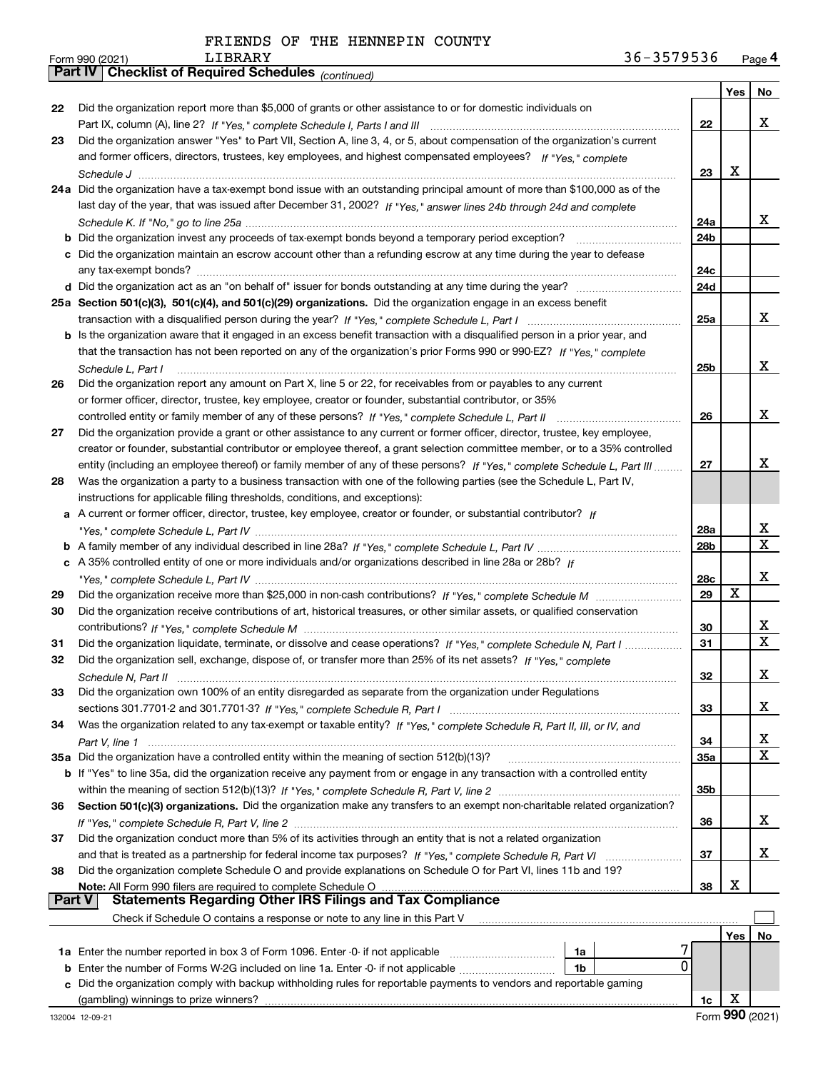FRIENDS OF THE HENNEPIN COUNTY LIBRARY 36-3579536

## Part IV Checklist of Required Schedules *(continued)*

| | | | Yes | No |
|---|---|---|---|---|
| 22 | Did the organization report more than $5,000 of grants or other assistance to or for domestic individuals on Part IX, column (A), line 2? *If "Yes," complete Schedule I, Parts I and III* | 22 | | X |
| 23 | Did the organization answer "Yes" to Part VII, Section A, line 3, 4, or 5, about compensation of the organization's current and former officers, directors, trustees, key employees, and highest compensated employees? *If "Yes," complete Schedule J* | 23 | X | |
| 24a | Did the organization have a tax-exempt bond issue with an outstanding principal amount of more than $100,000 as of the last day of the year, that was issued after December 31, 2002? *If "Yes," answer lines 24b through 24d and complete Schedule K. If "No," go to line 25a* | 24a | | X |
| b | Did the organization invest any proceeds of tax-exempt bonds beyond a temporary period exception? | 24b | | |
| c | Did the organization maintain an escrow account other than a refunding escrow at any time during the year to defease any tax-exempt bonds? | 24c | | |
| d | Did the organization act as an "on behalf of" issuer for bonds outstanding at any time during the year? | 24d | | |
| 25a | **Section 501(c)(3), 501(c)(4), and 501(c)(29) organizations.** Did the organization engage in an excess benefit transaction with a disqualified person during the year? *If "Yes," complete Schedule L, Part I* | 25a | | X |
| b | Is the organization aware that it engaged in an excess benefit transaction with a disqualified person in a prior year, and that the transaction has not been reported on any of the organization's prior Forms 990 or 990-EZ? *If "Yes," complete Schedule L, Part I* | 25b | | X |
| 26 | Did the organization report any amount on Part X, line 5 or 22, for receivables from or payables to any current or former officer, director, trustee, key employee, creator or founder, substantial contributor, or 35% controlled entity or family member of any of these persons? *If "Yes," complete Schedule L, Part II* | 26 | | X |
| 27 | Did the organization provide a grant or other assistance to any current or former officer, director, trustee, key employee, creator or founder, substantial contributor or employee thereof, a grant selection committee member, or to a 35% controlled entity (including an employee thereof) or family member of any of these persons? *If "Yes," complete Schedule L, Part III* | 27 | | X |
| 28 | Was the organization a party to a business transaction with one of the following parties (see the Schedule L, Part IV, instructions for applicable filing thresholds, conditions, and exceptions): | | | |
| a | A current or former officer, director, trustee, key employee, creator or founder, or substantial contributor? *If "Yes," complete Schedule L, Part IV* | 28a | | X |
| b | A family member of any individual described in line 28a? *If "Yes," complete Schedule L, Part IV* | 28b | | X |
| c | A 35% controlled entity of one or more individuals and/or organizations described in line 28a or 28b? *If "Yes," complete Schedule L, Part IV* | 28c | | X |
| 29 | Did the organization receive more than $25,000 in non-cash contributions? *If "Yes," complete Schedule M* | 29 | X | |
| 30 | Did the organization receive contributions of art, historical treasures, or other similar assets, or qualified conservation contributions? *If "Yes," complete Schedule M* | 30 | | X |
| 31 | Did the organization liquidate, terminate, or dissolve and cease operations? *If "Yes," complete Schedule N, Part I* | 31 | | X |
| 32 | Did the organization sell, exchange, dispose of, or transfer more than 25% of its net assets? *If "Yes," complete Schedule N, Part II* | 32 | | X |
| 33 | Did the organization own 100% of an entity disregarded as separate from the organization under Regulations sections 301.7701-2 and 301.7701-3? *If "Yes," complete Schedule R, Part I* | 33 | | X |
| 34 | Was the organization related to any tax-exempt or taxable entity? *If "Yes," complete Schedule R, Part II, III, or IV, and Part V, line 1* | 34 | | X |
| 35a | Did the organization have a controlled entity within the meaning of section 512(b)(13)? | 35a | | X |
| b | If "Yes" to line 35a, did the organization receive any payment from or engage in any transaction with a controlled entity within the meaning of section 512(b)(13)? *If "Yes," complete Schedule R, Part V, line 2* | 35b | | |
| 36 | **Section 501(c)(3) organizations.** Did the organization make any transfers to an exempt non-charitable related organization? *If "Yes," complete Schedule R, Part V, line 2* | 36 | | X |
| 37 | Did the organization conduct more than 5% of its activities through an entity that is not a related organization and that is treated as a partnership for federal income tax purposes? *If "Yes," complete Schedule R, Part VI* | 37 | | X |
| 38 | Did the organization complete Schedule O and provide explanations on Schedule O for Part VI, lines 11b and 19? **Note:** All Form 990 filers are required to complete Schedule O | 38 | X | |

## Part V Statements Regarding Other IRS Filings and Tax Compliance

Check if Schedule O contains a response or note to any line in this Part V ☐

| | | | | | Yes | No |
|---|---|---|---|---|---|---|
| 1a | Enter the number reported in box 3 of Form 1096. Enter -0- if not applicable | 1a | 7 | | | |
| b | Enter the number of Forms W-2G included on line 1a. Enter -0- if not applicable | 1b | 0 | | | |
| c | Did the organization comply with backup withholding rules for reportable payments to vendors and reportable gaming (gambling) winnings to prize winners? | | | 1c | X | |

132004 12-09-21 Form **990** (2021)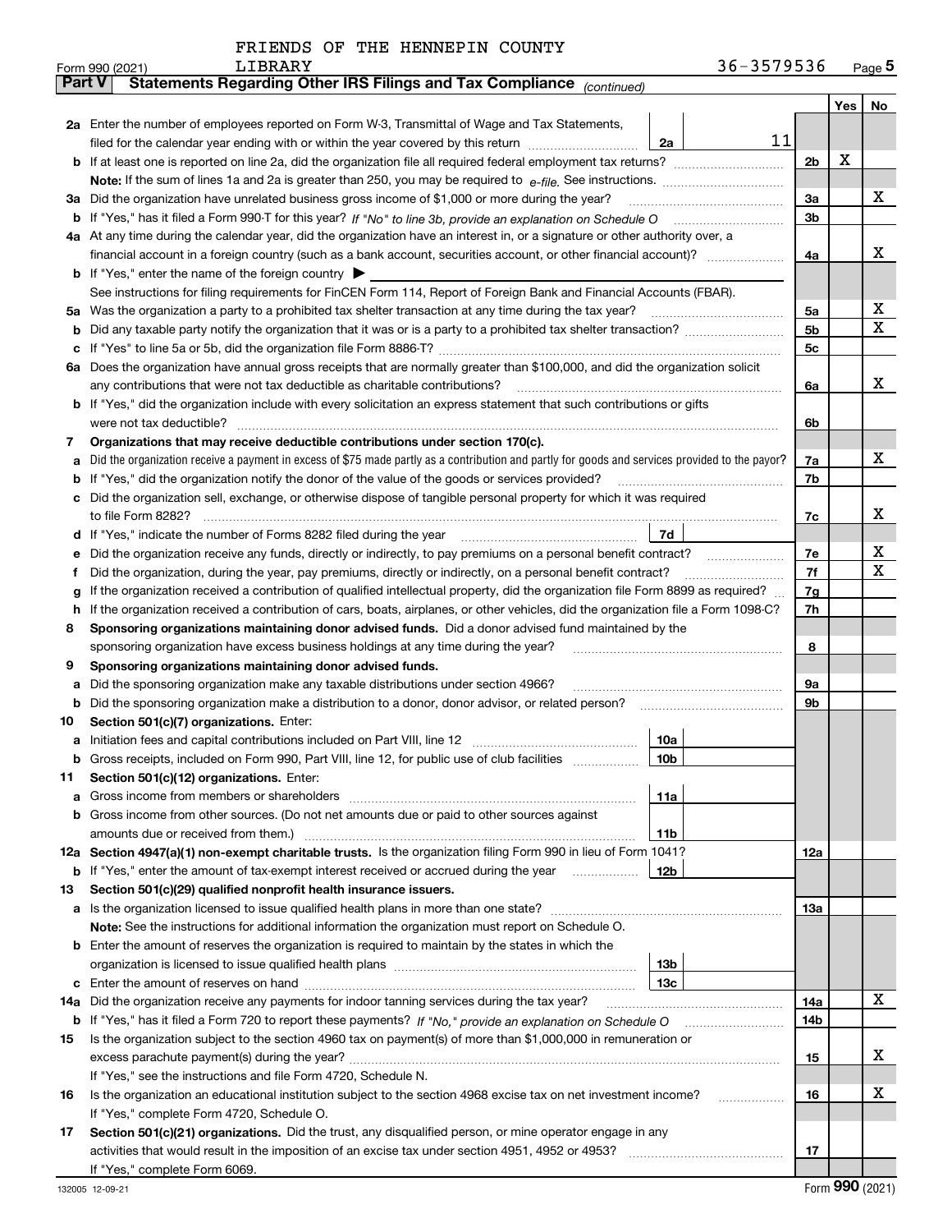FRIENDS OF THE HENNEPIN COUNTY LIBRARY 36-3579536

Form 990 (2021)

## Part V Statements Regarding Other IRS Filings and Tax Compliance *(continued)*

| | | | | Yes | No |
|---|---|---|---|---|---|
| **2a** | Enter the number of employees reported on Form W-3, Transmittal of Wage and Tax Statements, filed for the calendar year ending with or within the year covered by this return | 2a | 11 | | |
| **b** | If at least one is reported on line 2a, did the organization file all required federal employment tax returns? | | 2b | X | |
| | **Note:** If the sum of lines 1a and 2a is greater than 250, you may be required to *e-file.* See instructions. | | | | |
| **3a** | Did the organization have unrelated business gross income of $1,000 or more during the year? | | 3a | | X |
| **b** | If "Yes," has it filed a Form 990-T for this year? *If "No" to line 3b, provide an explanation on Schedule O* | | 3b | | |
| **4a** | At any time during the calendar year, did the organization have an interest in, or a signature or other authority over, a financial account in a foreign country (such as a bank account, securities account, or other financial account)? | | 4a | | X |
| **b** | If "Yes," enter the name of the foreign country ▶ | | | | |
| | See instructions for filing requirements for FinCEN Form 114, Report of Foreign Bank and Financial Accounts (FBAR). | | | | |
| **5a** | Was the organization a party to a prohibited tax shelter transaction at any time during the tax year? | | 5a | | X |
| **b** | Did any taxable party notify the organization that it was or is a party to a prohibited tax shelter transaction? | | 5b | | X |
| **c** | If "Yes" to line 5a or 5b, did the organization file Form 8886-T? | | 5c | | |
| **6a** | Does the organization have annual gross receipts that are normally greater than $100,000, and did the organization solicit any contributions that were not tax deductible as charitable contributions? | | 6a | | X |
| **b** | If "Yes," did the organization include with every solicitation an express statement that such contributions or gifts were not tax deductible? | | 6b | | |
| **7** | **Organizations that may receive deductible contributions under section 170(c).** | | | | |
| **a** | Did the organization receive a payment in excess of $75 made partly as a contribution and partly for goods and services provided to the payor? | | 7a | | X |
| **b** | If "Yes," did the organization notify the donor of the value of the goods or services provided? | | 7b | | |
| **c** | Did the organization sell, exchange, or otherwise dispose of tangible personal property for which it was required to file Form 8282? | | 7c | | X |
| **d** | If "Yes," indicate the number of Forms 8282 filed during the year | 7d | | | |
| **e** | Did the organization receive any funds, directly or indirectly, to pay premiums on a personal benefit contract? | | 7e | | X |
| **f** | Did the organization, during the year, pay premiums, directly or indirectly, on a personal benefit contract? | | 7f | | X |
| **g** | If the organization received a contribution of qualified intellectual property, did the organization file Form 8899 as required? | | 7g | | |
| **h** | If the organization received a contribution of cars, boats, airplanes, or other vehicles, did the organization file a Form 1098-C? | | 7h | | |
| **8** | **Sponsoring organizations maintaining donor advised funds.** Did a donor advised fund maintained by the sponsoring organization have excess business holdings at any time during the year? | | 8 | | |
| **9** | **Sponsoring organizations maintaining donor advised funds.** | | | | |
| **a** | Did the sponsoring organization make any taxable distributions under section 4966? | | 9a | | |
| **b** | Did the sponsoring organization make a distribution to a donor, donor advisor, or related person? | | 9b | | |
| **10** | **Section 501(c)(7) organizations.** Enter: | | | | |
| **a** | Initiation fees and capital contributions included on Part VIII, line 12 | 10a | | | |
| **b** | Gross receipts, included on Form 990, Part VIII, line 12, for public use of club facilities | 10b | | | |
| **11** | **Section 501(c)(12) organizations.** Enter: | | | | |
| **a** | Gross income from members or shareholders | 11a | | | |
| **b** | Gross income from other sources. (Do not net amounts due or paid to other sources against amounts due or received from them.) | 11b | | | |
| **12a** | **Section 4947(a)(1) non-exempt charitable trusts.** Is the organization filing Form 990 in lieu of Form 1041? | | 12a | | |
| **b** | If "Yes," enter the amount of tax-exempt interest received or accrued during the year | 12b | | | |
| **13** | **Section 501(c)(29) qualified nonprofit health insurance issuers.** | | | | |
| **a** | Is the organization licensed to issue qualified health plans in more than one state? | | 13a | | |
| | **Note:** See the instructions for additional information the organization must report on Schedule O. | | | | |
| **b** | Enter the amount of reserves the organization is required to maintain by the states in which the organization is licensed to issue qualified health plans | 13b | | | |
| **c** | Enter the amount of reserves on hand | 13c | | | |
| **14a** | Did the organization receive any payments for indoor tanning services during the tax year? | | 14a | | X |
| **b** | If "Yes," has it filed a Form 720 to report these payments? *If "No," provide an explanation on Schedule O* | | 14b | | |
| **15** | Is the organization subject to the section 4960 tax on payment(s) of more than $1,000,000 in remuneration or excess parachute payment(s) during the year? | | 15 | | X |
| | If "Yes," see the instructions and file Form 4720, Schedule N. | | | | |
| **16** | Is the organization an educational institution subject to the section 4968 excise tax on net investment income? | | 16 | | X |
| | If "Yes," complete Form 4720, Schedule O. | | | | |
| **17** | **Section 501(c)(21) organizations.** Did the trust, any disqualified person, or mine operator engage in any activities that would result in the imposition of an excise tax under section 4951, 4952 or 4953? | | 17 | | |
| | If "Yes," complete Form 6069. | | | | |

Form **990** (2021)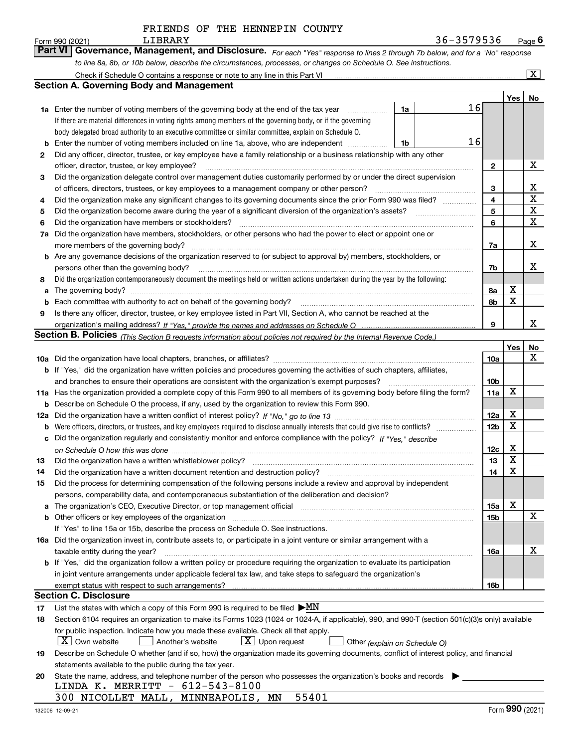FRIENDS OF THE HENNEPIN COUNTY LIBRARY

Form 990 (2021) 36-3579536 Page 6

## Part VI Governance, Management, and Disclosure.

*For each "Yes" response to lines 2 through 7b below, and for a "No" response to line 8a, 8b, or 10b below, describe the circumstances, processes, or changes on Schedule O. See instructions.*

Check if Schedule O contains a response or note to any line in this Part VI [X]

### Section A. Governing Body and Management

| | | | | Yes | No |
|---|---|---|---|---|---|
| 1a | Enter the number of voting members of the governing body at the end of the tax year | 1a | 16 | | |
| | If there are material differences in voting rights among members of the governing body, or if the governing body delegated broad authority to an executive committee or similar committee, explain on Schedule O. | | | | |
| b | Enter the number of voting members included on line 1a, above, who are independent | 1b | 16 | | |
| 2 | Did any officer, director, trustee, or key employee have a family relationship or a business relationship with any other officer, director, trustee, or key employee? | 2 | | | X |
| 3 | Did the organization delegate control over management duties customarily performed by or under the direct supervision of officers, directors, trustees, or key employees to a management company or other person? | 3 | | | X |
| 4 | Did the organization make any significant changes to its governing documents since the prior Form 990 was filed? | 4 | | | X |
| 5 | Did the organization become aware during the year of a significant diversion of the organization's assets? | 5 | | | X |
| 6 | Did the organization have members or stockholders? | 6 | | | X |
| 7a | Did the organization have members, stockholders, or other persons who had the power to elect or appoint one or more members of the governing body? | 7a | | | X |
| b | Are any governance decisions of the organization reserved to (or subject to approval by) members, stockholders, or persons other than the governing body? | 7b | | | X |
| 8 | Did the organization contemporaneously document the meetings held or written actions undertaken during the year by the following: | | | | |
| a | The governing body? | 8a | | X | |
| b | Each committee with authority to act on behalf of the governing body? | 8b | | X | |
| 9 | Is there any officer, director, trustee, or key employee listed in Part VII, Section A, who cannot be reached at the organization's mailing address? *If "Yes," provide the names and addresses on Schedule O* | 9 | | | X |

### Section B. Policies *(This Section B requests information about policies not required by the Internal Revenue Code.)*

| | | | Yes | No |
|---|---|---|---|---|
| 10a | Did the organization have local chapters, branches, or affiliates? | 10a | | X |
| b | If "Yes," did the organization have written policies and procedures governing the activities of such chapters, affiliates, and branches to ensure their operations are consistent with the organization's exempt purposes? | 10b | | |
| 11a | Has the organization provided a complete copy of this Form 990 to all members of its governing body before filing the form? | 11a | X | |
| b | Describe on Schedule O the process, if any, used by the organization to review this Form 990. | | | |
| 12a | Did the organization have a written conflict of interest policy? *If "No," go to line 13* | 12a | X | |
| b | Were officers, directors, or trustees, and key employees required to disclose annually interests that could give rise to conflicts? | 12b | X | |
| c | Did the organization regularly and consistently monitor and enforce compliance with the policy? *If "Yes," describe on Schedule O how this was done* | 12c | X | |
| 13 | Did the organization have a written whistleblower policy? | 13 | X | |
| 14 | Did the organization have a written document retention and destruction policy? | 14 | X | |
| 15 | Did the process for determining compensation of the following persons include a review and approval by independent persons, comparability data, and contemporaneous substantiation of the deliberation and decision? | | | |
| a | The organization's CEO, Executive Director, or top management official | 15a | X | |
| b | Other officers or key employees of the organization | 15b | | X |
| | If "Yes" to line 15a or 15b, describe the process on Schedule O. See instructions. | | | |
| 16a | Did the organization invest in, contribute assets to, or participate in a joint venture or similar arrangement with a taxable entity during the year? | 16a | | X |
| b | If "Yes," did the organization follow a written policy or procedure requiring the organization to evaluate its participation in joint venture arrangements under applicable federal tax law, and take steps to safeguard the organization's exempt status with respect to such arrangements? | 16b | | |

### Section C. Disclosure

17 List the states with which a copy of this Form 990 is required to be filed ▶ MN

18 Section 6104 requires an organization to make its Forms 1023 (1024 or 1024-A, if applicable), 990, and 990-T (section 501(c)(3)s only) available for public inspection. Indicate how you made these available. Check all that apply.

[X] Own website [ ] Another's website [X] Upon request [ ] Other *(explain on Schedule O)*

19 Describe on Schedule O whether (and if so, how) the organization made its governing documents, conflict of interest policy, and financial statements available to the public during the tax year.

20 State the name, address, and telephone number of the person who possesses the organization's books and records ▶

LINDA K. MERRITT - 612-543-8100
300 NICOLLET MALL, MINNEAPOLIS, MN 55401

132006 12-09-21 Form 990 (2021)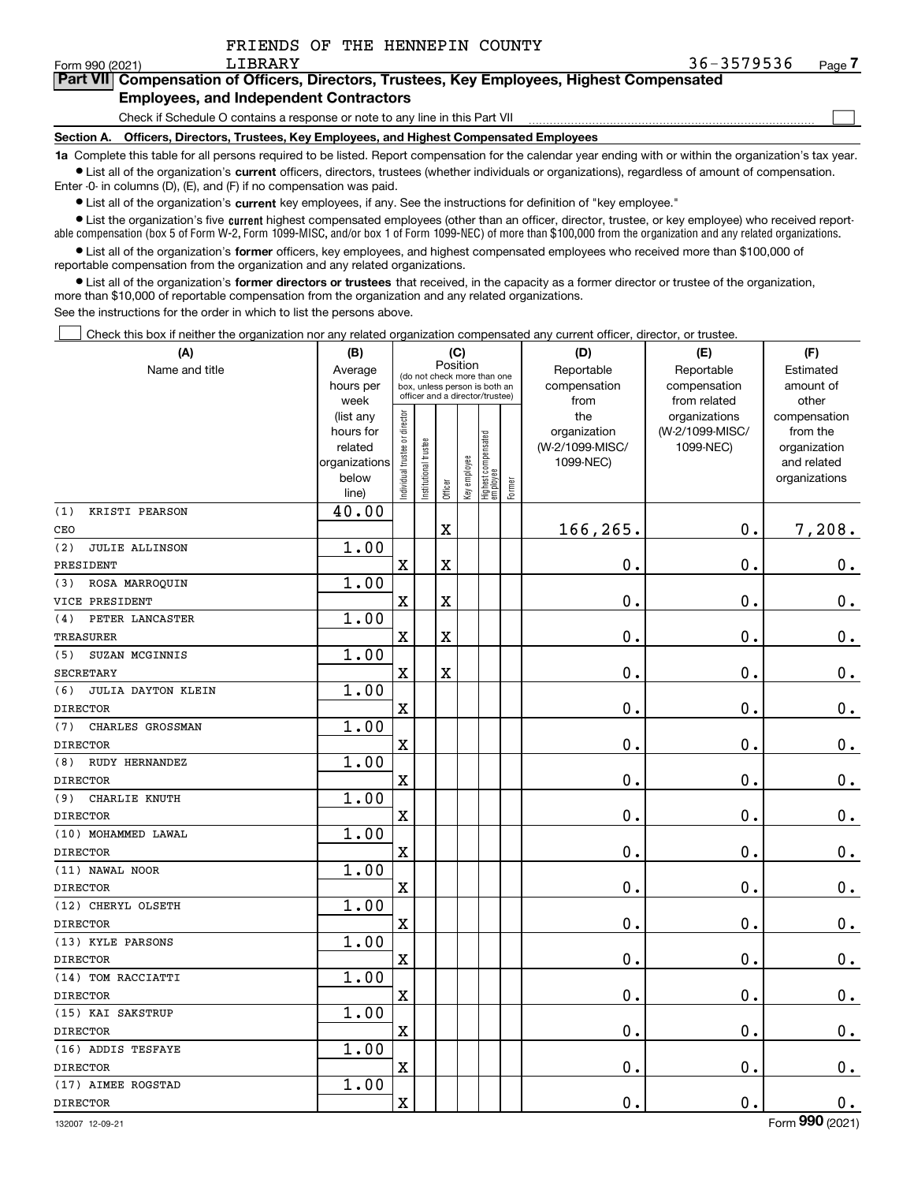FRIENDS OF THE HENNEPIN COUNTY LIBRARY    36-3579536

Form 990 (2021)

## Part VII Compensation of Officers, Directors, Trustees, Key Employees, Highest Compensated Employees, and Independent Contractors

Check if Schedule O contains a response or note to any line in this Part VII ☐

**Section A. Officers, Directors, Trustees, Key Employees, and Highest Compensated Employees**

**1a** Complete this table for all persons required to be listed. Report compensation for the calendar year ending with or within the organization's tax year.

- List all of the organization's **current** officers, directors, trustees (whether individuals or organizations), regardless of amount of compensation. Enter -0- in columns (D), (E), and (F) if no compensation was paid.
- List all of the organization's **current** key employees, if any. See the instructions for definition of "key employee."
- List the organization's five **current** highest compensated employees (other than an officer, director, trustee, or key employee) who received reportable compensation (box 5 of Form W-2, Form 1099-MISC, and/or box 1 of Form 1099-NEC) of more than $100,000 from the organization and any related organizations.
- List all of the organization's **former** officers, key employees, and highest compensated employees who received more than $100,000 of reportable compensation from the organization and any related organizations.
- List all of the organization's **former directors or trustees** that received, in the capacity as a former director or trustee of the organization, more than $10,000 of reportable compensation from the organization and any related organizations.

See the instructions for the order in which to list the persons above.

☐ Check this box if neither the organization nor any related organization compensated any current officer, director, or trustee.

| (A) Name and title | (B) Average hours per week (list any hours for related organizations below line) | (C) Position: Individual trustee or director | Institutional trustee | Officer | Key employee | Highest compensated employee | Former | (D) Reportable compensation from the organization (W-2/1099-MISC/1099-NEC) | (E) Reportable compensation from related organizations (W-2/1099-MISC/1099-NEC) | (F) Estimated amount of other compensation from the organization and related organizations |
|---|---|---|---|---|---|---|---|---|---|---|
| (1) KRISTI PEARSON<br>CEO | 40.00 | | | X | | | | 166,265. | 0. | 7,208. |
| (2) JULIE ALLINSON<br>PRESIDENT | 1.00 | X | | X | | | | 0. | 0. | 0. |
| (3) ROSA MARROQUIN<br>VICE PRESIDENT | 1.00 | X | | X | | | | 0. | 0. | 0. |
| (4) PETER LANCASTER<br>TREASURER | 1.00 | X | | X | | | | 0. | 0. | 0. |
| (5) SUZAN MCGINNIS<br>SECRETARY | 1.00 | X | | X | | | | 0. | 0. | 0. |
| (6) JULIA DAYTON KLEIN<br>DIRECTOR | 1.00 | X | | | | | | 0. | 0. | 0. |
| (7) CHARLES GROSSMAN<br>DIRECTOR | 1.00 | X | | | | | | 0. | 0. | 0. |
| (8) RUDY HERNANDEZ<br>DIRECTOR | 1.00 | X | | | | | | 0. | 0. | 0. |
| (9) CHARLIE KNUTH<br>DIRECTOR | 1.00 | X | | | | | | 0. | 0. | 0. |
| (10) MOHAMMED LAWAL<br>DIRECTOR | 1.00 | X | | | | | | 0. | 0. | 0. |
| (11) NAWAL NOOR<br>DIRECTOR | 1.00 | X | | | | | | 0. | 0. | 0. |
| (12) CHERYL OLSETH<br>DIRECTOR | 1.00 | X | | | | | | 0. | 0. | 0. |
| (13) KYLE PARSONS<br>DIRECTOR | 1.00 | X | | | | | | 0. | 0. | 0. |
| (14) TOM RACCIATTI<br>DIRECTOR | 1.00 | X | | | | | | 0. | 0. | 0. |
| (15) KAI SAKSTRUP<br>DIRECTOR | 1.00 | X | | | | | | 0. | 0. | 0. |
| (16) ADDIS TESFAYE<br>DIRECTOR | 1.00 | X | | | | | | 0. | 0. | 0. |
| (17) AIMEE ROGSTAD<br>DIRECTOR | 1.00 | X | | | | | | 0. | 0. | 0. |

132007 12-09-21    Form 990 (2021)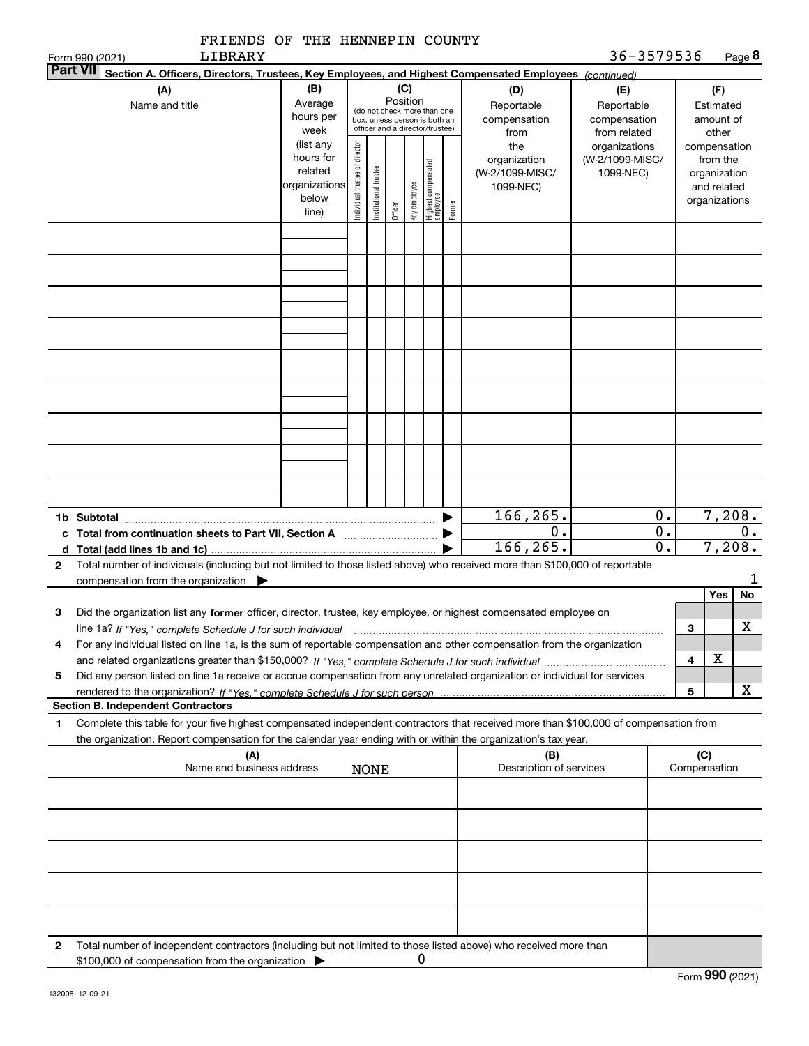FRIENDS OF THE HENNEPIN COUNTY LIBRARY

Form 990 (2021) 36-3579536 Page **8**

**Part VII** **Section A. Officers, Directors, Trustees, Key Employees, and Highest Compensated Employees** *(continued)*

| (A) Name and title | (B) Average hours per week (list any hours for related organizations below line) | (C) Position: Individual trustee or director | Institutional trustee | Officer | Key employee | Highest compensated employee | Former | (D) Reportable compensation from the organization (W-2/1099-MISC/1099-NEC) | (E) Reportable compensation from related organizations (W-2/1099-MISC/1099-NEC) | (F) Estimated amount of other compensation from the organization and related organizations |
|---|---|---|---|---|---|---|---|---|---|---|
| | | | | | | | | | | |
| | | | | | | | | | | |
| | | | | | | | | | | |
| | | | | | | | | | | |
| | | | | | | | | | | |
| | | | | | | | | | | |
| | | | | | | | | | | |
| | | | | | | | | | | |
| | | | | | | | | | | |
| **1b Subtotal** | | | | | | | | 166,265. | 0. | 7,208. |
| **c Total from continuation sheets to Part VII, Section A** | | | | | | | | 0. | 0. | 0. |
| **d Total (add lines 1b and 1c)** | | | | | | | | 166,265. | 0. | 7,208. |

**2** Total number of individuals (including but not limited to those listed above) who received more than $100,000 of reportable compensation from the organization ▶ 1

| | | | Yes | No |
|---|---|---|---|---|
| **3** | Did the organization list any **former** officer, director, trustee, key employee, or highest compensated employee on line 1a? *If "Yes," complete Schedule J for such individual* | 3 | | X |
| **4** | For any individual listed on line 1a, is the sum of reportable compensation and other compensation from the organization and related organizations greater than $150,000? *If "Yes," complete Schedule J for such individual* | 4 | X | |
| **5** | Did any person listed on line 1a receive or accrue compensation from any unrelated organization or individual for services rendered to the organization? *If "Yes," complete Schedule J for such person* | 5 | | X |

**Section B. Independent Contractors**

**1** Complete this table for your five highest compensated independent contractors that received more than $100,000 of compensation from the organization. Report compensation for the calendar year ending with or within the organization's tax year.

| (A) Name and business address NONE | (B) Description of services | (C) Compensation |
|---|---|---|
| | | |
| | | |
| | | |
| | | |
| | | |

**2** Total number of independent contractors (including but not limited to those listed above) who received more than $100,000 of compensation from the organization ▶ 0

Form **990** (2021)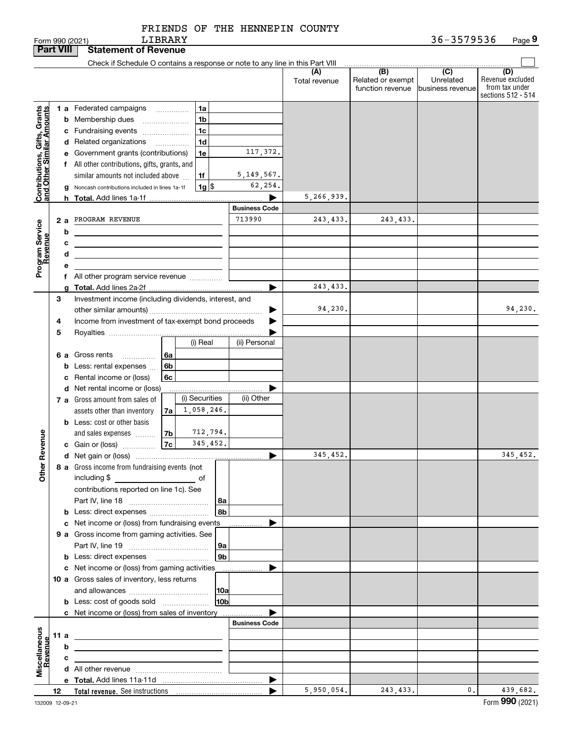FRIENDS OF THE HENNEPIN COUNTY LIBRARY

Form 990 (2021) 36-3579536 Page 9

**Part VIII Statement of Revenue**

Check if Schedule O contains a response or note to any line in this Part VIII

| | | | | (A) Total revenue | (B) Related or exempt function revenue | (C) Unrelated business revenue | (D) Revenue excluded from tax under sections 512 - 514 |
|---|---|---|---|---|---|---|---|
| **Contributions, Gifts, Grants and Other Similar Amounts** | 1 a Federated campaigns | 1a | | | | | |
| | b Membership dues | 1b | | | | | |
| | c Fundraising events | 1c | | | | | |
| | d Related organizations | 1d | | | | | |
| | e Government grants (contributions) | 1e | 117,372. | | | | |
| | f All other contributions, gifts, grants, and similar amounts not included above | 1f | 5,149,567. | | | | |
| | g Noncash contributions included in lines 1a-1f | 1g $ | 62,254. | | | | |
| | h **Total.** Add lines 1a-1f | | | 5,266,939. | | | |
| | | | **Business Code** | | | | |
| **Program Service Revenue** | 2 a PROGRAM REVENUE | | 713990 | 243,433. | 243,433. | | |
| | b | | | | | | |
| | c | | | | | | |
| | d | | | | | | |
| | e | | | | | | |
| | f All other program service revenue | | | | | | |
| | g **Total.** Add lines 2a-2f | | | 243,433. | | | |
| **Other Revenue** | 3 Investment income (including dividends, interest, and other similar amounts) | | | 94,230. | | | 94,230. |
| | 4 Income from investment of tax-exempt bond proceeds | | | | | | |
| | 5 Royalties | | | | | | |
| | | (i) Real | (ii) Personal | | | | |
| | 6 a Gross rents 6a | | | | | | |
| | b Less: rental expenses 6b | | | | | | |
| | c Rental income or (loss) 6c | | | | | | |
| | d Net rental income or (loss) | | | | | | |
| | | (i) Securities | (ii) Other | | | | |
| | 7 a Gross amount from sales of assets other than inventory 7a | 1,058,246. | | | | | |
| | b Less: cost or other basis and sales expenses 7b | 712,794. | | | | | |
| | c Gain or (loss) 7c | 345,452. | | | | | |
| | d Net gain or (loss) | | | 345,452. | | | 345,452. |
| | 8 a Gross income from fundraising events (not including $ of contributions reported on line 1c). See Part IV, line 18 | 8a | | | | | |
| | b Less: direct expenses | 8b | | | | | |
| | c Net income or (loss) from fundraising events | | | | | | |
| | 9 a Gross income from gaming activities. See Part IV, line 19 | 9a | | | | | |
| | b Less: direct expenses | 9b | | | | | |
| | c Net income or (loss) from gaming activities | | | | | | |
| | 10 a Gross sales of inventory, less returns and allowances | 10a | | | | | |
| | b Less: cost of goods sold | 10b | | | | | |
| | c Net income or (loss) from sales of inventory | | | | | | |
| | | | **Business Code** | | | | |
| **Miscellaneous Revenue** | 11 a | | | | | | |
| | b | | | | | | |
| | c | | | | | | |
| | d All other revenue | | | | | | |
| | e **Total.** Add lines 11a-11d | | | | | | |
| | 12 **Total revenue.** See instructions | | | 5,950,054. | 243,433. | 0. | 439,682. |

132009 12-09-21

Form **990** (2021)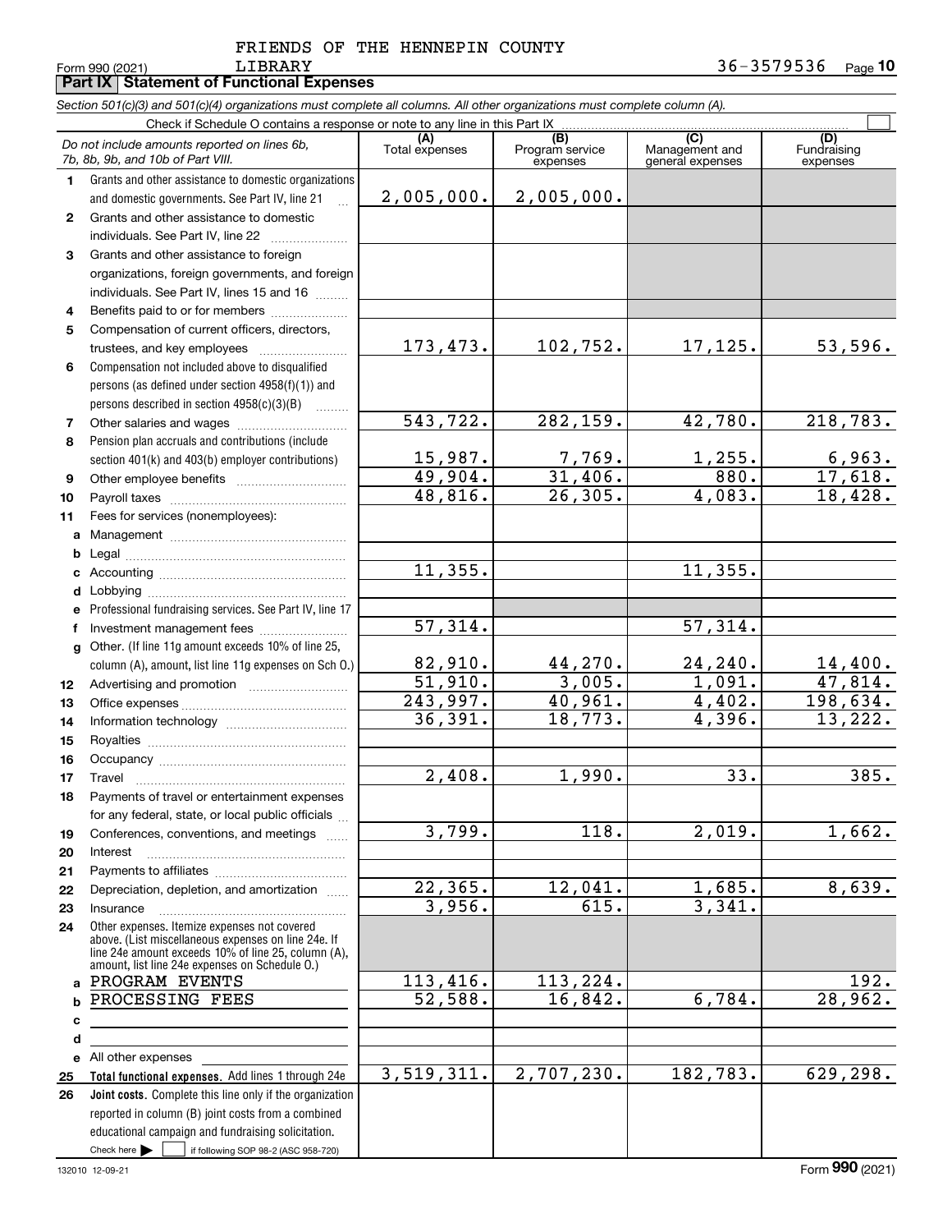FRIENDS OF THE HENNEPIN COUNTY LIBRARY

Form 990 (2021) 36-3579536

## Part IX Statement of Functional Expenses

*Section 501(c)(3) and 501(c)(4) organizations must complete all columns. All other organizations must complete column (A).*

Check if Schedule O contains a response or note to any line in this Part IX

| | *Do not include amounts reported on lines 6b, 7b, 8b, 9b, and 10b of Part VIII.* | (A) Total expenses | (B) Program service expenses | (C) Management and general expenses | (D) Fundraising expenses |
|---|---|---|---|---|---|
| 1 | Grants and other assistance to domestic organizations and domestic governments. See Part IV, line 21 | 2,005,000. | 2,005,000. | | |
| 2 | Grants and other assistance to domestic individuals. See Part IV, line 22 | | | | |
| 3 | Grants and other assistance to foreign organizations, foreign governments, and foreign individuals. See Part IV, lines 15 and 16 | | | | |
| 4 | Benefits paid to or for members | | | | |
| 5 | Compensation of current officers, directors, trustees, and key employees | 173,473. | 102,752. | 17,125. | 53,596. |
| 6 | Compensation not included above to disqualified persons (as defined under section 4958(f)(1)) and persons described in section 4958(c)(3)(B) | | | | |
| 7 | Other salaries and wages | 543,722. | 282,159. | 42,780. | 218,783. |
| 8 | Pension plan accruals and contributions (include section 401(k) and 403(b) employer contributions) | 15,987. | 7,769. | 1,255. | 6,963. |
| 9 | Other employee benefits | 49,904. | 31,406. | 880. | 17,618. |
| 10 | Payroll taxes | 48,816. | 26,305. | 4,083. | 18,428. |
| 11 | Fees for services (nonemployees): | | | | |
| a | Management | | | | |
| b | Legal | | | | |
| c | Accounting | 11,355. | | 11,355. | |
| d | Lobbying | | | | |
| e | Professional fundraising services. See Part IV, line 17 | | | | |
| f | Investment management fees | 57,314. | | 57,314. | |
| g | Other. (If line 11g amount exceeds 10% of line 25, column (A), amount, list line 11g expenses on Sch O.) | 82,910. | 44,270. | 24,240. | 14,400. |
| 12 | Advertising and promotion | 51,910. | 3,005. | 1,091. | 47,814. |
| 13 | Office expenses | 243,997. | 40,961. | 4,402. | 198,634. |
| 14 | Information technology | 36,391. | 18,773. | 4,396. | 13,222. |
| 15 | Royalties | | | | |
| 16 | Occupancy | | | | |
| 17 | Travel | 2,408. | 1,990. | 33. | 385. |
| 18 | Payments of travel or entertainment expenses for any federal, state, or local public officials | | | | |
| 19 | Conferences, conventions, and meetings | 3,799. | 118. | 2,019. | 1,662. |
| 20 | Interest | | | | |
| 21 | Payments to affiliates | | | | |
| 22 | Depreciation, depletion, and amortization | 22,365. | 12,041. | 1,685. | 8,639. |
| 23 | Insurance | 3,956. | 615. | 3,341. | |
| 24 | Other expenses. Itemize expenses not covered above. (List miscellaneous expenses on line 24e. If line 24e amount exceeds 10% of line 25, column (A), amount, list line 24e expenses on Schedule O.) | | | | |
| a | PROGRAM EVENTS | 113,416. | 113,224. | | 192. |
| b | PROCESSING FEES | 52,588. | 16,842. | 6,784. | 28,962. |
| c | | | | | |
| d | | | | | |
| e | All other expenses | | | | |
| 25 | **Total functional expenses.** Add lines 1 through 24e | 3,519,311. | 2,707,230. | 182,783. | 629,298. |
| 26 | **Joint costs.** Complete this line only if the organization reported in column (B) joint costs from a combined educational campaign and fundraising solicitation. Check here ☐ if following SOP 98-2 (ASC 958-720) | | | | |

Form **990** (2021)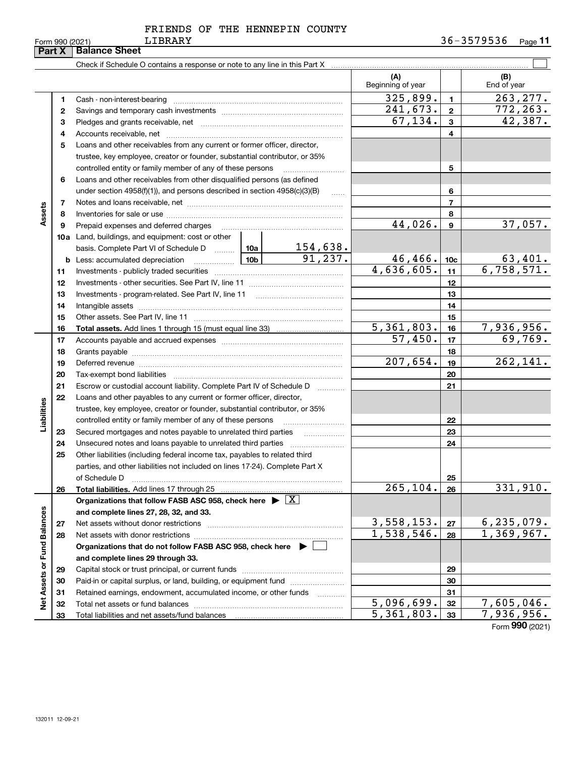FRIENDS OF THE HENNEPIN COUNTY LIBRARY

Form 990 (2021) 36-3579536 Page 11

## Part X Balance Sheet

Check if Schedule O contains a response or note to any line in this Part X

| | | | | (A) Beginning of year | | (B) End of year |
|---|---|---|---|---|---|---|
| **Assets** | 1 | Cash - non-interest-bearing | | 325,899. | 1 | 263,277. |
| | 2 | Savings and temporary cash investments | | 241,673. | 2 | 772,263. |
| | 3 | Pledges and grants receivable, net | | 67,134. | 3 | 42,387. |
| | 4 | Accounts receivable, net | | | 4 | |
| | 5 | Loans and other receivables from any current or former officer, director, trustee, key employee, creator or founder, substantial contributor, or 35% controlled entity or family member of any of these persons | | | 5 | |
| | 6 | Loans and other receivables from other disqualified persons (as defined under section 4958(f)(1)), and persons described in section 4958(c)(3)(B) | | | 6 | |
| | 7 | Notes and loans receivable, net | | | 7 | |
| | 8 | Inventories for sale or use | | | 8 | |
| | 9 | Prepaid expenses and deferred charges | | 44,026. | 9 | 37,057. |
| | 10a | Land, buildings, and equipment: cost or other basis. Complete Part VI of Schedule D | 10a 154,638. | | | |
| | b | Less: accumulated depreciation | 10b 91,237. | 46,466. | 10c | 63,401. |
| | 11 | Investments - publicly traded securities | | 4,636,605. | 11 | 6,758,571. |
| | 12 | Investments - other securities. See Part IV, line 11 | | | 12 | |
| | 13 | Investments - program-related. See Part IV, line 11 | | | 13 | |
| | 14 | Intangible assets | | | 14 | |
| | 15 | Other assets. See Part IV, line 11 | | | 15 | |
| | 16 | **Total assets.** Add lines 1 through 15 (must equal line 33) | | 5,361,803. | 16 | 7,936,956. |
| **Liabilities** | 17 | Accounts payable and accrued expenses | | 57,450. | 17 | 69,769. |
| | 18 | Grants payable | | | 18 | |
| | 19 | Deferred revenue | | 207,654. | 19 | 262,141. |
| | 20 | Tax-exempt bond liabilities | | | 20 | |
| | 21 | Escrow or custodial account liability. Complete Part IV of Schedule D | | | 21 | |
| | 22 | Loans and other payables to any current or former officer, director, trustee, key employee, creator or founder, substantial contributor, or 35% controlled entity or family member of any of these persons | | | 22 | |
| | 23 | Secured mortgages and notes payable to unrelated third parties | | | 23 | |
| | 24 | Unsecured notes and loans payable to unrelated third parties | | | 24 | |
| | 25 | Other liabilities (including federal income tax, payables to related third parties, and other liabilities not included on lines 17-24). Complete Part X of Schedule D | | | 25 | |
| | 26 | **Total liabilities.** Add lines 17 through 25 | | 265,104. | 26 | 331,910. |
| **Net Assets or Fund Balances** | | **Organizations that follow FASB ASC 958, check here ▶ [X] and complete lines 27, 28, 32, and 33.** | | | | |
| | 27 | Net assets without donor restrictions | | 3,558,153. | 27 | 6,235,079. |
| | 28 | Net assets with donor restrictions | | 1,538,546. | 28 | 1,369,967. |
| | | **Organizations that do not follow FASB ASC 958, check here ▶ [ ] and complete lines 29 through 33.** | | | | |
| | 29 | Capital stock or trust principal, or current funds | | | 29 | |
| | 30 | Paid-in or capital surplus, or land, building, or equipment fund | | | 30 | |
| | 31 | Retained earnings, endowment, accumulated income, or other funds | | | 31 | |
| | 32 | Total net assets or fund balances | | 5,096,699. | 32 | 7,605,046. |
| | 33 | Total liabilities and net assets/fund balances | | 5,361,803. | 33 | 7,936,956. |

Form **990** (2021)

132011 12-09-21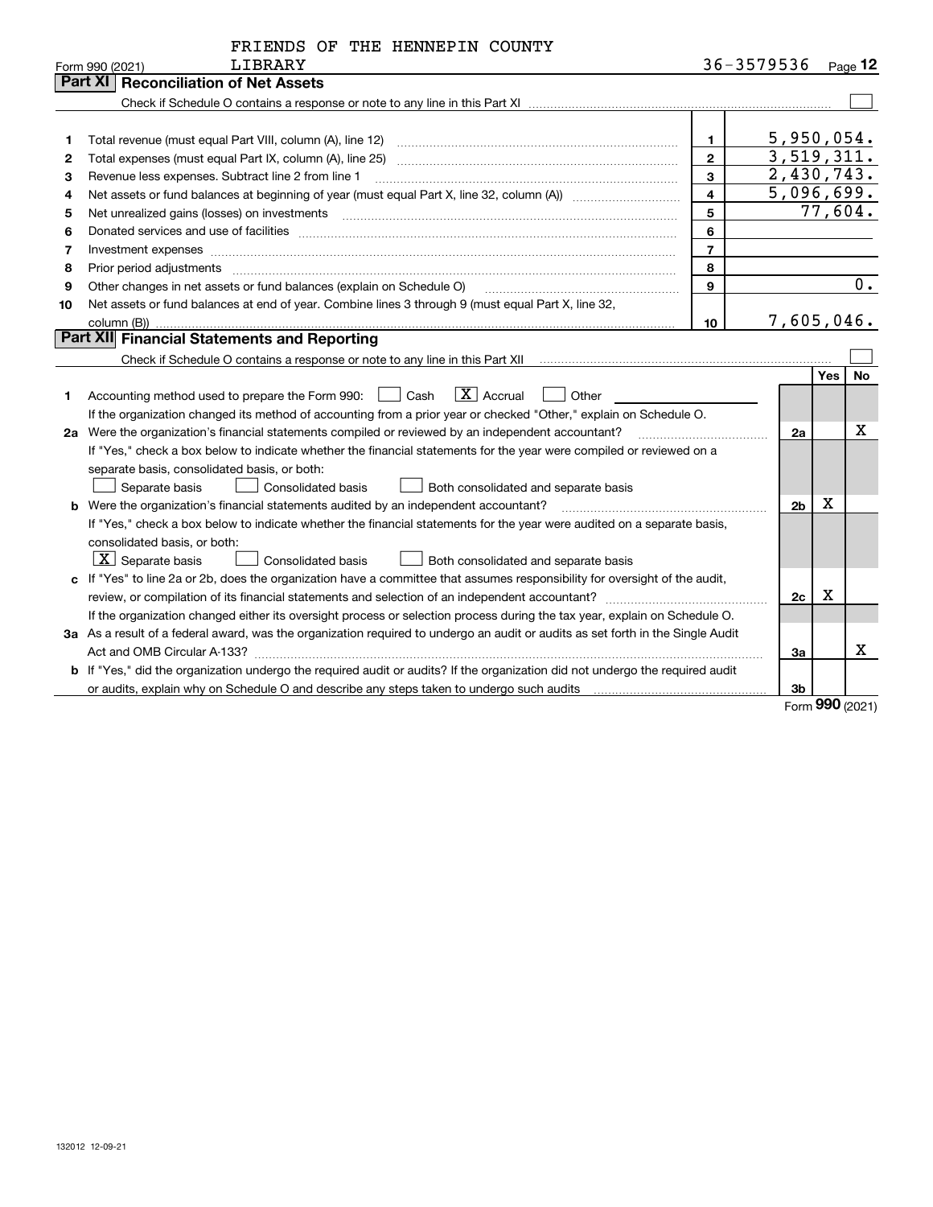FRIENDS OF THE HENNEPIN COUNTY LIBRARY

Form 990 (2021) 36-3579536 Page 12

## Part XI Reconciliation of Net Assets

Check if Schedule O contains a response or note to any line in this Part XI ☐

| | | | |
|---|---|---|---|
| 1 | Total revenue (must equal Part VIII, column (A), line 12) | 1 | 5,950,054. |
| 2 | Total expenses (must equal Part IX, column (A), line 25) | 2 | 3,519,311. |
| 3 | Revenue less expenses. Subtract line 2 from line 1 | 3 | 2,430,743. |
| 4 | Net assets or fund balances at beginning of year (must equal Part X, line 32, column (A)) | 4 | 5,096,699. |
| 5 | Net unrealized gains (losses) on investments | 5 | 77,604. |
| 6 | Donated services and use of facilities | 6 | |
| 7 | Investment expenses | 7 | |
| 8 | Prior period adjustments | 8 | |
| 9 | Other changes in net assets or fund balances (explain on Schedule O) | 9 | 0. |
| 10 | Net assets or fund balances at end of year. Combine lines 3 through 9 (must equal Part X, line 32, column (B)) | 10 | 7,605,046. |

## Part XII Financial Statements and Reporting

Check if Schedule O contains a response or note to any line in this Part XII ☐

| | | | Yes | No |
|---|---|---|---|---|
| 1 | Accounting method used to prepare the Form 990: ☐ Cash ☒ Accrual ☐ Other<br>If the organization changed its method of accounting from a prior year or checked "Other," explain on Schedule O. | | | |
| 2a | Were the organization's financial statements compiled or reviewed by an independent accountant?<br>If "Yes," check a box below to indicate whether the financial statements for the year were compiled or reviewed on a separate basis, consolidated basis, or both:<br>☐ Separate basis ☐ Consolidated basis ☐ Both consolidated and separate basis | 2a | | X |
| b | Were the organization's financial statements audited by an independent accountant?<br>If "Yes," check a box below to indicate whether the financial statements for the year were audited on a separate basis, consolidated basis, or both:<br>☒ Separate basis ☐ Consolidated basis ☐ Both consolidated and separate basis | 2b | X | |
| c | If "Yes" to line 2a or 2b, does the organization have a committee that assumes responsibility for oversight of the audit, review, or compilation of its financial statements and selection of an independent accountant?<br>If the organization changed either its oversight process or selection process during the tax year, explain on Schedule O. | 2c | X | |
| 3a | As a result of a federal award, was the organization required to undergo an audit or audits as set forth in the Single Audit Act and OMB Circular A-133? | 3a | | X |
| b | If "Yes," did the organization undergo the required audit or audits? If the organization did not undergo the required audit or audits, explain why on Schedule O and describe any steps taken to undergo such audits | 3b | | |

Form 990 (2021)

132012 12-09-21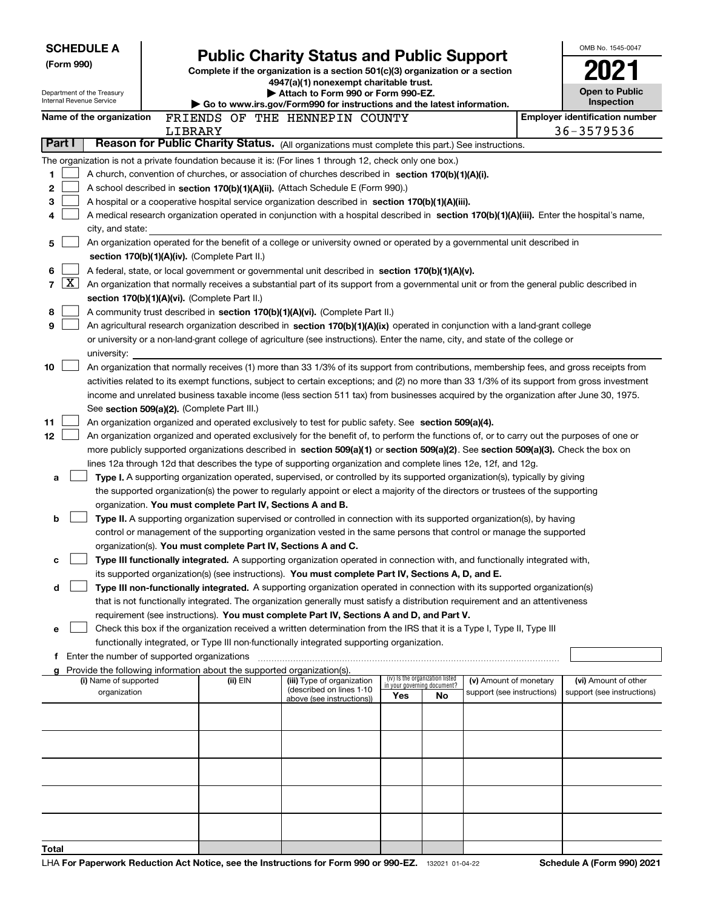**SCHEDULE A**
**(Form 990)**

Department of the Treasury
Internal Revenue Service

# Public Charity Status and Public Support

**Complete if the organization is a section 501(c)(3) organization or a section 4947(a)(1) nonexempt charitable trust.**
**▶ Attach to Form 990 or Form 990-EZ.**
**▶ Go to www.irs.gov/Form990 for instructions and the latest information.**

OMB No. 1545-0047

**2021**

**Open to Public Inspection**

**Name of the organization** FRIENDS OF THE HENNEPIN COUNTY LIBRARY

**Employer identification number** 36-3579536

## Part I — Reason for Public Charity Status. (All organizations must complete this part.) See instructions.

The organization is not a private foundation because it is: (For lines 1 through 12, check only one box.)

1. [ ] A church, convention of churches, or association of churches described in **section 170(b)(1)(A)(i).**
2. [ ] A school described in **section 170(b)(1)(A)(ii).** (Attach Schedule E (Form 990).)
3. [ ] A hospital or a cooperative hospital service organization described in **section 170(b)(1)(A)(iii).**
4. [ ] A medical research organization operated in conjunction with a hospital described in **section 170(b)(1)(A)(iii).** Enter the hospital's name, city, and state:
5. [ ] An organization operated for the benefit of a college or university owned or operated by a governmental unit described in **section 170(b)(1)(A)(iv).** (Complete Part II.)
6. [ ] A federal, state, or local government or governmental unit described in **section 170(b)(1)(A)(v).**
7. [X] An organization that normally receives a substantial part of its support from a governmental unit or from the general public described in **section 170(b)(1)(A)(vi).** (Complete Part II.)
8. [ ] A community trust described in **section 170(b)(1)(A)(vi).** (Complete Part II.)
9. [ ] An agricultural research organization described in **section 170(b)(1)(A)(ix)** operated in conjunction with a land-grant college or university or a non-land-grant college of agriculture (see instructions). Enter the name, city, and state of the college or university:
10. [ ] An organization that normally receives (1) more than 33 1/3% of its support from contributions, membership fees, and gross receipts from activities related to its exempt functions, subject to certain exceptions; and (2) no more than 33 1/3% of its support from gross investment income and unrelated business taxable income (less section 511 tax) from businesses acquired by the organization after June 30, 1975. See **section 509(a)(2).** (Complete Part III.)
11. [ ] An organization organized and operated exclusively to test for public safety. See **section 509(a)(4).**
12. [ ] An organization organized and operated exclusively for the benefit of, to perform the functions of, or to carry out the purposes of one or more publicly supported organizations described in **section 509(a)(1)** or **section 509(a)(2)**. See **section 509(a)(3).** Check the box on lines 12a through 12d that describes the type of supporting organization and complete lines 12e, 12f, and 12g.
   - **a** [ ] **Type I.** A supporting organization operated, supervised, or controlled by its supported organization(s), typically by giving the supported organization(s) the power to regularly appoint or elect a majority of the directors or trustees of the supporting organization. **You must complete Part IV, Sections A and B.**
   - **b** [ ] **Type II.** A supporting organization supervised or controlled in connection with its supported organization(s), by having control or management of the supporting organization vested in the same persons that control or manage the supported organization(s). **You must complete Part IV, Sections A and C.**
   - **c** [ ] **Type III functionally integrated.** A supporting organization operated in connection with, and functionally integrated with, its supported organization(s) (see instructions). **You must complete Part IV, Sections A, D, and E.**
   - **d** [ ] **Type III non-functionally integrated.** A supporting organization operated in connection with its supported organization(s) that is not functionally integrated. The organization generally must satisfy a distribution requirement and an attentiveness requirement (see instructions). **You must complete Part IV, Sections A and D, and Part V.**
   - **e** [ ] Check this box if the organization received a written determination from the IRS that it is a Type I, Type II, Type III functionally integrated, or Type III non-functionally integrated supporting organization.
   - **f** Enter the number of supported organizations
   - **g** Provide the following information about the supported organization(s).

| (i) Name of supported organization | (ii) EIN | (iii) Type of organization (described on lines 1-10 above (see instructions)) | (iv) Is the organization listed in your governing document? Yes | No | (v) Amount of monetary support (see instructions) | (vi) Amount of other support (see instructions) |
|---|---|---|---|---|---|---|
| | | | | | | |
| | | | | | | |
| | | | | | | |
| | | | | | | |
| | | | | | | |
| **Total** | | | | | | |

LHA **For Paperwork Reduction Act Notice, see the Instructions for Form 990 or 990-EZ.** 132021 01-04-22 **Schedule A (Form 990) 2021**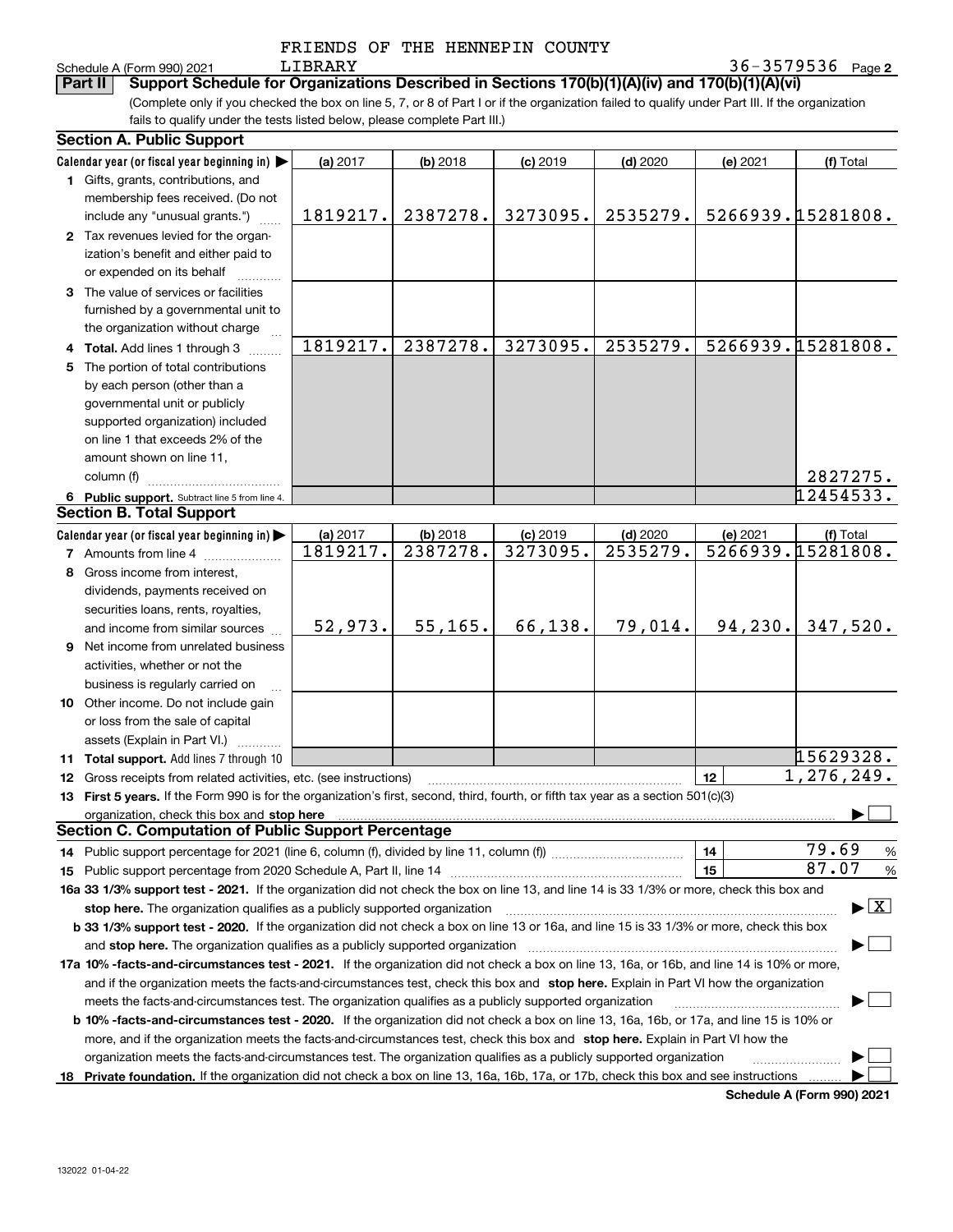FRIENDS OF THE HENNEPIN COUNTY LIBRARY

Schedule A (Form 990) 2021 — 36-3579536

**Part II — Support Schedule for Organizations Described in Sections 170(b)(1)(A)(iv) and 170(b)(1)(A)(vi)**

(Complete only if you checked the box on line 5, 7, or 8 of Part I or if the organization failed to qualify under Part III. If the organization fails to qualify under the tests listed below, please complete Part III.)

## Section A. Public Support

| Calendar year (or fiscal year beginning in) ▶ | (a) 2017 | (b) 2018 | (c) 2019 | (d) 2020 | (e) 2021 | (f) Total |
|---|---|---|---|---|---|---|
| **1** Gifts, grants, contributions, and membership fees received. (Do not include any "unusual grants.") | 1819217. | 2387278. | 3273095. | 2535279. | 5266939. | 15281808. |
| **2** Tax revenues levied for the organization's benefit and either paid to or expended on its behalf | | | | | | |
| **3** The value of services or facilities furnished by a governmental unit to the organization without charge | | | | | | |
| **4 Total.** Add lines 1 through 3 | 1819217. | 2387278. | 3273095. | 2535279. | 5266939. | 15281808. |
| **5** The portion of total contributions by each person (other than a governmental unit or publicly supported organization) included on line 1 that exceeds 2% of the amount shown on line 11, column (f) | | | | | | 2827275. |
| **6 Public support.** Subtract line 5 from line 4. | | | | | | 12454533. |

## Section B. Total Support

| Calendar year (or fiscal year beginning in) ▶ | (a) 2017 | (b) 2018 | (c) 2019 | (d) 2020 | (e) 2021 | (f) Total |
|---|---|---|---|---|---|---|
| **7** Amounts from line 4 | 1819217. | 2387278. | 3273095. | 2535279. | 5266939. | 15281808. |
| **8** Gross income from interest, dividends, payments received on securities loans, rents, royalties, and income from similar sources | 52,973. | 55,165. | 66,138. | 79,014. | 94,230. | 347,520. |
| **9** Net income from unrelated business activities, whether or not the business is regularly carried on | | | | | | |
| **10** Other income. Do not include gain or loss from the sale of capital assets (Explain in Part VI.) | | | | | | |
| **11 Total support.** Add lines 7 through 10 | | | | | | 15629328. |

**12** Gross receipts from related activities, etc. (see instructions) — **12** — 1,276,249.

**13 First 5 years.** If the Form 990 is for the organization's first, second, third, fourth, or fifth tax year as a section 501(c)(3) organization, check this box and **stop here** ▶ ☐

## Section C. Computation of Public Support Percentage

**14** Public support percentage for 2021 (line 6, column (f), divided by line 11, column (f)) — **14** — 79.69 %

**15** Public support percentage from 2020 Schedule A, Part II, line 14 — **15** — 87.07 %

**16a 33 1/3% support test - 2021.** If the organization did not check the box on line 13, and line 14 is 33 1/3% or more, check this box and **stop here.** The organization qualifies as a publicly supported organization ▶ ☒

**b 33 1/3% support test - 2020.** If the organization did not check a box on line 13 or 16a, and line 15 is 33 1/3% or more, check this box and **stop here.** The organization qualifies as a publicly supported organization ▶ ☐

**17a 10% -facts-and-circumstances test - 2021.** If the organization did not check a box on line 13, 16a, or 16b, and line 14 is 10% or more, and if the organization meets the facts-and-circumstances test, check this box and **stop here.** Explain in Part VI how the organization meets the facts-and-circumstances test. The organization qualifies as a publicly supported organization ▶ ☐

**b 10% -facts-and-circumstances test - 2020.** If the organization did not check a box on line 13, 16a, 16b, or 17a, and line 15 is 10% or more, and if the organization meets the facts-and-circumstances test, check this box and **stop here.** Explain in Part VI how the organization meets the facts-and-circumstances test. The organization qualifies as a publicly supported organization ▶ ☐

**18 Private foundation.** If the organization did not check a box on line 13, 16a, 16b, 17a, or 17b, check this box and see instructions ▶ ☐

**Schedule A (Form 990) 2021**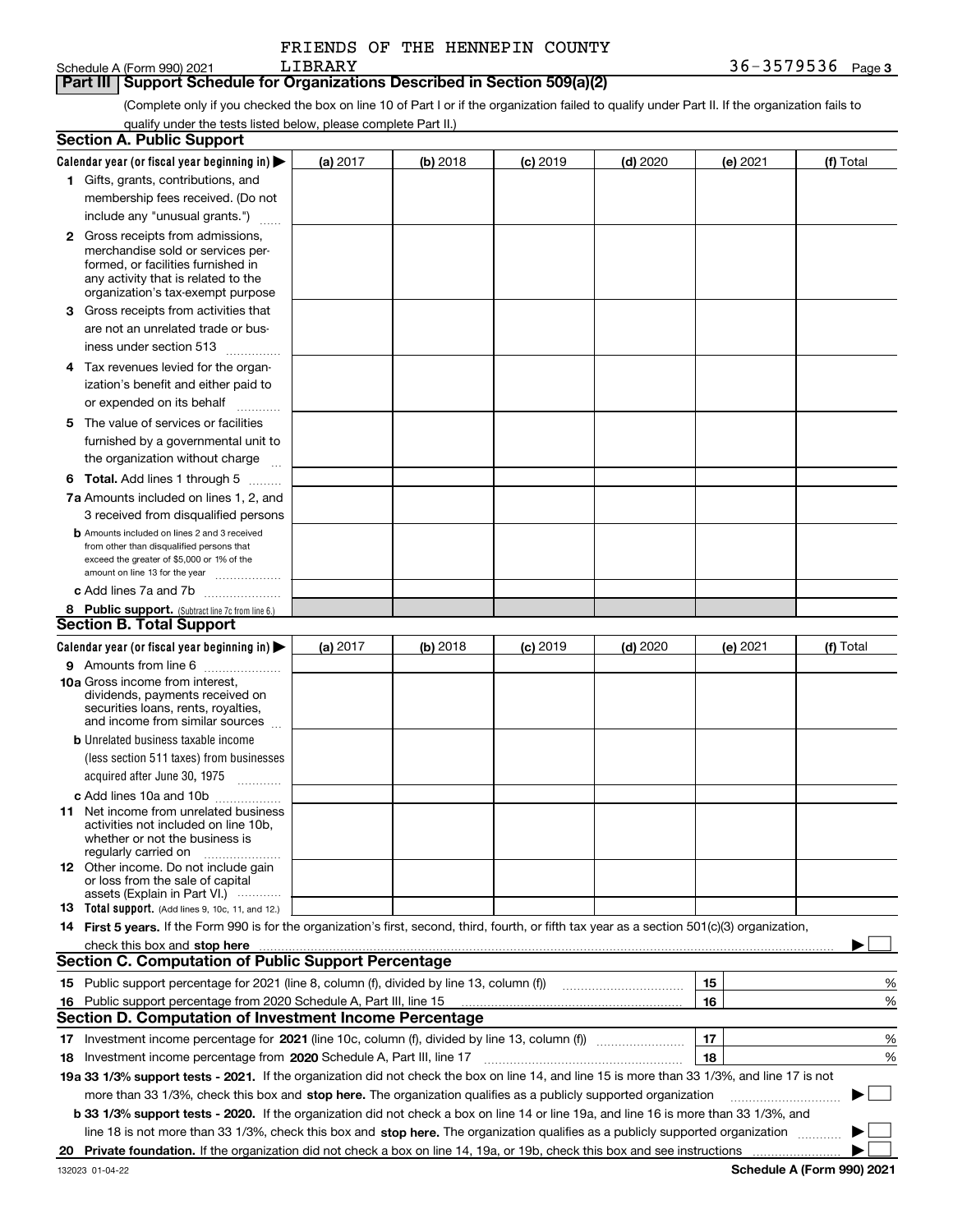FRIENDS OF THE HENNEPIN COUNTY LIBRARY

Schedule A (Form 990) 2021 36-3579536 Page 3

## Part III Support Schedule for Organizations Described in Section 509(a)(2)

(Complete only if you checked the box on line 10 of Part I or if the organization failed to qualify under Part II. If the organization fails to qualify under the tests listed below, please complete Part II.)

### Section A. Public Support

| Calendar year (or fiscal year beginning in) ▶ | (a) 2017 | (b) 2018 | (c) 2019 | (d) 2020 | (e) 2021 | (f) Total |
|---|---|---|---|---|---|---|
| 1 Gifts, grants, contributions, and membership fees received. (Do not include any "unusual grants.") | | | | | | |
| 2 Gross receipts from admissions, merchandise sold or services performed, or facilities furnished in any activity that is related to the organization's tax-exempt purpose | | | | | | |
| 3 Gross receipts from activities that are not an unrelated trade or business under section 513 | | | | | | |
| 4 Tax revenues levied for the organization's benefit and either paid to or expended on its behalf | | | | | | |
| 5 The value of services or facilities furnished by a governmental unit to the organization without charge | | | | | | |
| 6 **Total.** Add lines 1 through 5 | | | | | | |
| 7a Amounts included on lines 1, 2, and 3 received from disqualified persons | | | | | | |
| b Amounts included on lines 2 and 3 received from other than disqualified persons that exceed the greater of $5,000 or 1% of the amount on line 13 for the year | | | | | | |
| c Add lines 7a and 7b | | | | | | |
| 8 **Public support.** (Subtract line 7c from line 6.) | | | | | | |

### Section B. Total Support

| Calendar year (or fiscal year beginning in) ▶ | (a) 2017 | (b) 2018 | (c) 2019 | (d) 2020 | (e) 2021 | (f) Total |
|---|---|---|---|---|---|---|
| 9 Amounts from line 6 | | | | | | |
| 10a Gross income from interest, dividends, payments received on securities loans, rents, royalties, and income from similar sources | | | | | | |
| b Unrelated business taxable income (less section 511 taxes) from businesses acquired after June 30, 1975 | | | | | | |
| c Add lines 10a and 10b | | | | | | |
| 11 Net income from unrelated business activities not included on line 10b, whether or not the business is regularly carried on | | | | | | |
| 12 Other income. Do not include gain or loss from the sale of capital assets (Explain in Part VI.) | | | | | | |
| 13 **Total support.** (Add lines 9, 10c, 11, and 12.) | | | | | | |

14 **First 5 years.** If the Form 990 is for the organization's first, second, third, fourth, or fifth tax year as a section 501(c)(3) organization, check this box and **stop here** ▶ ☐

### Section C. Computation of Public Support Percentage

| | | | |
|---|---|---|---|
| 15 | Public support percentage for 2021 (line 8, column (f), divided by line 13, column (f)) | 15 | % |
| 16 | Public support percentage from 2020 Schedule A, Part III, line 15 | 16 | % |

### Section D. Computation of Investment Income Percentage

| | | | |
|---|---|---|---|
| 17 | Investment income percentage for **2021** (line 10c, column (f), divided by line 13, column (f)) | 17 | % |
| 18 | Investment income percentage from **2020** Schedule A, Part III, line 17 | 18 | % |

**19a 33 1/3% support tests - 2021.** If the organization did not check the box on line 14, and line 15 is more than 33 1/3%, and line 17 is not more than 33 1/3%, check this box and **stop here.** The organization qualifies as a publicly supported organization ▶ ☐

**b 33 1/3% support tests - 2020.** If the organization did not check a box on line 14 or line 19a, and line 16 is more than 33 1/3%, and line 18 is not more than 33 1/3%, check this box and **stop here.** The organization qualifies as a publicly supported organization ▶ ☐

**20 Private foundation.** If the organization did not check a box on line 14, 19a, or 19b, check this box and see instructions ▶ ☐

132023 01-04-22 **Schedule A (Form 990) 2021**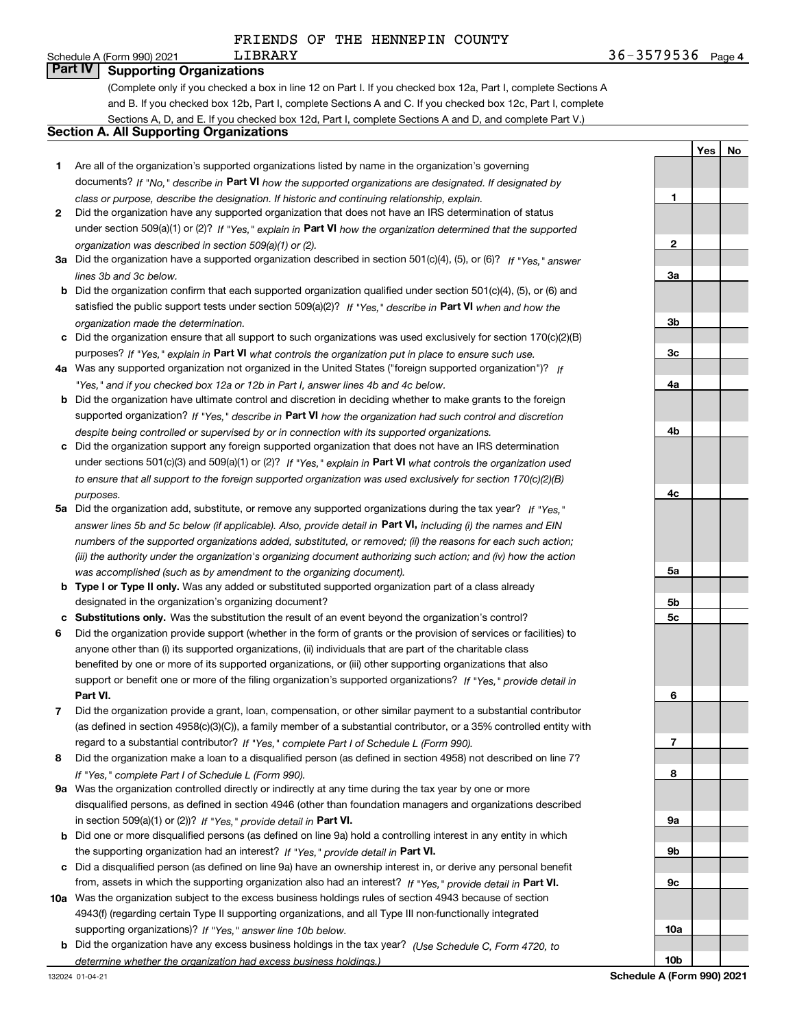FRIENDS OF THE HENNEPIN COUNTY LIBRARY

Schedule A (Form 990) 2021 — 36-3579536 Page 4

## Part IV Supporting Organizations

(Complete only if you checked a box in line 12 on Part I. If you checked box 12a, Part I, complete Sections A and B. If you checked box 12b, Part I, complete Sections A and C. If you checked box 12c, Part I, complete Sections A, D, and E. If you checked box 12d, Part I, complete Sections A and D, and complete Part V.)

### Section A. All Supporting Organizations

| | | | Yes | No |
|---|---|---|---|---|
| **1** | Are all of the organization's supported organizations listed by name in the organization's governing documents? *If "No," describe in* **Part VI** *how the supported organizations are designated. If designated by class or purpose, describe the designation. If historic and continuing relationship, explain.* | 1 | | |
| **2** | Did the organization have any supported organization that does not have an IRS determination of status under section 509(a)(1) or (2)? *If "Yes," explain in* **Part VI** *how the organization determined that the supported organization was described in section 509(a)(1) or (2).* | 2 | | |
| **3a** | Did the organization have a supported organization described in section 501(c)(4), (5), or (6)? *If "Yes," answer lines 3b and 3c below.* | 3a | | |
| **b** | Did the organization confirm that each supported organization qualified under section 501(c)(4), (5), or (6) and satisfied the public support tests under section 509(a)(2)? *If "Yes," describe in* **Part VI** *when and how the organization made the determination.* | 3b | | |
| **c** | Did the organization ensure that all support to such organizations was used exclusively for section 170(c)(2)(B) purposes? *If "Yes," explain in* **Part VI** *what controls the organization put in place to ensure such use.* | 3c | | |
| **4a** | Was any supported organization not organized in the United States ("foreign supported organization")? *If "Yes," and if you checked box 12a or 12b in Part I, answer lines 4b and 4c below.* | 4a | | |
| **b** | Did the organization have ultimate control and discretion in deciding whether to make grants to the foreign supported organization? *If "Yes," describe in* **Part VI** *how the organization had such control and discretion despite being controlled or supervised by or in connection with its supported organizations.* | 4b | | |
| **c** | Did the organization support any foreign supported organization that does not have an IRS determination under sections 501(c)(3) and 509(a)(1) or (2)? *If "Yes," explain in* **Part VI** *what controls the organization used to ensure that all support to the foreign supported organization was used exclusively for section 170(c)(2)(B) purposes.* | 4c | | |
| **5a** | Did the organization add, substitute, or remove any supported organizations during the tax year? *If "Yes," answer lines 5b and 5c below (if applicable). Also, provide detail in* **Part VI,** *including (i) the names and EIN numbers of the supported organizations added, substituted, or removed; (ii) the reasons for each such action; (iii) the authority under the organization's organizing document authorizing such action; and (iv) how the action was accomplished (such as by amendment to the organizing document).* | 5a | | |
| **b** | **Type I or Type II only.** Was any added or substituted supported organization part of a class already designated in the organization's organizing document? | 5b | | |
| **c** | **Substitutions only.** Was the substitution the result of an event beyond the organization's control? | 5c | | |
| **6** | Did the organization provide support (whether in the form of grants or the provision of services or facilities) to anyone other than (i) its supported organizations, (ii) individuals that are part of the charitable class benefited by one or more of its supported organizations, or (iii) other supporting organizations that also support or benefit one or more of the filing organization's supported organizations? *If "Yes," provide detail in* **Part VI.** | 6 | | |
| **7** | Did the organization provide a grant, loan, compensation, or other similar payment to a substantial contributor (as defined in section 4958(c)(3)(C)), a family member of a substantial contributor, or a 35% controlled entity with regard to a substantial contributor? *If "Yes," complete Part I of Schedule L (Form 990).* | 7 | | |
| **8** | Did the organization make a loan to a disqualified person (as defined in section 4958) not described on line 7? *If "Yes," complete Part I of Schedule L (Form 990).* | 8 | | |
| **9a** | Was the organization controlled directly or indirectly at any time during the tax year by one or more disqualified persons, as defined in section 4946 (other than foundation managers and organizations described in section 509(a)(1) or (2))? *If "Yes," provide detail in* **Part VI.** | 9a | | |
| **b** | Did one or more disqualified persons (as defined on line 9a) hold a controlling interest in any entity in which the supporting organization had an interest? *If "Yes," provide detail in* **Part VI.** | 9b | | |
| **c** | Did a disqualified person (as defined on line 9a) have an ownership interest in, or derive any personal benefit from, assets in which the supporting organization also had an interest? *If "Yes," provide detail in* **Part VI.** | 9c | | |
| **10a** | Was the organization subject to the excess business holdings rules of section 4943 because of section 4943(f) (regarding certain Type II supporting organizations, and all Type III non-functionally integrated supporting organizations)? *If "Yes," answer line 10b below.* | 10a | | |
| **b** | Did the organization have any excess business holdings in the tax year? *(Use Schedule C, Form 4720, to determine whether the organization had excess business holdings.)* | 10b | | |

132024 01-04-21 **Schedule A (Form 990) 2021**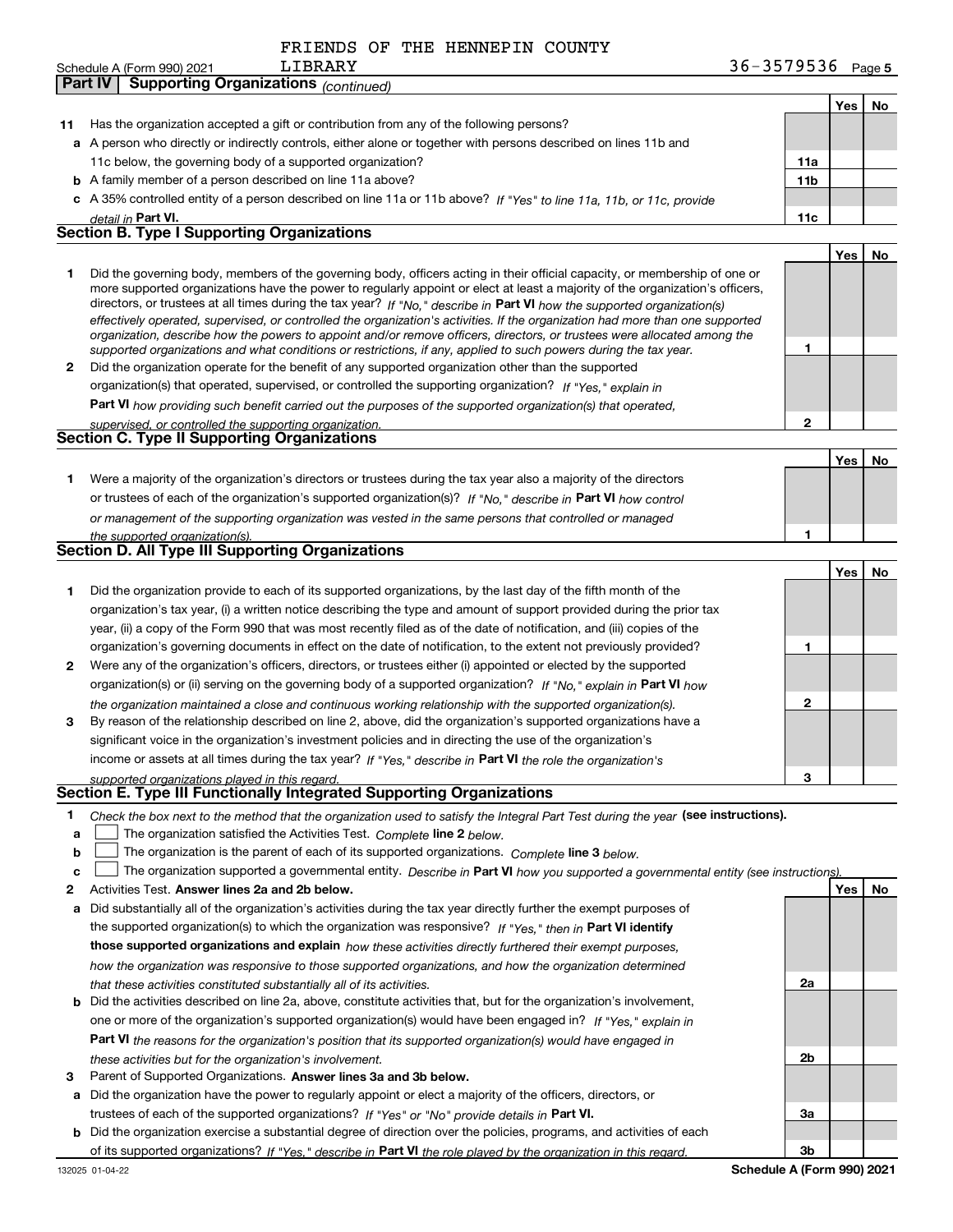FRIENDS OF THE HENNEPIN COUNTY LIBRARY

Schedule A (Form 990) 2021 36-3579536 Page 5

**Part IV Supporting Organizations** *(continued)*

| | | | Yes | No |
|---|---|---|---|---|
| **11** | Has the organization accepted a gift or contribution from any of the following persons? | | | |
| **a** | A person who directly or indirectly controls, either alone or together with persons described on lines 11b and 11c below, the governing body of a supported organization? | **11a** | | |
| **b** | A family member of a person described on line 11a above? | **11b** | | |
| **c** | A 35% controlled entity of a person described on line 11a or 11b above? *If "Yes" to line 11a, 11b, or 11c, provide detail in* **Part VI.** | **11c** | | |

## Section B. Type I Supporting Organizations

| | | | Yes | No |
|---|---|---|---|---|
| **1** | Did the governing body, members of the governing body, officers acting in their official capacity, or membership of one or more supported organizations have the power to regularly appoint or elect at least a majority of the organization's officers, directors, or trustees at all times during the tax year? *If "No," describe in* **Part VI** *how the supported organization(s) effectively operated, supervised, or controlled the organization's activities. If the organization had more than one supported organization, describe how the powers to appoint and/or remove officers, directors, or trustees were allocated among the supported organizations and what conditions or restrictions, if any, applied to such powers during the tax year.* | **1** | | |
| **2** | Did the organization operate for the benefit of any supported organization other than the supported organization(s) that operated, supervised, or controlled the supporting organization? *If "Yes," explain in* **Part VI** *how providing such benefit carried out the purposes of the supported organization(s) that operated, supervised, or controlled the supporting organization.* | **2** | | |

## Section C. Type II Supporting Organizations

| | | | Yes | No |
|---|---|---|---|---|
| **1** | Were a majority of the organization's directors or trustees during the tax year also a majority of the directors or trustees of each of the organization's supported organization(s)? *If "No," describe in* **Part VI** *how control or management of the supporting organization was vested in the same persons that controlled or managed the supported organization(s).* | **1** | | |

## Section D. All Type III Supporting Organizations

| | | | Yes | No |
|---|---|---|---|---|
| **1** | Did the organization provide to each of its supported organizations, by the last day of the fifth month of the organization's tax year, (i) a written notice describing the type and amount of support provided during the prior tax year, (ii) a copy of the Form 990 that was most recently filed as of the date of notification, and (iii) copies of the organization's governing documents in effect on the date of notification, to the extent not previously provided? | **1** | | |
| **2** | Were any of the organization's officers, directors, or trustees either (i) appointed or elected by the supported organization(s) or (ii) serving on the governing body of a supported organization? *If "No," explain in* **Part VI** *how the organization maintained a close and continuous working relationship with the supported organization(s).* | **2** | | |
| **3** | By reason of the relationship described on line 2, above, did the organization's supported organizations have a significant voice in the organization's investment policies and in directing the use of the organization's income or assets at all times during the tax year? *If "Yes," describe in* **Part VI** *the role the organization's supported organizations played in this regard.* | **3** | | |

## Section E. Type III Functionally Integrated Supporting Organizations

**1** *Check the box next to the method that the organization used to satisfy the Integral Part Test during the year* **(see instructions).**

- **a** ☐ The organization satisfied the Activities Test. *Complete* **line 2** *below.*
- **b** ☐ The organization is the parent of each of its supported organizations. *Complete* **line 3** *below.*
- **c** ☐ The organization supported a governmental entity. *Describe in* **Part VI** *how you supported a governmental entity (see instructions).*

| | | | Yes | No |
|---|---|---|---|---|
| **2** | Activities Test. **Answer lines 2a and 2b below.** | | | |
| **a** | Did substantially all of the organization's activities during the tax year directly further the exempt purposes of the supported organization(s) to which the organization was responsive? *If "Yes," then in* **Part VI identify those supported organizations and explain** *how these activities directly furthered their exempt purposes, how the organization was responsive to those supported organizations, and how the organization determined that these activities constituted substantially all of its activities.* | **2a** | | |
| **b** | Did the activities described on line 2a, above, constitute activities that, but for the organization's involvement, one or more of the organization's supported organization(s) would have been engaged in? *If "Yes," explain in* **Part VI** *the reasons for the organization's position that its supported organization(s) would have engaged in these activities but for the organization's involvement.* | **2b** | | |
| **3** | Parent of Supported Organizations. **Answer lines 3a and 3b below.** | | | |
| **a** | Did the organization have the power to regularly appoint or elect a majority of the officers, directors, or trustees of each of the supported organizations? *If "Yes" or "No" provide details in* **Part VI.** | **3a** | | |
| **b** | Did the organization exercise a substantial degree of direction over the policies, programs, and activities of each of its supported organizations? *If "Yes," describe in* **Part VI** *the role played by the organization in this regard.* | **3b** | | |

132025 01-04-22 **Schedule A (Form 990) 2021**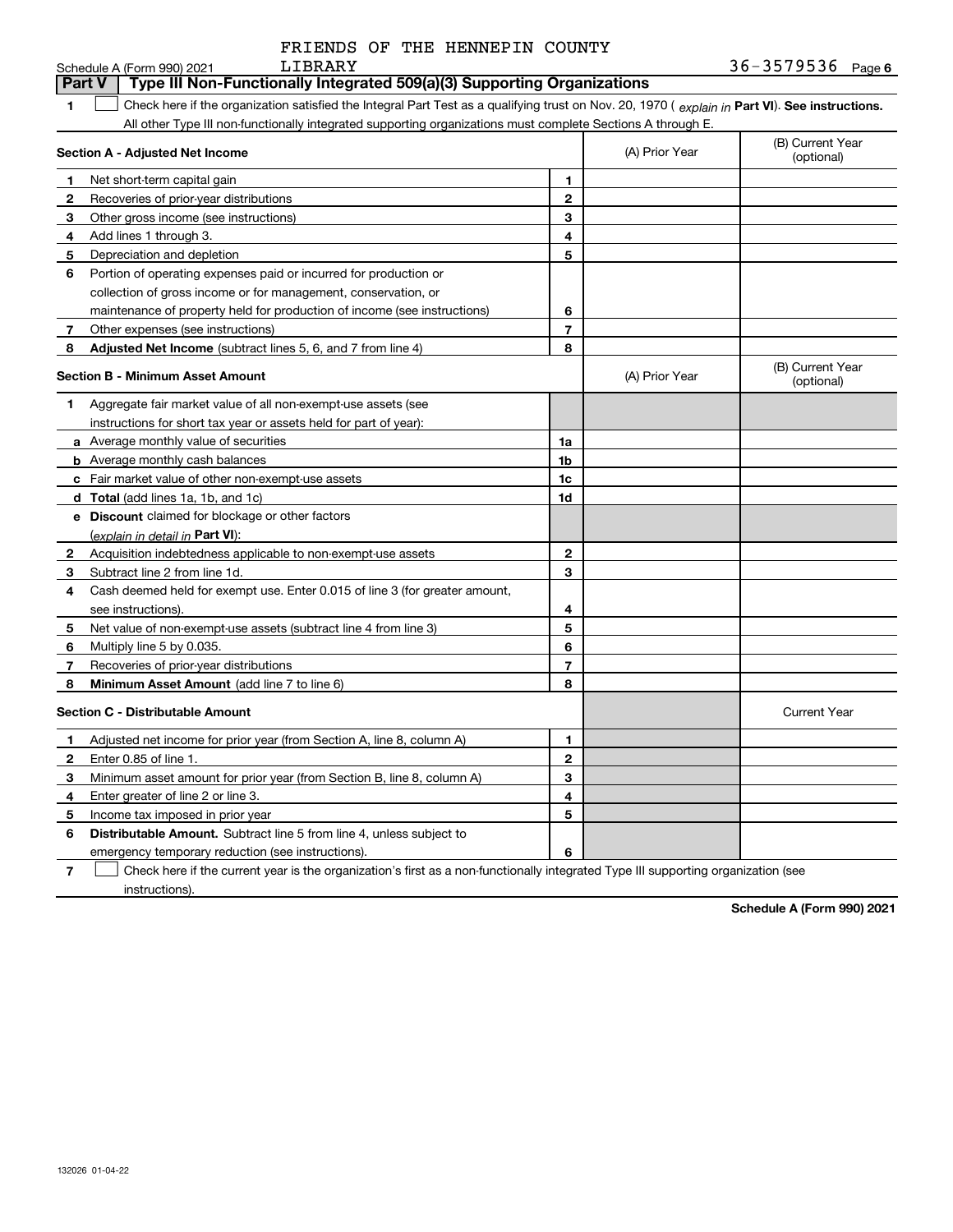FRIENDS OF THE HENNEPIN COUNTY LIBRARY

Schedule A (Form 990) 2021 — 36-3579536 — Page 6

## Part V Type III Non-Functionally Integrated 509(a)(3) Supporting Organizations

**1** ☐ Check here if the organization satisfied the Integral Part Test as a qualifying trust on Nov. 20, 1970 ( *explain in* **Part VI**). **See instructions.** All other Type III non-functionally integrated supporting organizations must complete Sections A through E.

| **Section A - Adjusted Net Income** | | | (A) Prior Year | (B) Current Year (optional) |
|---|---|---|---|---|
| 1 | Net short-term capital gain | 1 | | |
| 2 | Recoveries of prior-year distributions | 2 | | |
| 3 | Other gross income (see instructions) | 3 | | |
| 4 | Add lines 1 through 3. | 4 | | |
| 5 | Depreciation and depletion | 5 | | |
| 6 | Portion of operating expenses paid or incurred for production or collection of gross income or for management, conservation, or maintenance of property held for production of income (see instructions) | 6 | | |
| 7 | Other expenses (see instructions) | 7 | | |
| 8 | **Adjusted Net Income** (subtract lines 5, 6, and 7 from line 4) | 8 | | |

| **Section B - Minimum Asset Amount** | | | (A) Prior Year | (B) Current Year (optional) |
|---|---|---|---|---|
| 1 | Aggregate fair market value of all non-exempt-use assets (see instructions for short tax year or assets held for part of year): | | | |
| a | Average monthly value of securities | 1a | | |
| b | Average monthly cash balances | 1b | | |
| c | Fair market value of other non-exempt-use assets | 1c | | |
| d | **Total** (add lines 1a, 1b, and 1c) | 1d | | |
| e | **Discount** claimed for blockage or other factors (*explain in detail in* **Part VI**): | | | |
| 2 | Acquisition indebtedness applicable to non-exempt-use assets | 2 | | |
| 3 | Subtract line 2 from line 1d. | 3 | | |
| 4 | Cash deemed held for exempt use. Enter 0.015 of line 3 (for greater amount, see instructions). | 4 | | |
| 5 | Net value of non-exempt-use assets (subtract line 4 from line 3) | 5 | | |
| 6 | Multiply line 5 by 0.035. | 6 | | |
| 7 | Recoveries of prior-year distributions | 7 | | |
| 8 | **Minimum Asset Amount** (add line 7 to line 6) | 8 | | |

| **Section C - Distributable Amount** | | | | Current Year |
|---|---|---|---|---|
| 1 | Adjusted net income for prior year (from Section A, line 8, column A) | 1 | | |
| 2 | Enter 0.85 of line 1. | 2 | | |
| 3 | Minimum asset amount for prior year (from Section B, line 8, column A) | 3 | | |
| 4 | Enter greater of line 2 or line 3. | 4 | | |
| 5 | Income tax imposed in prior year | 5 | | |
| 6 | **Distributable Amount.** Subtract line 5 from line 4, unless subject to emergency temporary reduction (see instructions). | 6 | | |

**7** ☐ Check here if the current year is the organization's first as a non-functionally integrated Type III supporting organization (see instructions).

**Schedule A (Form 990) 2021**

132026 01-04-22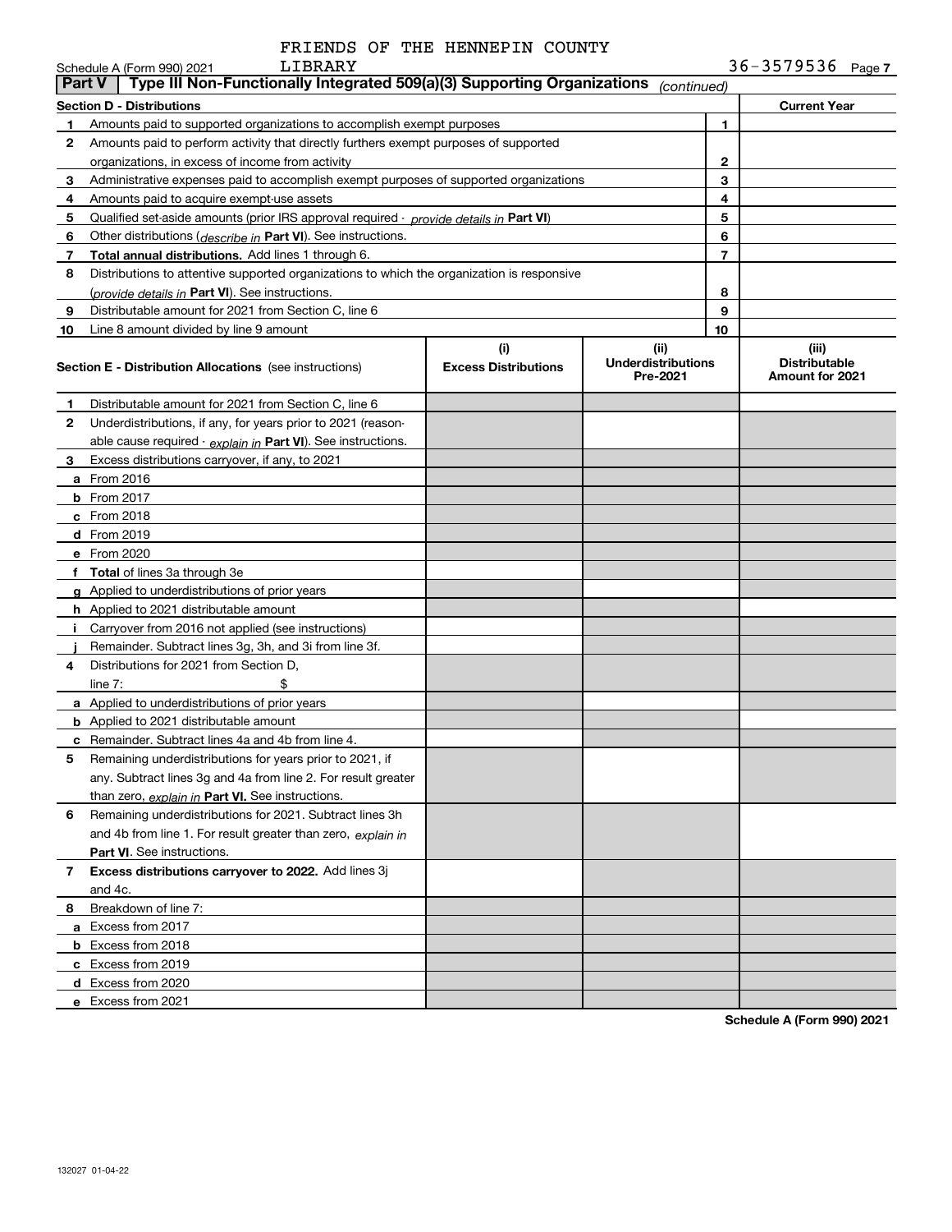FRIENDS OF THE HENNEPIN COUNTY LIBRARY

Schedule A (Form 990) 2021 — 36-3579536 — Page 7

**Part V — Type III Non-Functionally Integrated 509(a)(3) Supporting Organizations** *(continued)*

| Section D - Distributions | | | Current Year |
|---|---|---|---|
| 1 | Amounts paid to supported organizations to accomplish exempt purposes | 1 | |
| 2 | Amounts paid to perform activity that directly furthers exempt purposes of supported organizations, in excess of income from activity | 2 | |
| 3 | Administrative expenses paid to accomplish exempt purposes of supported organizations | 3 | |
| 4 | Amounts paid to acquire exempt-use assets | 4 | |
| 5 | Qualified set-aside amounts (prior IRS approval required - *provide details in* **Part VI**) | 5 | |
| 6 | Other distributions (*describe in* **Part VI**). See instructions. | 6 | |
| 7 | **Total annual distributions.** Add lines 1 through 6. | 7 | |
| 8 | Distributions to attentive supported organizations to which the organization is responsive (*provide details in* **Part VI**). See instructions. | 8 | |
| 9 | Distributable amount for 2021 from Section C, line 6 | 9 | |
| 10 | Line 8 amount divided by line 9 amount | 10 | |

| | **Section E - Distribution Allocations** (see instructions) | (i) Excess Distributions | (ii) Underdistributions Pre-2021 | (iii) Distributable Amount for 2021 |
|---|---|---|---|---|
| 1 | Distributable amount for 2021 from Section C, line 6 | | | |
| 2 | Underdistributions, if any, for years prior to 2021 (reasonable cause required - *explain in* **Part VI**). See instructions. | | | |
| 3 | Excess distributions carryover, if any, to 2021 | | | |
| a | From 2016 | | | |
| b | From 2017 | | | |
| c | From 2018 | | | |
| d | From 2019 | | | |
| e | From 2020 | | | |
| f | **Total** of lines 3a through 3e | | | |
| g | Applied to underdistributions of prior years | | | |
| h | Applied to 2021 distributable amount | | | |
| i | Carryover from 2016 not applied (see instructions) | | | |
| j | Remainder. Subtract lines 3g, 3h, and 3i from line 3f. | | | |
| 4 | Distributions for 2021 from Section D, line 7: $ | | | |
| a | Applied to underdistributions of prior years | | | |
| b | Applied to 2021 distributable amount | | | |
| c | Remainder. Subtract lines 4a and 4b from line 4. | | | |
| 5 | Remaining underdistributions for years prior to 2021, if any. Subtract lines 3g and 4a from line 2. For result greater than zero, *explain in* **Part VI.** See instructions. | | | |
| 6 | Remaining underdistributions for 2021. Subtract lines 3h and 4b from line 1. For result greater than zero, *explain in* **Part VI**. See instructions. | | | |
| 7 | **Excess distributions carryover to 2022.** Add lines 3j and 4c. | | | |
| 8 | Breakdown of line 7: | | | |
| a | Excess from 2017 | | | |
| b | Excess from 2018 | | | |
| c | Excess from 2019 | | | |
| d | Excess from 2020 | | | |
| e | Excess from 2021 | | | |

**Schedule A (Form 990) 2021**

132027 01-04-22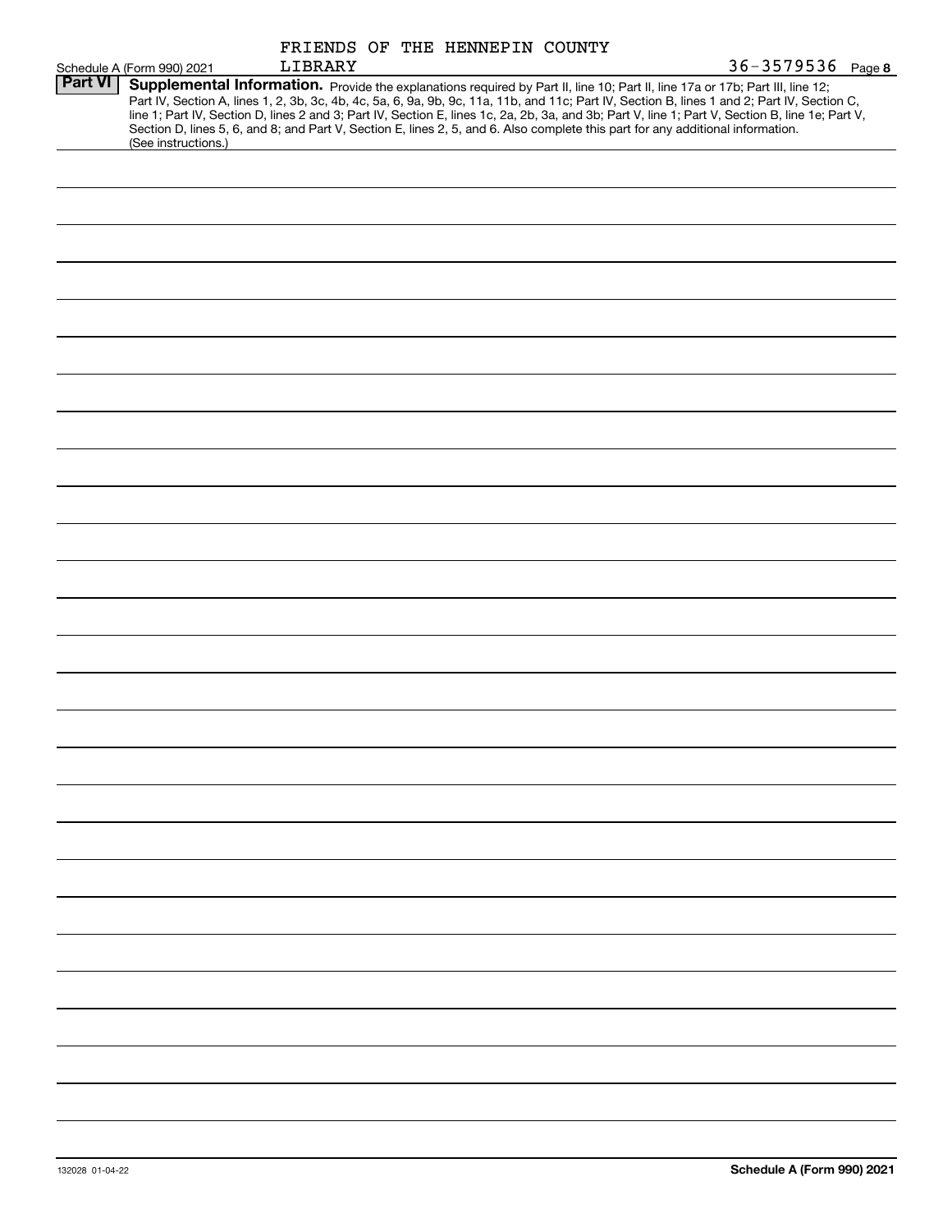FRIENDS OF THE HENNEPIN COUNTY LIBRARY

Schedule A (Form 990) 2021 — 36-3579536 Page 8

## Part VI Supplemental Information.

Provide the explanations required by Part II, line 10; Part II, line 17a or 17b; Part III, line 12; Part IV, Section A, lines 1, 2, 3b, 3c, 4b, 4c, 5a, 6, 9a, 9b, 9c, 11a, 11b, and 11c; Part IV, Section B, lines 1 and 2; Part IV, Section C, line 1; Part IV, Section D, lines 2 and 3; Part IV, Section E, lines 1c, 2a, 2b, 3a, and 3b; Part V, line 1; Part V, Section B, line 1e; Part V, Section D, lines 5, 6, and 8; and Part V, Section E, lines 2, 5, and 6. Also complete this part for any additional information. (See instructions.)

132028 01-04-22

**Schedule A (Form 990) 2021**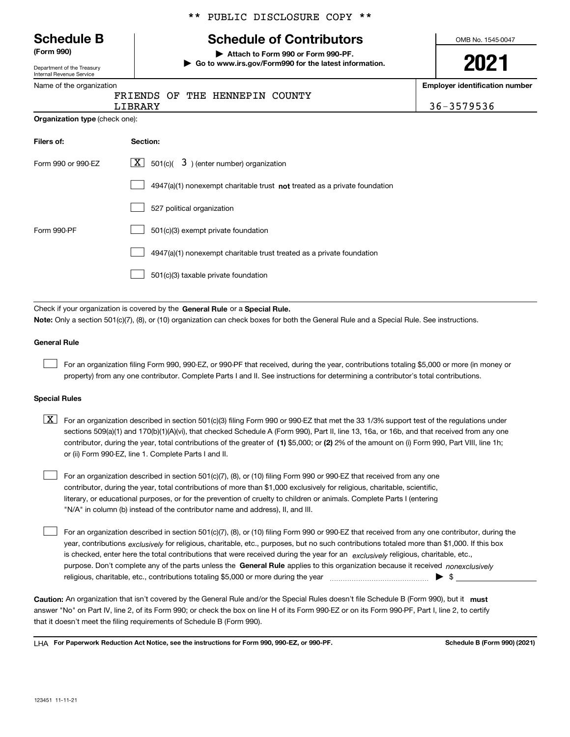\*\* PUBLIC DISCLOSURE COPY \*\*

# Schedule B (Form 990)

Department of the Treasury
Internal Revenue Service

## Schedule of Contributors

▶ Attach to Form 990 or Form 990-PF.
▶ Go to www.irs.gov/Form990 for the latest information.

OMB No. 1545-0047

**2021**

Name of the organization: FRIENDS OF THE HENNEPIN COUNTY LIBRARY

Employer identification number: 36-3579536

**Organization type** (check one):

| Filers of: | Section: |
|---|---|
| Form 990 or 990-EZ | [X] 501(c)( 3 ) (enter number) organization |
| | [ ] 4947(a)(1) nonexempt charitable trust **not** treated as a private foundation |
| | [ ] 527 political organization |
| Form 990-PF | [ ] 501(c)(3) exempt private foundation |
| | [ ] 4947(a)(1) nonexempt charitable trust treated as a private foundation |
| | [ ] 501(c)(3) taxable private foundation |

Check if your organization is covered by the **General Rule** or a **Special Rule.**

**Note:** Only a section 501(c)(7), (8), or (10) organization can check boxes for both the General Rule and a Special Rule. See instructions.

**General Rule**

[ ] For an organization filing Form 990, 990-EZ, or 990-PF that received, during the year, contributions totaling $5,000 or more (in money or property) from any one contributor. Complete Parts I and II. See instructions for determining a contributor's total contributions.

**Special Rules**

[X] For an organization described in section 501(c)(3) filing Form 990 or 990-EZ that met the 33 1/3% support test of the regulations under sections 509(a)(1) and 170(b)(1)(A)(vi), that checked Schedule A (Form 990), Part II, line 13, 16a, or 16b, and that received from any one contributor, during the year, total contributions of the greater of **(1)** $5,000; or **(2)** 2% of the amount on (i) Form 990, Part VIII, line 1h; or (ii) Form 990-EZ, line 1. Complete Parts I and II.

[ ] For an organization described in section 501(c)(7), (8), or (10) filing Form 990 or 990-EZ that received from any one contributor, during the year, total contributions of more than $1,000 exclusively for religious, charitable, scientific, literary, or educational purposes, or for the prevention of cruelty to children or animals. Complete Parts I (entering "N/A" in column (b) instead of the contributor name and address), II, and III.

[ ] For an organization described in section 501(c)(7), (8), or (10) filing Form 990 or 990-EZ that received from any one contributor, during the year, contributions *exclusively* for religious, charitable, etc., purposes, but no such contributions totaled more than $1,000. If this box is checked, enter here the total contributions that were received during the year for an *exclusively* religious, charitable, etc., purpose. Don't complete any of the parts unless the **General Rule** applies to this organization because it received *nonexclusively* religious, charitable, etc., contributions totaling $5,000 or more during the year ▶ $

**Caution:** An organization that isn't covered by the General Rule and/or the Special Rules doesn't file Schedule B (Form 990), but it **must** answer "No" on Part IV, line 2, of its Form 990; or check the box on line H of its Form 990-EZ or on its Form 990-PF, Part I, line 2, to certify that it doesn't meet the filing requirements of Schedule B (Form 990).

LHA **For Paperwork Reduction Act Notice, see the instructions for Form 990, 990-EZ, or 990-PF.** **Schedule B (Form 990) (2021)**

123451 11-11-21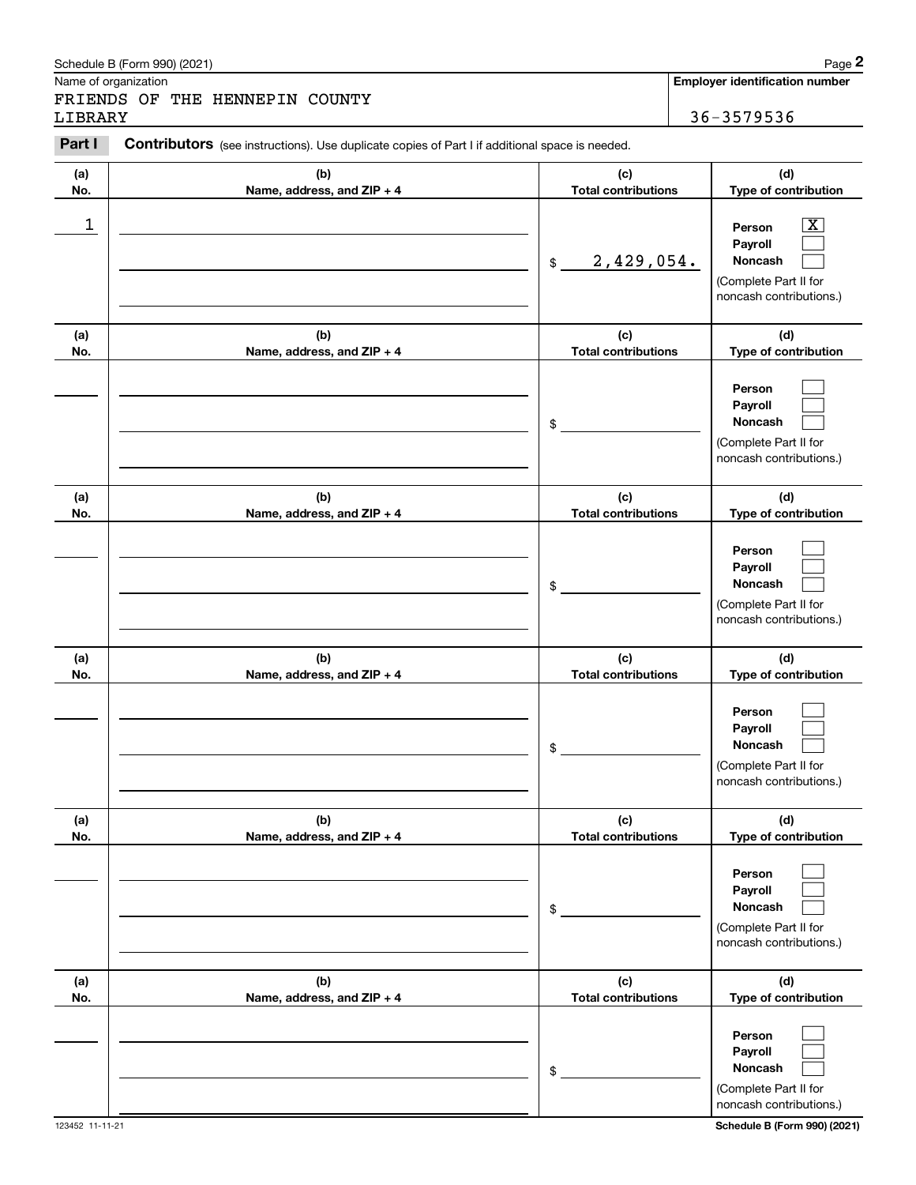Schedule B (Form 990) (2021)

Name of organization: FRIENDS OF THE HENNEPIN COUNTY LIBRARY

**Employer identification number:** 36-3579536

**Part I** **Contributors** (see instructions). Use duplicate copies of Part I if additional space is needed.

| (a) No. | (b) Name, address, and ZIP + 4 | (c) Total contributions | (d) Type of contribution |
|---|---|---|---|
| 1 | | $ 2,429,054. | Person [X] Payroll [ ] Noncash [ ] (Complete Part II for noncash contributions.) |
| | | $ | Person [ ] Payroll [ ] Noncash [ ] (Complete Part II for noncash contributions.) |
| | | $ | Person [ ] Payroll [ ] Noncash [ ] (Complete Part II for noncash contributions.) |
| | | $ | Person [ ] Payroll [ ] Noncash [ ] (Complete Part II for noncash contributions.) |
| | | $ | Person [ ] Payroll [ ] Noncash [ ] (Complete Part II for noncash contributions.) |
| | | $ | Person [ ] Payroll [ ] Noncash [ ] (Complete Part II for noncash contributions.) |

123452 11-11-21

Schedule B (Form 990) (2021)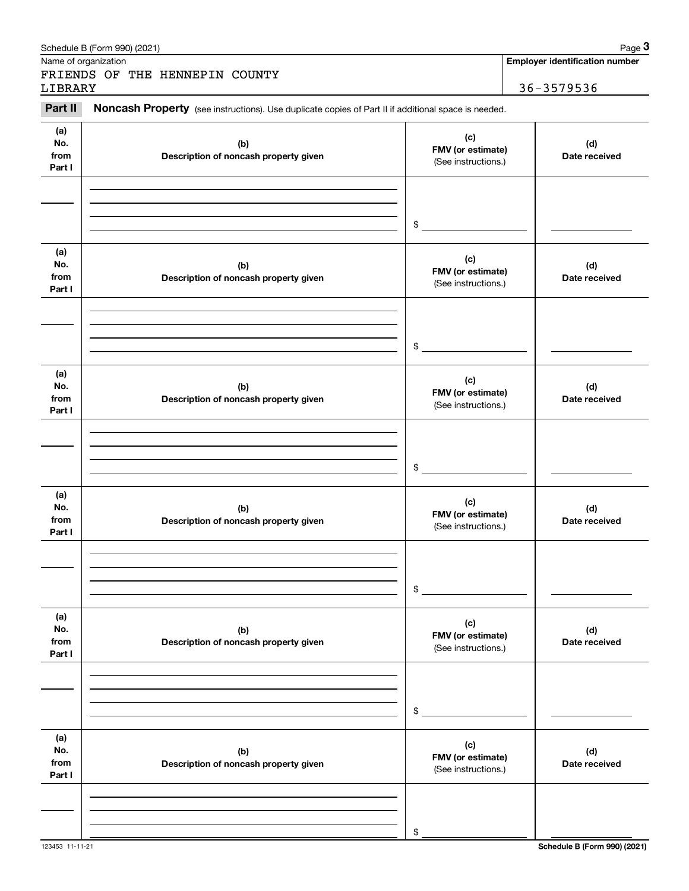Name of organization

FRIENDS OF THE HENNEPIN COUNTY LIBRARY

**Employer identification number**

36-3579536

**Part II** **Noncash Property** (see instructions). Use duplicate copies of Part II if additional space is needed.

| (a) No. from Part I | (b) Description of noncash property given | (c) FMV (or estimate) (See instructions.) | (d) Date received |
|---|---|---|---|
| | | $ | |

| (a) No. from Part I | (b) Description of noncash property given | (c) FMV (or estimate) (See instructions.) | (d) Date received |
|---|---|---|---|
| | | $ | |

| (a) No. from Part I | (b) Description of noncash property given | (c) FMV (or estimate) (See instructions.) | (d) Date received |
|---|---|---|---|
| | | $ | |

| (a) No. from Part I | (b) Description of noncash property given | (c) FMV (or estimate) (See instructions.) | (d) Date received |
|---|---|---|---|
| | | $ | |

| (a) No. from Part I | (b) Description of noncash property given | (c) FMV (or estimate) (See instructions.) | (d) Date received |
|---|---|---|---|
| | | $ | |

| (a) No. from Part I | (b) Description of noncash property given | (c) FMV (or estimate) (See instructions.) | (d) Date received |
|---|---|---|---|
| | | $ | |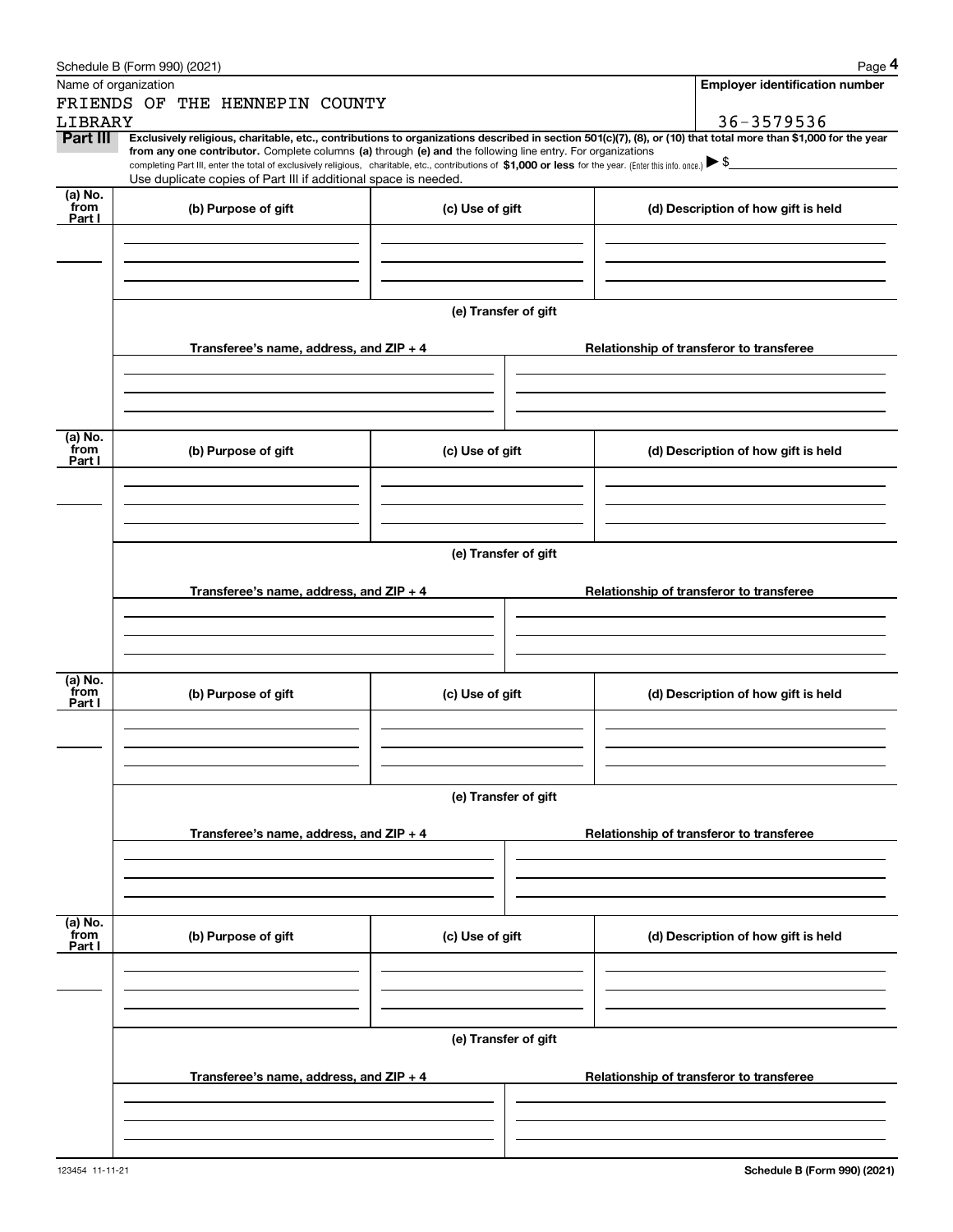Schedule B (Form 990) (2021) Page **4**

Name of organization: FRIENDS OF THE HENNEPIN COUNTY LIBRARY

**Employer identification number**: 36-3579536

**Part III** **Exclusively religious, charitable, etc., contributions to organizations described in section 501(c)(7), (8), or (10) that total more than $1,000 for the year from any one contributor.** Complete columns **(a)** through **(e) and** the following line entry. For organizations completing Part III, enter the total of exclusively religious, charitable, etc., contributions of **$1,000 or less** for the year. (Enter this info. once.) ▶ $

Use duplicate copies of Part III if additional space is needed.

| (a) No. from Part I | (b) Purpose of gift | (c) Use of gift | (d) Description of how gift is held |
|---|---|---|---|
| | | | |

**(e) Transfer of gift**

| Transferee's name, address, and ZIP + 4 | Relationship of transferor to transferee |
|---|---|
| | |

| (a) No. from Part I | (b) Purpose of gift | (c) Use of gift | (d) Description of how gift is held |
|---|---|---|---|
| | | | |

**(e) Transfer of gift**

| Transferee's name, address, and ZIP + 4 | Relationship of transferor to transferee |
|---|---|
| | |

| (a) No. from Part I | (b) Purpose of gift | (c) Use of gift | (d) Description of how gift is held |
|---|---|---|---|
| | | | |

**(e) Transfer of gift**

| Transferee's name, address, and ZIP + 4 | Relationship of transferor to transferee |
|---|---|
| | |

| (a) No. from Part I | (b) Purpose of gift | (c) Use of gift | (d) Description of how gift is held |
|---|---|---|---|
| | | | |

**(e) Transfer of gift**

| Transferee's name, address, and ZIP + 4 | Relationship of transferor to transferee |
|---|---|
| | |

123454 11-11-21 **Schedule B (Form 990) (2021)**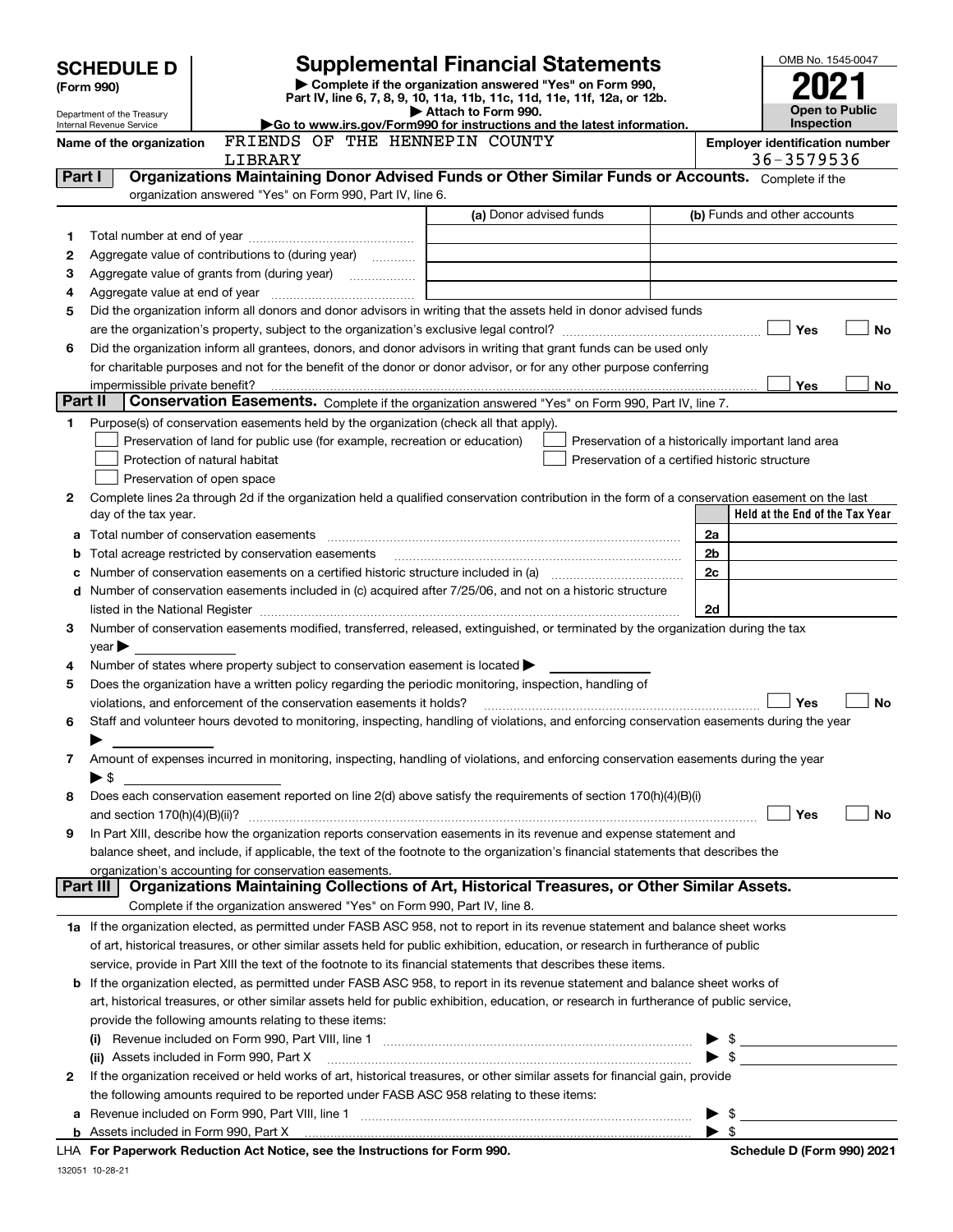# SCHEDULE D (Form 990)

Department of the Treasury
Internal Revenue Service

# Supplemental Financial Statements

▶ Complete if the organization answered "Yes" on Form 990, Part IV, line 6, 7, 8, 9, 10, 11a, 11b, 11c, 11d, 11e, 11f, 12a, or 12b.
▶ Attach to Form 990.
▶Go to www.irs.gov/Form990 for instructions and the latest information.

OMB No. 1545-0047

**2021**

**Open to Public Inspection**

Name of the organization: FRIENDS OF THE HENNEPIN COUNTY LIBRARY

Employer identification number: 36-3579536

## Part I — Organizations Maintaining Donor Advised Funds or Other Similar Funds or Accounts.

Complete if the organization answered "Yes" on Form 990, Part IV, line 6.

| | | (a) Donor advised funds | (b) Funds and other accounts |
|---|---|---|---|
| 1 | Total number at end of year | | |
| 2 | Aggregate value of contributions to (during year) | | |
| 3 | Aggregate value of grants from (during year) | | |
| 4 | Aggregate value at end of year | | |

5 Did the organization inform all donors and donor advisors in writing that the assets held in donor advised funds are the organization's property, subject to the organization's exclusive legal control? ☐ Yes ☐ No

6 Did the organization inform all grantees, donors, and donor advisors in writing that grant funds can be used only for charitable purposes and not for the benefit of the donor or donor advisor, or for any other purpose conferring impermissible private benefit? ☐ Yes ☐ No

## Part II — Conservation Easements.

Complete if the organization answered "Yes" on Form 990, Part IV, line 7.

1 Purpose(s) of conservation easements held by the organization (check all that apply).

- ☐ Preservation of land for public use (for example, recreation or education)
- ☐ Protection of natural habitat
- ☐ Preservation of open space
- ☐ Preservation of a historically important land area
- ☐ Preservation of a certified historic structure

2 Complete lines 2a through 2d if the organization held a qualified conservation contribution in the form of a conservation easement on the last day of the tax year.

| | | | Held at the End of the Tax Year |
|---|---|---|---|
| a | Total number of conservation easements | 2a | |
| b | Total acreage restricted by conservation easements | 2b | |
| c | Number of conservation easements on a certified historic structure included in (a) | 2c | |
| d | Number of conservation easements included in (c) acquired after 7/25/06, and not on a historic structure listed in the National Register | 2d | |

3 Number of conservation easements modified, transferred, released, extinguished, or terminated by the organization during the tax year ▶

4 Number of states where property subject to conservation easement is located ▶

5 Does the organization have a written policy regarding the periodic monitoring, inspection, handling of violations, and enforcement of the conservation easements it holds? ☐ Yes ☐ No

6 Staff and volunteer hours devoted to monitoring, inspecting, handling of violations, and enforcing conservation easements during the year ▶

7 Amount of expenses incurred in monitoring, inspecting, handling of violations, and enforcing conservation easements during the year ▶ $

8 Does each conservation easement reported on line 2(d) above satisfy the requirements of section 170(h)(4)(B)(i) and section 170(h)(4)(B)(ii)? ☐ Yes ☐ No

9 In Part XIII, describe how the organization reports conservation easements in its revenue and expense statement and balance sheet, and include, if applicable, the text of the footnote to the organization's financial statements that describes the organization's accounting for conservation easements.

## Part III — Organizations Maintaining Collections of Art, Historical Treasures, or Other Similar Assets.

Complete if the organization answered "Yes" on Form 990, Part IV, line 8.

1a If the organization elected, as permitted under FASB ASC 958, not to report in its revenue statement and balance sheet works of art, historical treasures, or other similar assets held for public exhibition, education, or research in furtherance of public service, provide in Part XIII the text of the footnote to its financial statements that describes these items.

b If the organization elected, as permitted under FASB ASC 958, to report in its revenue statement and balance sheet works of art, historical treasures, or other similar assets held for public exhibition, education, or research in furtherance of public service, provide the following amounts relating to these items:

(i) Revenue included on Form 990, Part VIII, line 1 ▶ $

(ii) Assets included in Form 990, Part X ▶ $

2 If the organization received or held works of art, historical treasures, or other similar assets for financial gain, provide the following amounts required to be reported under FASB ASC 958 relating to these items:

a Revenue included on Form 990, Part VIII, line 1 ▶ $

b Assets included in Form 990, Part X ▶ $

LHA For Paperwork Reduction Act Notice, see the Instructions for Form 990. Schedule D (Form 990) 2021

132051 10-28-21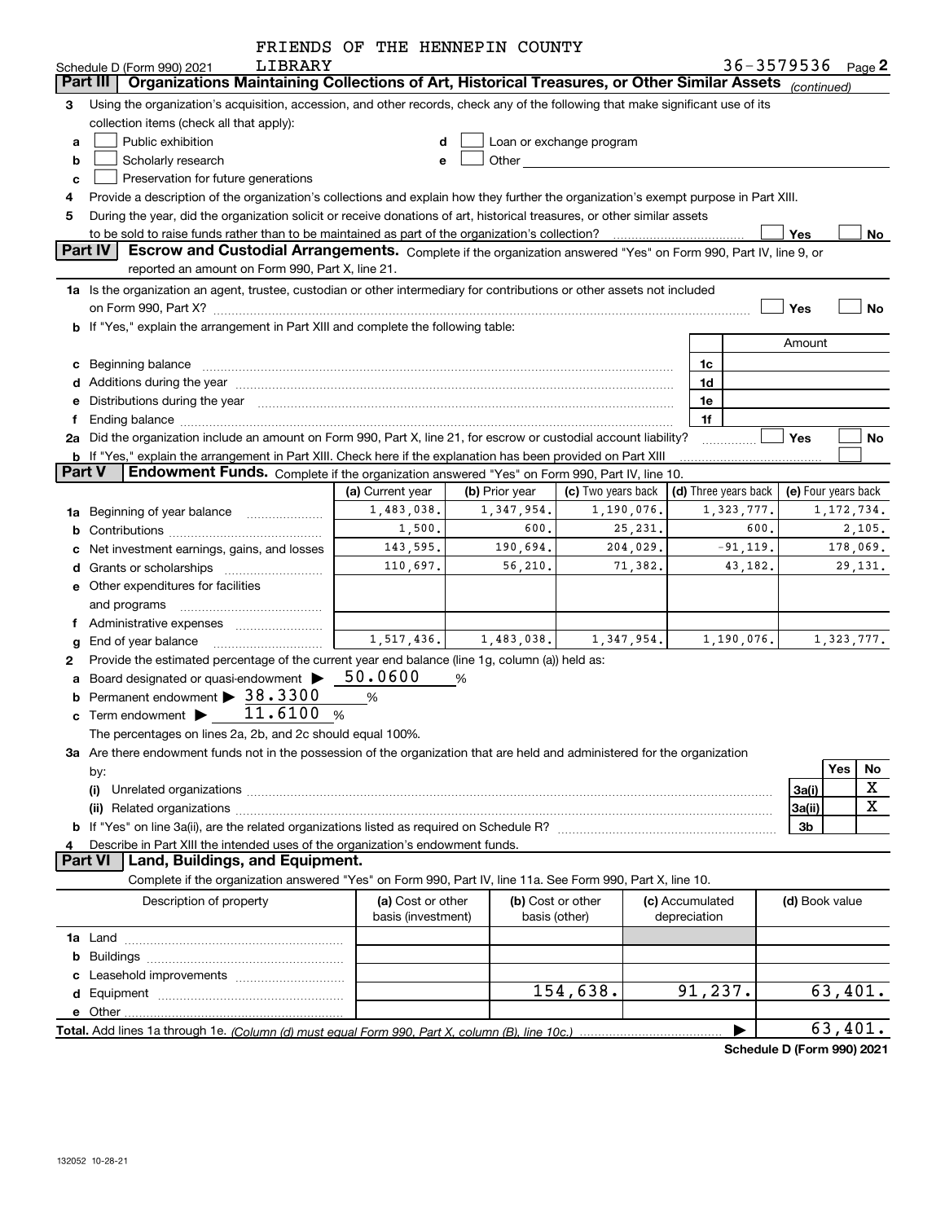FRIENDS OF THE HENNEPIN COUNTY LIBRARY

Schedule D (Form 990) 2021 — 36-3579536 Page 2

## Part III | Organizations Maintaining Collections of Art, Historical Treasures, or Other Similar Assets *(continued)*

3 Using the organization's acquisition, accession, and other records, check any of the following that make significant use of its collection items (check all that apply):

- a ☐ Public exhibition
- b ☐ Scholarly research
- c ☐ Preservation for future generations
- d ☐ Loan or exchange program
- e ☐ Other

4 Provide a description of the organization's collections and explain how they further the organization's exempt purpose in Part XIII.

5 During the year, did the organization solicit or receive donations of art, historical treasures, or other similar assets to be sold to raise funds rather than to be maintained as part of the organization's collection? ☐ Yes ☐ No

## Part IV | Escrow and Custodial Arrangements.

Complete if the organization answered "Yes" on Form 990, Part IV, line 9, or reported an amount on Form 990, Part X, line 21.

1a Is the organization an agent, trustee, custodian or other intermediary for contributions or other assets not included on Form 990, Part X? ☐ Yes ☐ No

b If "Yes," explain the arrangement in Part XIII and complete the following table:

| | | Amount |
|---|---|---|
| c Beginning balance | 1c | |
| d Additions during the year | 1d | |
| e Distributions during the year | 1e | |
| f Ending balance | 1f | |

2a Did the organization include an amount on Form 990, Part X, line 21, for escrow or custodial account liability? ☐ Yes ☐ No

b If "Yes," explain the arrangement in Part XIII. Check here if the explanation has been provided on Part XIII ☐

## Part V | Endowment Funds.

Complete if the organization answered "Yes" on Form 990, Part IV, line 10.

| | (a) Current year | (b) Prior year | (c) Two years back | (d) Three years back | (e) Four years back |
|---|---|---|---|---|---|
| 1a Beginning of year balance | 1,483,038. | 1,347,954. | 1,190,076. | 1,323,777. | 1,172,734. |
| b Contributions | 1,500. | 600. | 25,231. | 600. | 2,105. |
| c Net investment earnings, gains, and losses | 143,595. | 190,694. | 204,029. | -91,119. | 178,069. |
| d Grants or scholarships | 110,697. | 56,210. | 71,382. | 43,182. | 29,131. |
| e Other expenditures for facilities and programs | | | | | |
| f Administrative expenses | | | | | |
| g End of year balance | 1,517,436. | 1,483,038. | 1,347,954. | 1,190,076. | 1,323,777. |

2 Provide the estimated percentage of the current year end balance (line 1g, column (a)) held as:

- a Board designated or quasi-endowment ▶ 50.0600 %
- b Permanent endowment ▶ 38.3300 %
- c Term endowment ▶ 11.6100 %

The percentages on lines 2a, 2b, and 2c should equal 100%.

3a Are there endowment funds not in the possession of the organization that are held and administered for the organization by:

| | | Yes | No |
|---|---|---|---|
| (i) Unrelated organizations | 3a(i) | | X |
| (ii) Related organizations | 3a(ii) | | X |
| b If "Yes" on line 3a(ii), are the related organizations listed as required on Schedule R? | 3b | | |

4 Describe in Part XIII the intended uses of the organization's endowment funds.

## Part VI | Land, Buildings, and Equipment.

Complete if the organization answered "Yes" on Form 990, Part IV, line 11a. See Form 990, Part X, line 10.

| Description of property | (a) Cost or other basis (investment) | (b) Cost or other basis (other) | (c) Accumulated depreciation | (d) Book value |
|---|---|---|---|---|
| 1a Land | | | | |
| b Buildings | | | | |
| c Leasehold improvements | | | | |
| d Equipment | | 154,638. | 91,237. | 63,401. |
| e Other | | | | |
| **Total.** Add lines 1a through 1e. *(Column (d) must equal Form 990, Part X, column (B), line 10c.)* | | | ▶ | 63,401. |

**Schedule D (Form 990) 2021**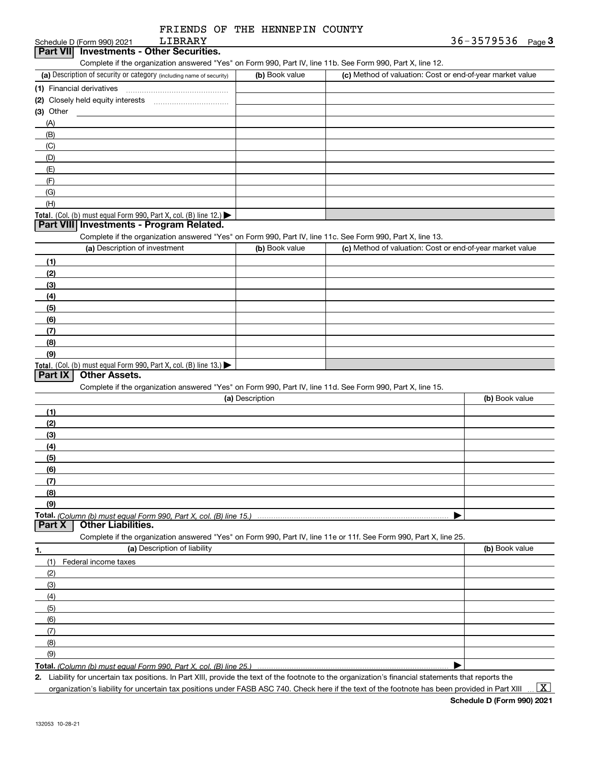FRIENDS OF THE HENNEPIN COUNTY LIBRARY

Schedule D (Form 990) 2021 — 36-3579536 Page **3**

## Part VII Investments - Other Securities.

Complete if the organization answered "Yes" on Form 990, Part IV, line 11b. See Form 990, Part X, line 12.

| (a) Description of security or category (including name of security) | (b) Book value | (c) Method of valuation: Cost or end-of-year market value |
|---|---|---|
| (1) Financial derivatives | | |
| (2) Closely held equity interests | | |
| (3) Other | | |
| (A) | | |
| (B) | | |
| (C) | | |
| (D) | | |
| (E) | | |
| (F) | | |
| (G) | | |
| (H) | | |
| **Total.** (Col. (b) must equal Form 990, Part X, col. (B) line 12.) ▶ | | |

## Part VIII Investments - Program Related.

Complete if the organization answered "Yes" on Form 990, Part IV, line 11c. See Form 990, Part X, line 13.

| (a) Description of investment | (b) Book value | (c) Method of valuation: Cost or end-of-year market value |
|---|---|---|
| (1) | | |
| (2) | | |
| (3) | | |
| (4) | | |
| (5) | | |
| (6) | | |
| (7) | | |
| (8) | | |
| (9) | | |
| **Total.** (Col. (b) must equal Form 990, Part X, col. (B) line 13.) ▶ | | |

## Part IX Other Assets.

Complete if the organization answered "Yes" on Form 990, Part IV, line 11d. See Form 990, Part X, line 15.

| (a) Description | (b) Book value |
|---|---|
| (1) | |
| (2) | |
| (3) | |
| (4) | |
| (5) | |
| (6) | |
| (7) | |
| (8) | |
| (9) | |
| **Total.** *(Column (b) must equal Form 990, Part X, col. (B) line 15.)* ▶ | |

## Part X Other Liabilities.

Complete if the organization answered "Yes" on Form 990, Part IV, line 11e or 11f. See Form 990, Part X, line 25.

| 1. (a) Description of liability | (b) Book value |
|---|---|
| (1) Federal income taxes | |
| (2) | |
| (3) | |
| (4) | |
| (5) | |
| (6) | |
| (7) | |
| (8) | |
| (9) | |
| **Total.** *(Column (b) must equal Form 990, Part X, col. (B) line 25.)* ▶ | |

**2.** Liability for uncertain tax positions. In Part XIII, provide the text of the footnote to the organization's financial statements that reports the organization's liability for uncertain tax positions under FASB ASC 740. Check here if the text of the footnote has been provided in Part XIII ... [X]

**Schedule D (Form 990) 2021**

132053 10-28-21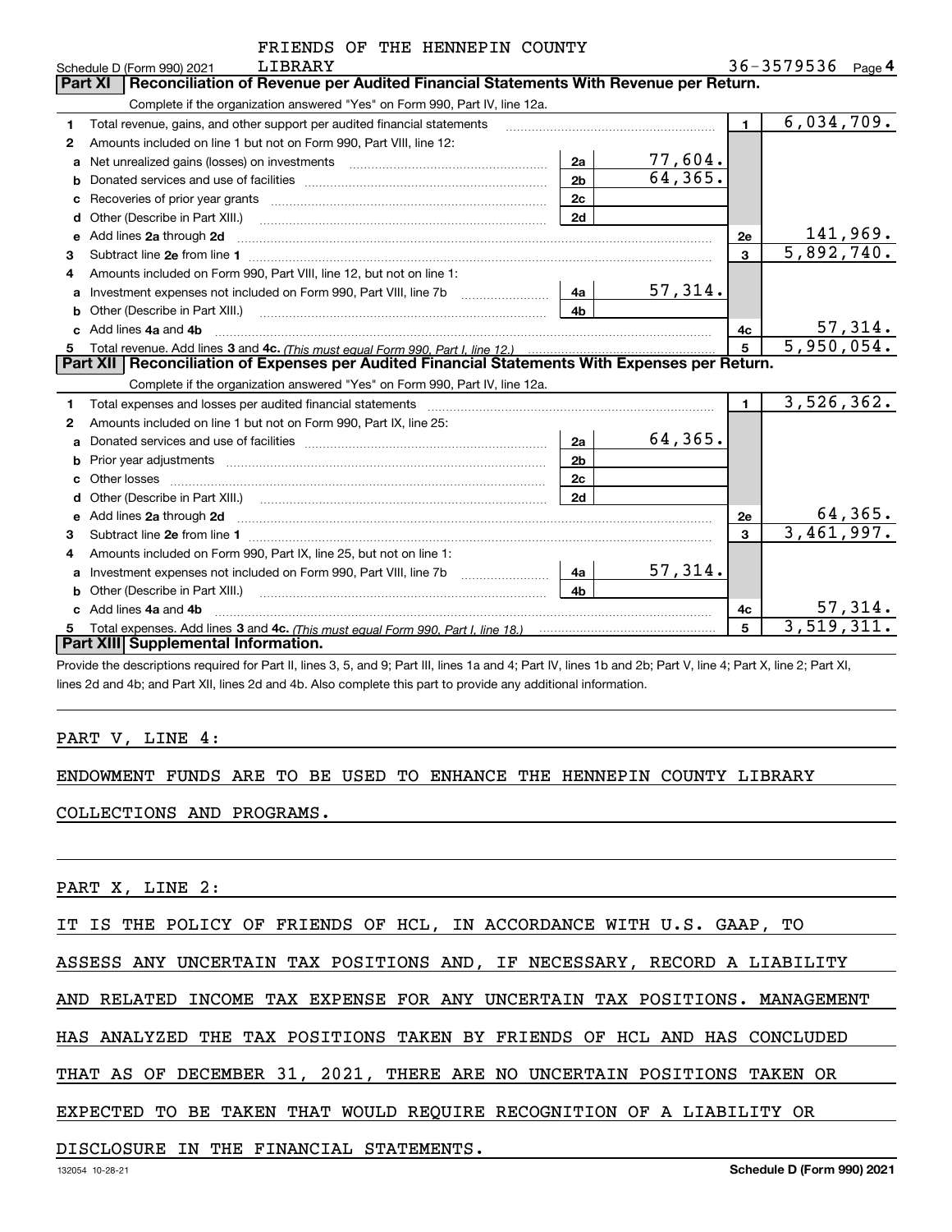FRIENDS OF THE HENNEPIN COUNTY LIBRARY

Schedule D (Form 990) 2021 — 36-3579536 — Page 4

## Part XI Reconciliation of Revenue per Audited Financial Statements With Revenue per Return.

Complete if the organization answered "Yes" on Form 990, Part IV, line 12a.

| Line | Description | Sub-line | Sub-amount | Line | Amount |
|---|---|---|---|---|---|
| 1 | Total revenue, gains, and other support per audited financial statements | | | 1 | 6,034,709. |
| 2 | Amounts included on line 1 but not on Form 990, Part VIII, line 12: | | | | |
| a | Net unrealized gains (losses) on investments | 2a | 77,604. | | |
| b | Donated services and use of facilities | 2b | 64,365. | | |
| c | Recoveries of prior year grants | 2c | | | |
| d | Other (Describe in Part XIII.) | 2d | | | |
| e | Add lines 2a through 2d | | | 2e | 141,969. |
| 3 | Subtract line 2e from line 1 | | | 3 | 5,892,740. |
| 4 | Amounts included on Form 990, Part VIII, line 12, but not on line 1: | | | | |
| a | Investment expenses not included on Form 990, Part VIII, line 7b | 4a | 57,314. | | |
| b | Other (Describe in Part XIII.) | 4b | | | |
| c | Add lines 4a and 4b | | | 4c | 57,314. |
| 5 | Total revenue. Add lines 3 and 4c. *(This must equal Form 990, Part I, line 12.)* | | | 5 | 5,950,054. |

## Part XII Reconciliation of Expenses per Audited Financial Statements With Expenses per Return.

Complete if the organization answered "Yes" on Form 990, Part IV, line 12a.

| Line | Description | Sub-line | Sub-amount | Line | Amount |
|---|---|---|---|---|---|
| 1 | Total expenses and losses per audited financial statements | | | 1 | 3,526,362. |
| 2 | Amounts included on line 1 but not on Form 990, Part IX, line 25: | | | | |
| a | Donated services and use of facilities | 2a | 64,365. | | |
| b | Prior year adjustments | 2b | | | |
| c | Other losses | 2c | | | |
| d | Other (Describe in Part XIII.) | 2d | | | |
| e | Add lines 2a through 2d | | | 2e | 64,365. |
| 3 | Subtract line 2e from line 1 | | | 3 | 3,461,997. |
| 4 | Amounts included on Form 990, Part IX, line 25, but not on line 1: | | | | |
| a | Investment expenses not included on Form 990, Part VIII, line 7b | 4a | 57,314. | | |
| b | Other (Describe in Part XIII.) | 4b | | | |
| c | Add lines 4a and 4b | | | 4c | 57,314. |
| 5 | Total expenses. Add lines 3 and 4c. *(This must equal Form 990, Part I, line 18.)* | | | 5 | 3,519,311. |

## Part XIII Supplemental Information.

Provide the descriptions required for Part II, lines 3, 5, and 9; Part III, lines 1a and 4; Part IV, lines 1b and 2b; Part V, line 4; Part X, line 2; Part XI, lines 2d and 4b; and Part XII, lines 2d and 4b. Also complete this part to provide any additional information.

PART V, LINE 4:

ENDOWMENT FUNDS ARE TO BE USED TO ENHANCE THE HENNEPIN COUNTY LIBRARY COLLECTIONS AND PROGRAMS.

PART X, LINE 2:

IT IS THE POLICY OF FRIENDS OF HCL, IN ACCORDANCE WITH U.S. GAAP, TO ASSESS ANY UNCERTAIN TAX POSITIONS AND, IF NECESSARY, RECORD A LIABILITY AND RELATED INCOME TAX EXPENSE FOR ANY UNCERTAIN TAX POSITIONS. MANAGEMENT HAS ANALYZED THE TAX POSITIONS TAKEN BY FRIENDS OF HCL AND HAS CONCLUDED THAT AS OF DECEMBER 31, 2021, THERE ARE NO UNCERTAIN POSITIONS TAKEN OR EXPECTED TO BE TAKEN THAT WOULD REQUIRE RECOGNITION OF A LIABILITY OR DISCLOSURE IN THE FINANCIAL STATEMENTS.

132054 10-28-21 — Schedule D (Form 990) 2021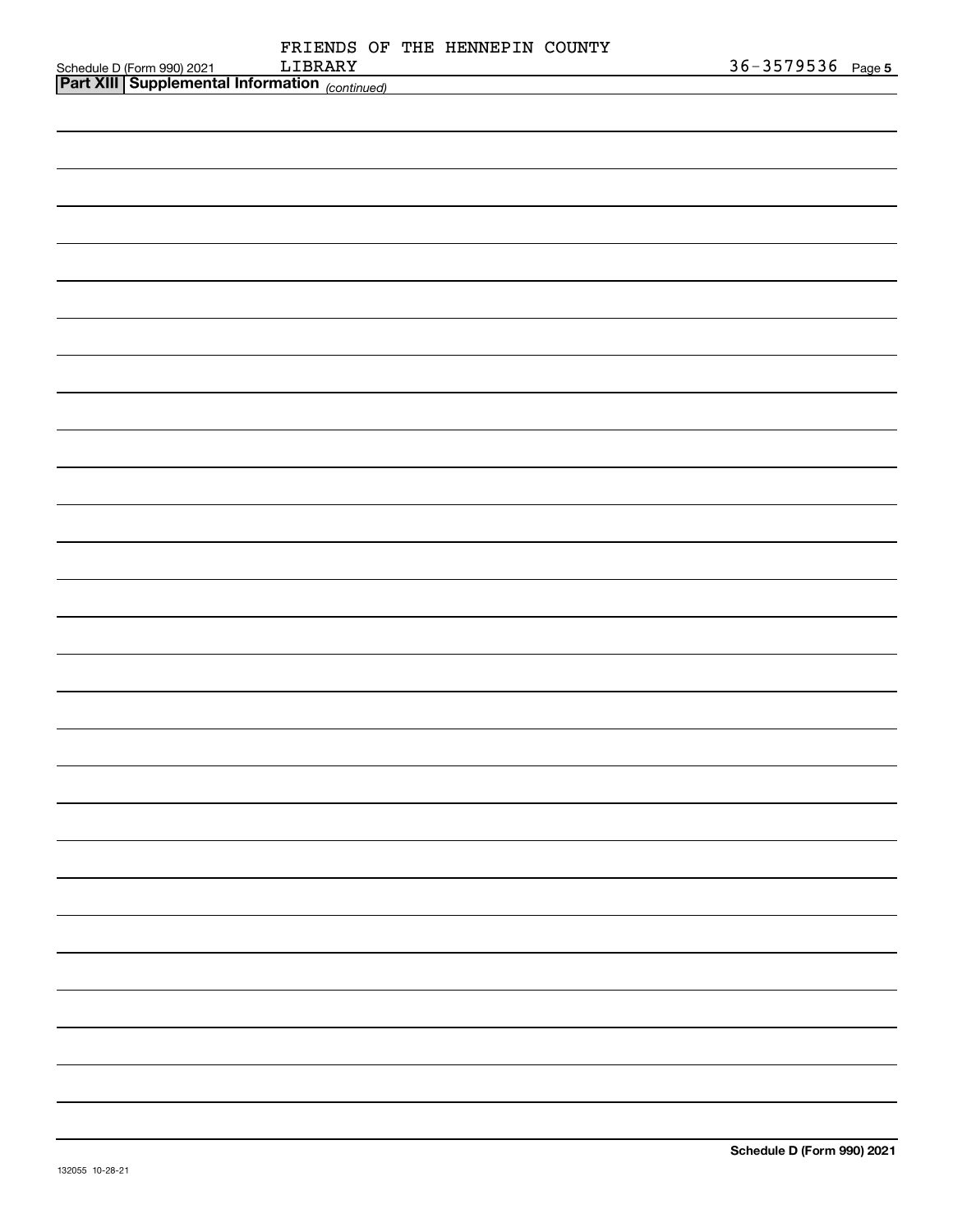Schedule D (Form 990) 2021 FRIENDS OF THE HENNEPIN COUNTY LIBRARY 36-3579536

## Part XIII Supplemental Information *(continued)*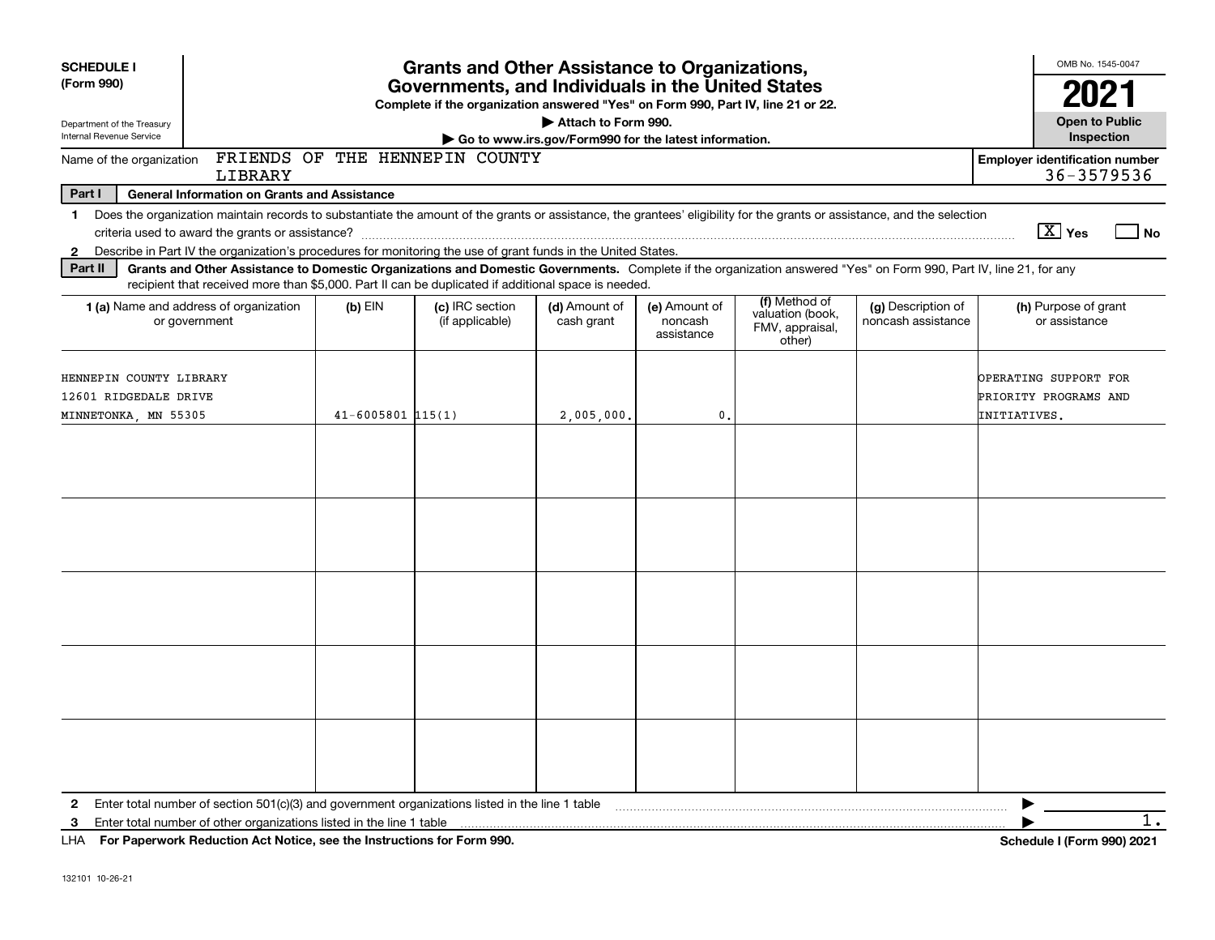**SCHEDULE I (Form 990)**

Department of the Treasury
Internal Revenue Service

# Grants and Other Assistance to Organizations, Governments, and Individuals in the United States

**Complete if the organization answered "Yes" on Form 990, Part IV, line 21 or 22.**

**▶ Attach to Form 990.**

**▶ Go to www.irs.gov/Form990 for the latest information.**

OMB No. 1545-0047

**2021**

**Open to Public Inspection**

Name of the organization: FRIENDS OF THE HENNEPIN COUNTY LIBRARY

**Employer identification number** 36-3579536

## Part I — General Information on Grants and Assistance

1 Does the organization maintain records to substantiate the amount of the grants or assistance, the grantees' eligibility for the grants or assistance, and the selection criteria used to award the grants or assistance? [X] Yes [ ] No

2 Describe in Part IV the organization's procedures for monitoring the use of grant funds in the United States.

## Part II — Grants and Other Assistance to Domestic Organizations and Domestic Governments.

Complete if the organization answered "Yes" on Form 990, Part IV, line 21, for any recipient that received more than $5,000. Part II can be duplicated if additional space is needed.

| 1 (a) Name and address of organization or government | (b) EIN | (c) IRC section (if applicable) | (d) Amount of cash grant | (e) Amount of noncash assistance | (f) Method of valuation (book, FMV, appraisal, other) | (g) Description of noncash assistance | (h) Purpose of grant or assistance |
|---|---|---|---|---|---|---|---|
| HENNEPIN COUNTY LIBRARY 12601 RIDGEDALE DRIVE MINNETONKA, MN 55305 | 41-6005801 | 115(1) | 2,005,000. | 0. | | | OPERATING SUPPORT FOR PRIORITY PROGRAMS AND INITIATIVES. |
| | | | | | | | |
| | | | | | | | |
| | | | | | | | |
| | | | | | | | |
| | | | | | | | |

2 Enter total number of section 501(c)(3) and government organizations listed in the line 1 table ▶ 1.

3 Enter total number of other organizations listed in the line 1 table ▶

LHA **For Paperwork Reduction Act Notice, see the Instructions for Form 990.** **Schedule I (Form 990) 2021**

132101 10-26-21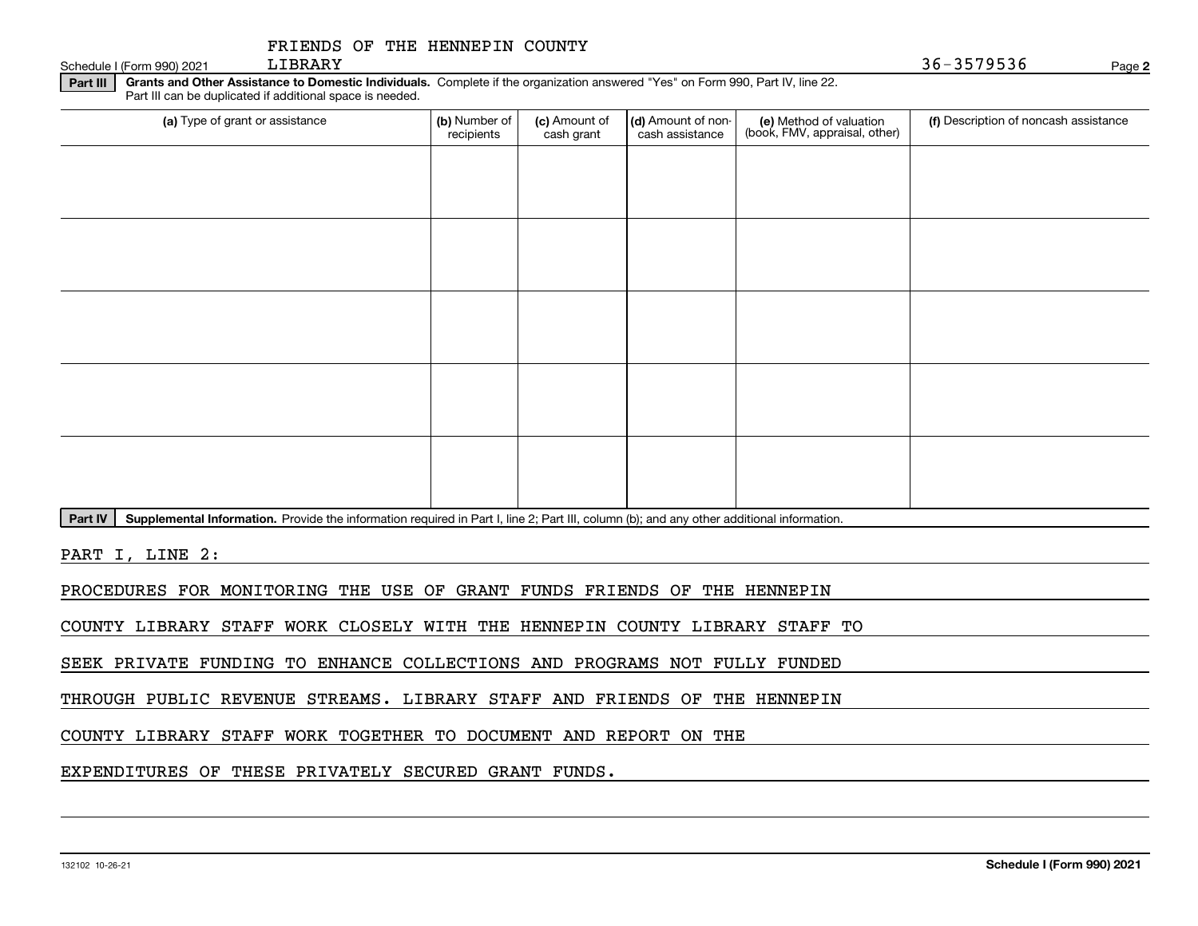FRIENDS OF THE HENNEPIN COUNTY LIBRARY

Schedule I (Form 990) 2021 — 36-3579536

**Part III** **Grants and Other Assistance to Domestic Individuals.** Complete if the organization answered "Yes" on Form 990, Part IV, line 22. Part III can be duplicated if additional space is needed.

| (a) Type of grant or assistance | (b) Number of recipients | (c) Amount of cash grant | (d) Amount of non-cash assistance | (e) Method of valuation (book, FMV, appraisal, other) | (f) Description of noncash assistance |
|---|---|---|---|---|---|
| | | | | | |
| | | | | | |
| | | | | | |
| | | | | | |
| | | | | | |

**Part IV** **Supplemental Information.** Provide the information required in Part I, line 2; Part III, column (b); and any other additional information.

PART I, LINE 2:

PROCEDURES FOR MONITORING THE USE OF GRANT FUNDS FRIENDS OF THE HENNEPIN COUNTY LIBRARY STAFF WORK CLOSELY WITH THE HENNEPIN COUNTY LIBRARY STAFF TO SEEK PRIVATE FUNDING TO ENHANCE COLLECTIONS AND PROGRAMS NOT FULLY FUNDED THROUGH PUBLIC REVENUE STREAMS. LIBRARY STAFF AND FRIENDS OF THE HENNEPIN COUNTY LIBRARY STAFF WORK TOGETHER TO DOCUMENT AND REPORT ON THE EXPENDITURES OF THESE PRIVATELY SECURED GRANT FUNDS.

132102 10-26-21

**Schedule I (Form 990) 2021**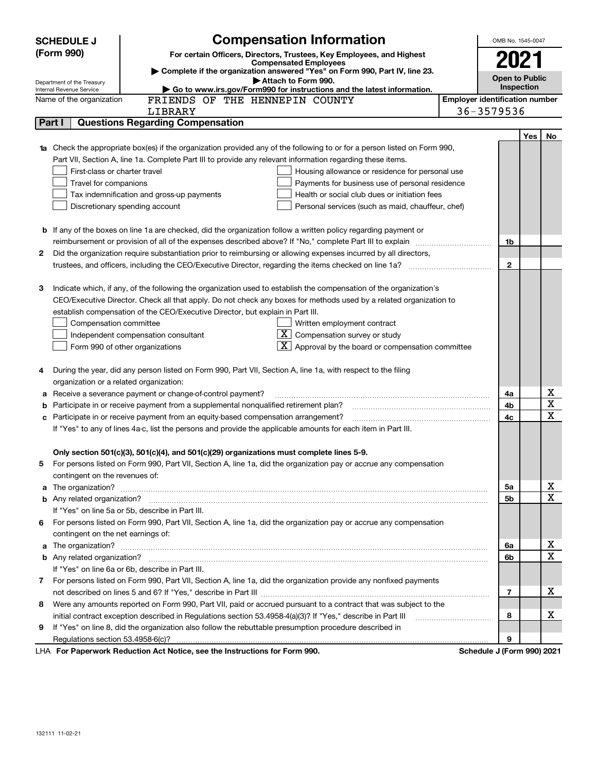**SCHEDULE J (Form 990)**

Department of the Treasury
Internal Revenue Service

# Compensation Information

**For certain Officers, Directors, Trustees, Key Employees, and Highest Compensated Employees**

▶ **Complete if the organization answered "Yes" on Form 990, Part IV, line 23.**

▶ **Attach to Form 990.**

▶ **Go to www.irs.gov/Form990 for instructions and the latest information.**

OMB No. 1545-0047

**2021**

**Open to Public Inspection**

Name of the organization: FRIENDS OF THE HENNEPIN COUNTY LIBRARY

**Employer identification number** 36-3579536

## Part I Questions Regarding Compensation

| | | | Yes | No |
|---|---|---|---|---|
| **1a** | Check the appropriate box(es) if the organization provided any of the following to or for a person listed on Form 990, Part VII, Section A, line 1a. Complete Part III to provide any relevant information regarding these items.<br>☐ First-class or charter travel ☐ Housing allowance or residence for personal use<br>☐ Travel for companions ☐ Payments for business use of personal residence<br>☐ Tax indemnification and gross-up payments ☐ Health or social club dues or initiation fees<br>☐ Discretionary spending account ☐ Personal services (such as maid, chauffeur, chef) | | | |
| **b** | If any of the boxes on line 1a are checked, did the organization follow a written policy regarding payment or reimbursement or provision of all of the expenses described above? If "No," complete Part III to explain | 1b | | |
| **2** | Did the organization require substantiation prior to reimbursing or allowing expenses incurred by all directors, trustees, and officers, including the CEO/Executive Director, regarding the items checked on line 1a? | 2 | | |
| **3** | Indicate which, if any, of the following the organization used to establish the compensation of the organization's CEO/Executive Director. Check all that apply. Do not check any boxes for methods used by a related organization to establish compensation of the CEO/Executive Director, but explain in Part III.<br>☐ Compensation committee ☐ Written employment contract<br>☐ Independent compensation consultant ☒ Compensation survey or study<br>☐ Form 990 of other organizations ☒ Approval by the board or compensation committee | | | |
| **4** | During the year, did any person listed on Form 990, Part VII, Section A, line 1a, with respect to the filing organization or a related organization: | | | |
| **a** | Receive a severance payment or change-of-control payment? | 4a | | X |
| **b** | Participate in or receive payment from a supplemental nonqualified retirement plan? | 4b | | X |
| **c** | Participate in or receive payment from an equity-based compensation arrangement? | 4c | | X |
| | If "Yes" to any of lines 4a-c, list the persons and provide the applicable amounts for each item in Part III. | | | |
| | **Only section 501(c)(3), 501(c)(4), and 501(c)(29) organizations must complete lines 5-9.** | | | |
| **5** | For persons listed on Form 990, Part VII, Section A, line 1a, did the organization pay or accrue any compensation contingent on the revenues of: | | | |
| **a** | The organization? | 5a | | X |
| **b** | Any related organization? | 5b | | X |
| | If "Yes" on line 5a or 5b, describe in Part III. | | | |
| **6** | For persons listed on Form 990, Part VII, Section A, line 1a, did the organization pay or accrue any compensation contingent on the net earnings of: | | | |
| **a** | The organization? | 6a | | X |
| **b** | Any related organization? | 6b | | X |
| | If "Yes" on line 6a or 6b, describe in Part III. | | | |
| **7** | For persons listed on Form 990, Part VII, Section A, line 1a, did the organization provide any nonfixed payments not described on lines 5 and 6? If "Yes," describe in Part III | 7 | | X |
| **8** | Were any amounts reported on Form 990, Part VII, paid or accrued pursuant to a contract that was subject to the initial contract exception described in Regulations section 53.4958-4(a)(3)? If "Yes," describe in Part III | 8 | | X |
| **9** | If "Yes" on line 8, did the organization also follow the rebuttable presumption procedure described in Regulations section 53.4958-6(c)? | 9 | | |

LHA **For Paperwork Reduction Act Notice, see the Instructions for Form 990.** **Schedule J (Form 990) 2021**

132111 11-02-21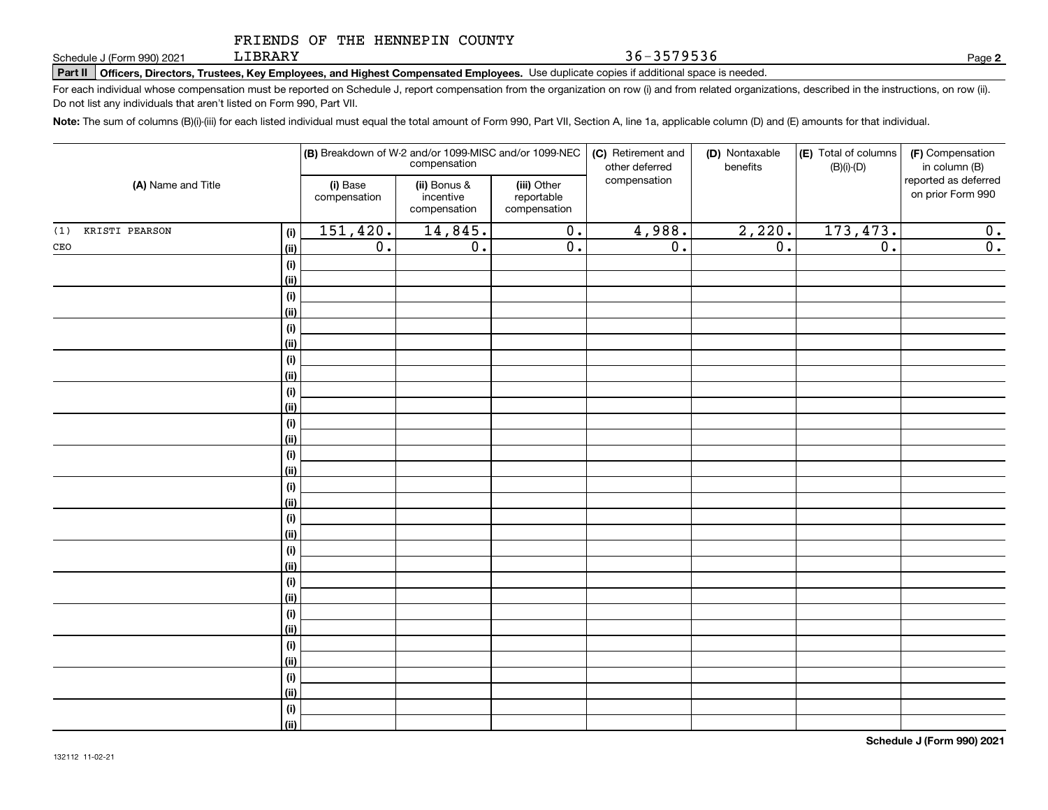FRIENDS OF THE HENNEPIN COUNTY LIBRARY

Schedule J (Form 990) 2021 36-3579536 Page **2**

**Part II** **Officers, Directors, Trustees, Key Employees, and Highest Compensated Employees.** Use duplicate copies if additional space is needed.

For each individual whose compensation must be reported on Schedule J, report compensation from the organization on row (i) and from related organizations, described in the instructions, on row (ii). Do not list any individuals that aren't listed on Form 990, Part VII.

**Note:** The sum of columns (B)(i)-(iii) for each listed individual must equal the total amount of Form 990, Part VII, Section A, line 1a, applicable column (D) and (E) amounts for that individual.

| (A) Name and Title | | (B) Breakdown of W-2 and/or 1099-MISC and/or 1099-NEC compensation | | | (C) Retirement and other deferred compensation | (D) Nontaxable benefits | (E) Total of columns (B)(i)-(D) | (F) Compensation in column (B) reported as deferred on prior Form 990 |
|---|---|---|---|---|---|---|---|---|
| | | (i) Base compensation | (ii) Bonus & incentive compensation | (iii) Other reportable compensation | | | | |
| (1) KRISTI PEARSON | (i) | 151,420. | 14,845. | 0. | 4,988. | 2,220. | 173,473. | 0. |
| CEO | (ii) | 0. | 0. | 0. | 0. | 0. | 0. | 0. |
| | (i) | | | | | | | |
| | (ii) | | | | | | | |
| | (i) | | | | | | | |
| | (ii) | | | | | | | |
| | (i) | | | | | | | |
| | (ii) | | | | | | | |
| | (i) | | | | | | | |
| | (ii) | | | | | | | |
| | (i) | | | | | | | |
| | (ii) | | | | | | | |
| | (i) | | | | | | | |
| | (ii) | | | | | | | |
| | (i) | | | | | | | |
| | (ii) | | | | | | | |
| | (i) | | | | | | | |
| | (ii) | | | | | | | |
| | (i) | | | | | | | |
| | (ii) | | | | | | | |
| | (i) | | | | | | | |
| | (ii) | | | | | | | |
| | (i) | | | | | | | |
| | (ii) | | | | | | | |
| | (i) | | | | | | | |
| | (ii) | | | | | | | |
| | (i) | | | | | | | |
| | (ii) | | | | | | | |
| | (i) | | | | | | | |
| | (ii) | | | | | | | |
| | (i) | | | | | | | |
| | (ii) | | | | | | | |

**Schedule J (Form 990) 2021**

132112 11-02-21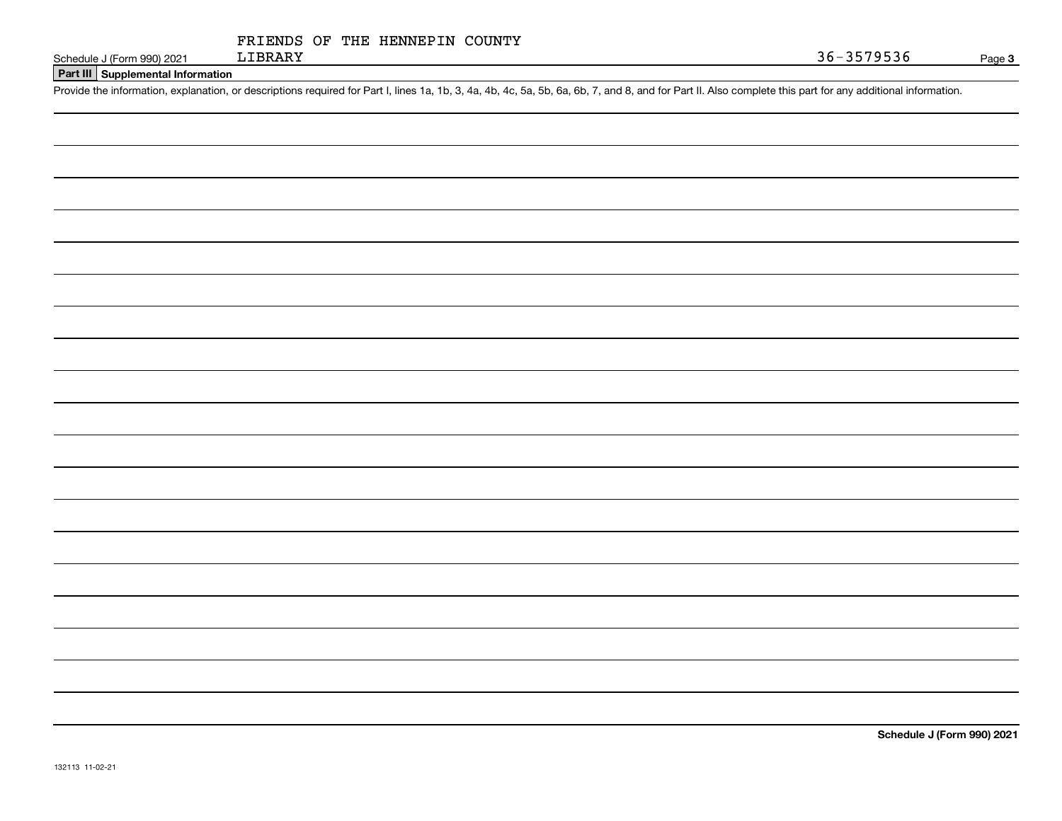Schedule J (Form 990) 2021 FRIENDS OF THE HENNEPIN COUNTY LIBRARY 36-3579536 Page **3**

**Part III** **Supplemental Information**

Provide the information, explanation, or descriptions required for Part I, lines 1a, 1b, 3, 4a, 4b, 4c, 5a, 5b, 6a, 6b, 7, and 8, and for Part II. Also complete this part for any additional information.

**Schedule J (Form 990) 2021**

132113 11-02-21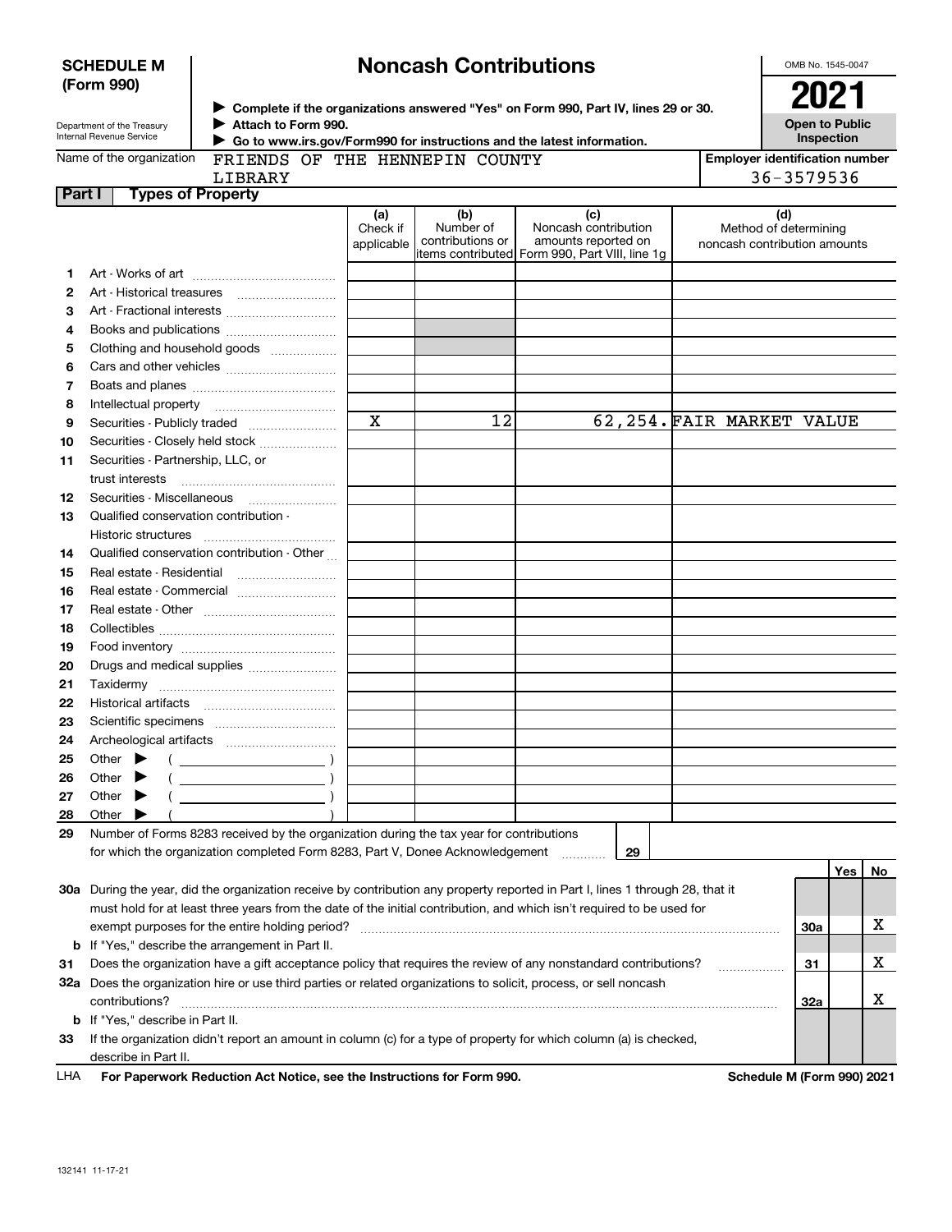**SCHEDULE M (Form 990)**

Department of the Treasury
Internal Revenue Service

# Noncash Contributions

▶ Complete if the organizations answered "Yes" on Form 990, Part IV, lines 29 or 30.
▶ Attach to Form 990.
▶ Go to www.irs.gov/Form990 for instructions and the latest information.

OMB No. 1545-0047

**2021**

**Open to Public Inspection**

Name of the organization: FRIENDS OF THE HENNEPIN COUNTY LIBRARY

Employer identification number: 36-3579536

## Part I Types of Property

| | | (a) Check if applicable | (b) Number of contributions or items contributed | (c) Noncash contribution amounts reported on Form 990, Part VIII, line 1g | (d) Method of determining noncash contribution amounts |
|---|---|---|---|---|---|
| 1 | Art - Works of art | | | | |
| 2 | Art - Historical treasures | | | | |
| 3 | Art - Fractional interests | | | | |
| 4 | Books and publications | | | | |
| 5 | Clothing and household goods | | | | |
| 6 | Cars and other vehicles | | | | |
| 7 | Boats and planes | | | | |
| 8 | Intellectual property | | | | |
| 9 | Securities - Publicly traded | X | 12 | 62,254. | FAIR MARKET VALUE |
| 10 | Securities - Closely held stock | | | | |
| 11 | Securities - Partnership, LLC, or trust interests | | | | |
| 12 | Securities - Miscellaneous | | | | |
| 13 | Qualified conservation contribution - Historic structures | | | | |
| 14 | Qualified conservation contribution - Other | | | | |
| 15 | Real estate - Residential | | | | |
| 16 | Real estate - Commercial | | | | |
| 17 | Real estate - Other | | | | |
| 18 | Collectibles | | | | |
| 19 | Food inventory | | | | |
| 20 | Drugs and medical supplies | | | | |
| 21 | Taxidermy | | | | |
| 22 | Historical artifacts | | | | |
| 23 | Scientific specimens | | | | |
| 24 | Archeological artifacts | | | | |
| 25 | Other ▶ ( ) | | | | |
| 26 | Other ▶ ( ) | | | | |
| 27 | Other ▶ ( ) | | | | |
| 28 | Other ▶ ( ) | | | | |

29 Number of Forms 8283 received by the organization during the tax year for contributions for which the organization completed Form 8283, Part V, Donee Acknowledgement ..... 29

| | | | Yes | No |
|---|---|---|---|---|
| 30a | During the year, did the organization receive by contribution any property reported in Part I, lines 1 through 28, that it must hold for at least three years from the date of the initial contribution, and which isn't required to be used for exempt purposes for the entire holding period? | 30a | | X |
| b | If "Yes," describe the arrangement in Part II. | | | |
| 31 | Does the organization have a gift acceptance policy that requires the review of any nonstandard contributions? | 31 | | X |
| 32a | Does the organization hire or use third parties or related organizations to solicit, process, or sell noncash contributions? | 32a | | X |
| b | If "Yes," describe in Part II. | | | |
| 33 | If the organization didn't report an amount in column (c) for a type of property for which column (a) is checked, describe in Part II. | | | |

LHA **For Paperwork Reduction Act Notice, see the Instructions for Form 990.** **Schedule M (Form 990) 2021**

132141 11-17-21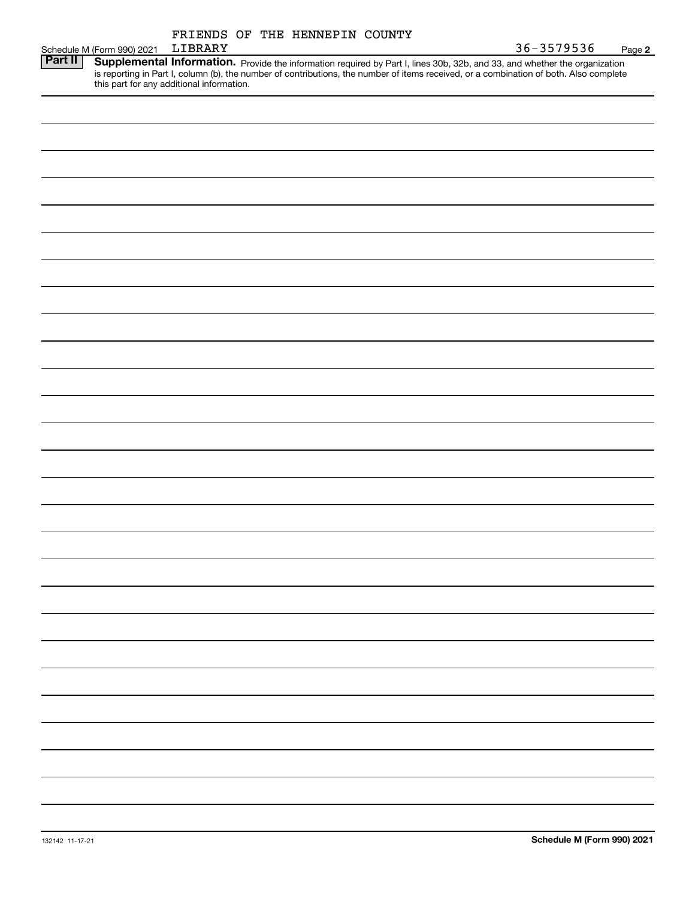Schedule M (Form 990) 2021 FRIENDS OF THE HENNEPIN COUNTY LIBRARY 36-3579536 Page **2**

**Part II** **Supplemental Information.** Provide the information required by Part I, lines 30b, 32b, and 33, and whether the organization is reporting in Part I, column (b), the number of contributions, the number of items received, or a combination of both. Also complete this part for any additional information.

132142 11-17-21 **Schedule M (Form 990) 2021**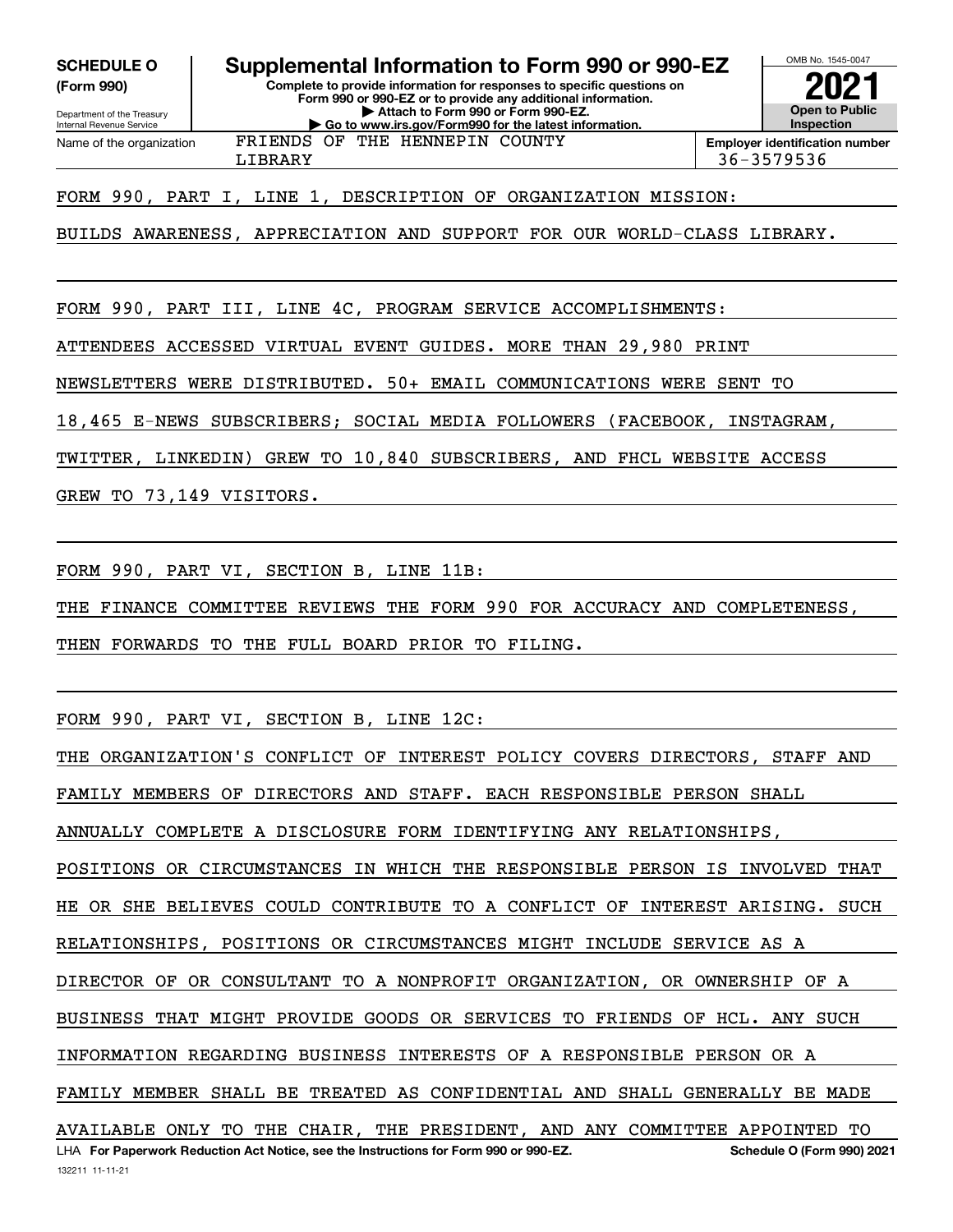**SCHEDULE O (Form 990)**

Department of the Treasury
Internal Revenue Service

# Supplemental Information to Form 990 or 990-EZ

**Complete to provide information for responses to specific questions on Form 990 or 990-EZ or to provide any additional information.**
**▶ Attach to Form 990 or Form 990-EZ.**
**▶ Go to www.irs.gov/Form990 for the latest information.**

OMB No. 1545-0047

**2021**

**Open to Public Inspection**

Name of the organization: FRIENDS OF THE HENNEPIN COUNTY LIBRARY

**Employer identification number** 36-3579536

FORM 990, PART I, LINE 1, DESCRIPTION OF ORGANIZATION MISSION:

BUILDS AWARENESS, APPRECIATION AND SUPPORT FOR OUR WORLD-CLASS LIBRARY.

FORM 990, PART III, LINE 4C, PROGRAM SERVICE ACCOMPLISHMENTS:

ATTENDEES ACCESSED VIRTUAL EVENT GUIDES. MORE THAN 29,980 PRINT NEWSLETTERS WERE DISTRIBUTED. 50+ EMAIL COMMUNICATIONS WERE SENT TO 18,465 E-NEWS SUBSCRIBERS; SOCIAL MEDIA FOLLOWERS (FACEBOOK, INSTAGRAM, TWITTER, LINKEDIN) GREW TO 10,840 SUBSCRIBERS, AND FHCL WEBSITE ACCESS GREW TO 73,149 VISITORS.

FORM 990, PART VI, SECTION B, LINE 11B:

THE FINANCE COMMITTEE REVIEWS THE FORM 990 FOR ACCURACY AND COMPLETENESS, THEN FORWARDS TO THE FULL BOARD PRIOR TO FILING.

FORM 990, PART VI, SECTION B, LINE 12C:

THE ORGANIZATION'S CONFLICT OF INTEREST POLICY COVERS DIRECTORS, STAFF AND FAMILY MEMBERS OF DIRECTORS AND STAFF. EACH RESPONSIBLE PERSON SHALL ANNUALLY COMPLETE A DISCLOSURE FORM IDENTIFYING ANY RELATIONSHIPS, POSITIONS OR CIRCUMSTANCES IN WHICH THE RESPONSIBLE PERSON IS INVOLVED THAT HE OR SHE BELIEVES COULD CONTRIBUTE TO A CONFLICT OF INTEREST ARISING. SUCH RELATIONSHIPS, POSITIONS OR CIRCUMSTANCES MIGHT INCLUDE SERVICE AS A DIRECTOR OF OR CONSULTANT TO A NONPROFIT ORGANIZATION, OR OWNERSHIP OF A BUSINESS THAT MIGHT PROVIDE GOODS OR SERVICES TO FRIENDS OF HCL. ANY SUCH INFORMATION REGARDING BUSINESS INTERESTS OF A RESPONSIBLE PERSON OR A FAMILY MEMBER SHALL BE TREATED AS CONFIDENTIAL AND SHALL GENERALLY BE MADE AVAILABLE ONLY TO THE CHAIR, THE PRESIDENT, AND ANY COMMITTEE APPOINTED TO

LHA **For Paperwork Reduction Act Notice, see the Instructions for Form 990 or 990-EZ.** **Schedule O (Form 990) 2021**

132211 11-11-21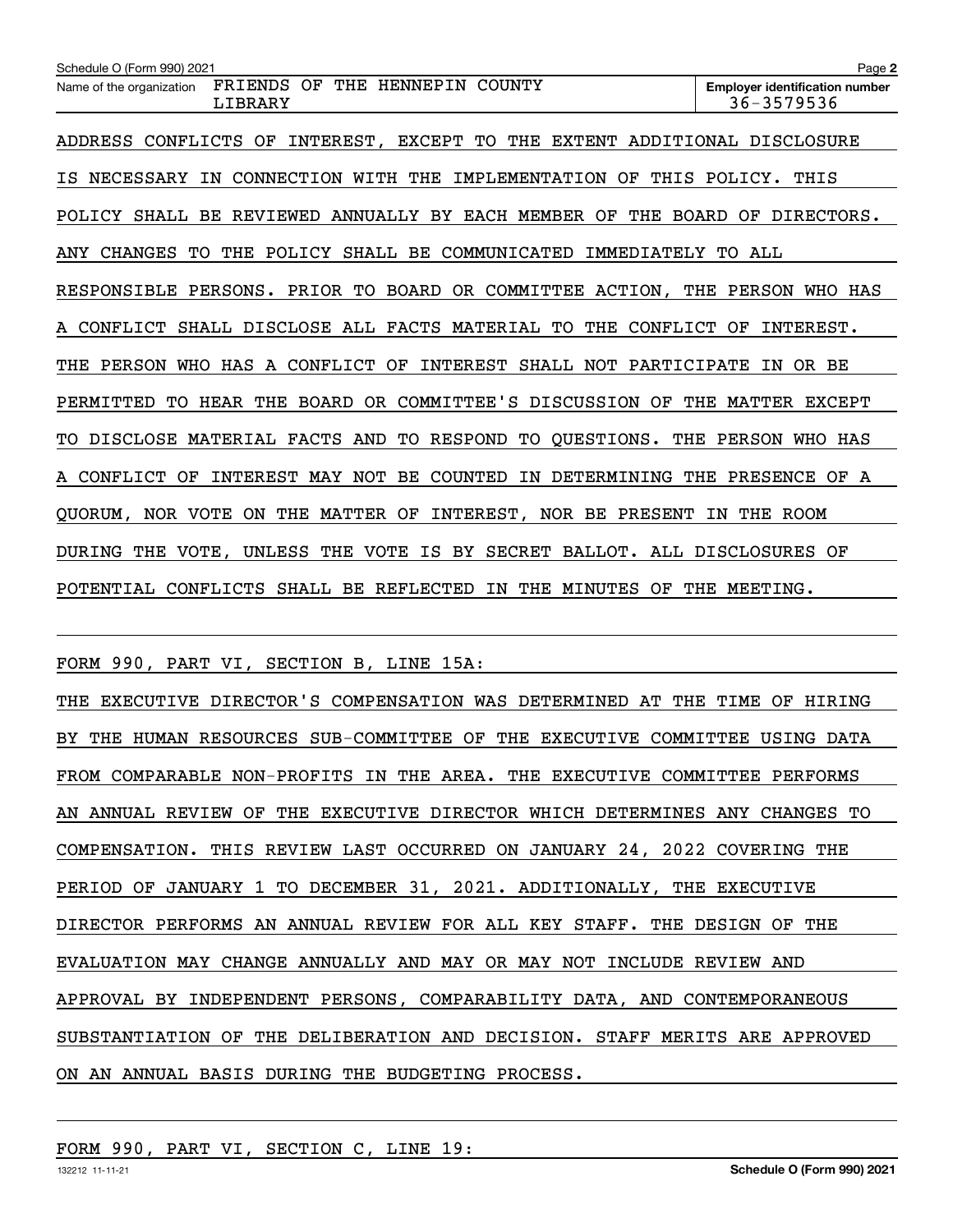Schedule O (Form 990) 2021

Name of the organization: FRIENDS OF THE HENNEPIN COUNTY LIBRARY

Employer identification number: 36-3579536

ADDRESS CONFLICTS OF INTEREST, EXCEPT TO THE EXTENT ADDITIONAL DISCLOSURE IS NECESSARY IN CONNECTION WITH THE IMPLEMENTATION OF THIS POLICY. THIS POLICY SHALL BE REVIEWED ANNUALLY BY EACH MEMBER OF THE BOARD OF DIRECTORS. ANY CHANGES TO THE POLICY SHALL BE COMMUNICATED IMMEDIATELY TO ALL RESPONSIBLE PERSONS. PRIOR TO BOARD OR COMMITTEE ACTION, THE PERSON WHO HAS A CONFLICT SHALL DISCLOSE ALL FACTS MATERIAL TO THE CONFLICT OF INTEREST. THE PERSON WHO HAS A CONFLICT OF INTEREST SHALL NOT PARTICIPATE IN OR BE PERMITTED TO HEAR THE BOARD OR COMMITTEE'S DISCUSSION OF THE MATTER EXCEPT TO DISCLOSE MATERIAL FACTS AND TO RESPOND TO QUESTIONS. THE PERSON WHO HAS A CONFLICT OF INTEREST MAY NOT BE COUNTED IN DETERMINING THE PRESENCE OF A QUORUM, NOR VOTE ON THE MATTER OF INTEREST, NOR BE PRESENT IN THE ROOM DURING THE VOTE, UNLESS THE VOTE IS BY SECRET BALLOT. ALL DISCLOSURES OF POTENTIAL CONFLICTS SHALL BE REFLECTED IN THE MINUTES OF THE MEETING.

FORM 990, PART VI, SECTION B, LINE 15A:

THE EXECUTIVE DIRECTOR'S COMPENSATION WAS DETERMINED AT THE TIME OF HIRING BY THE HUMAN RESOURCES SUB-COMMITTEE OF THE EXECUTIVE COMMITTEE USING DATA FROM COMPARABLE NON-PROFITS IN THE AREA. THE EXECUTIVE COMMITTEE PERFORMS AN ANNUAL REVIEW OF THE EXECUTIVE DIRECTOR WHICH DETERMINES ANY CHANGES TO COMPENSATION. THIS REVIEW LAST OCCURRED ON JANUARY 24, 2022 COVERING THE PERIOD OF JANUARY 1 TO DECEMBER 31, 2021. ADDITIONALLY, THE EXECUTIVE DIRECTOR PERFORMS AN ANNUAL REVIEW FOR ALL KEY STAFF. THE DESIGN OF THE EVALUATION MAY CHANGE ANNUALLY AND MAY OR MAY NOT INCLUDE REVIEW AND APPROVAL BY INDEPENDENT PERSONS, COMPARABILITY DATA, AND CONTEMPORANEOUS SUBSTANTIATION OF THE DELIBERATION AND DECISION. STAFF MERITS ARE APPROVED ON AN ANNUAL BASIS DURING THE BUDGETING PROCESS.

FORM 990, PART VI, SECTION C, LINE 19: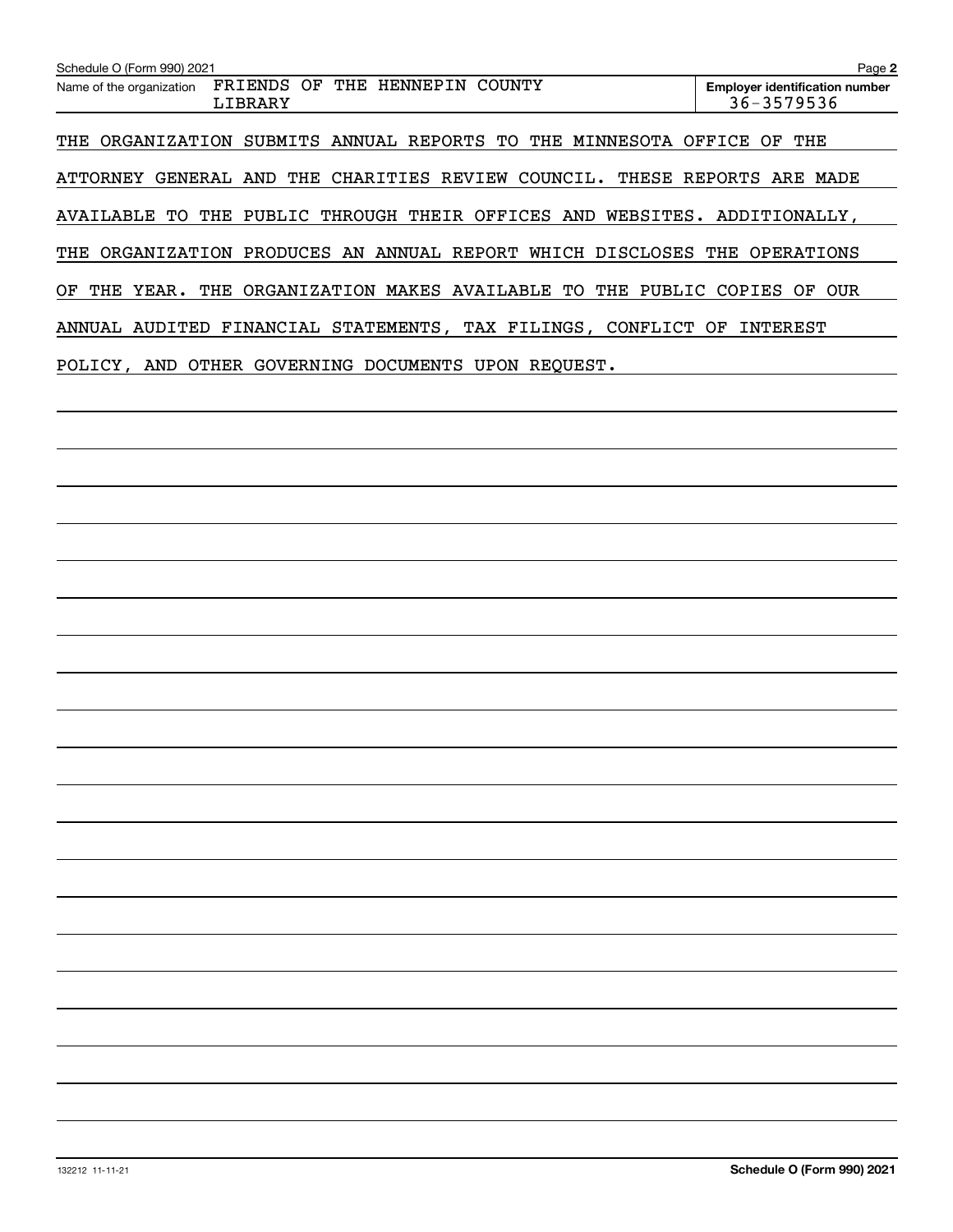Name of the organization FRIENDS OF THE HENNEPIN COUNTY LIBRARY

Employer identification number 36-3579536

THE ORGANIZATION SUBMITS ANNUAL REPORTS TO THE MINNESOTA OFFICE OF THE ATTORNEY GENERAL AND THE CHARITIES REVIEW COUNCIL. THESE REPORTS ARE MADE AVAILABLE TO THE PUBLIC THROUGH THEIR OFFICES AND WEBSITES. ADDITIONALLY, THE ORGANIZATION PRODUCES AN ANNUAL REPORT WHICH DISCLOSES THE OPERATIONS OF THE YEAR. THE ORGANIZATION MAKES AVAILABLE TO THE PUBLIC COPIES OF OUR ANNUAL AUDITED FINANCIAL STATEMENTS, TAX FILINGS, CONFLICT OF INTEREST POLICY, AND OTHER GOVERNING DOCUMENTS UPON REQUEST.